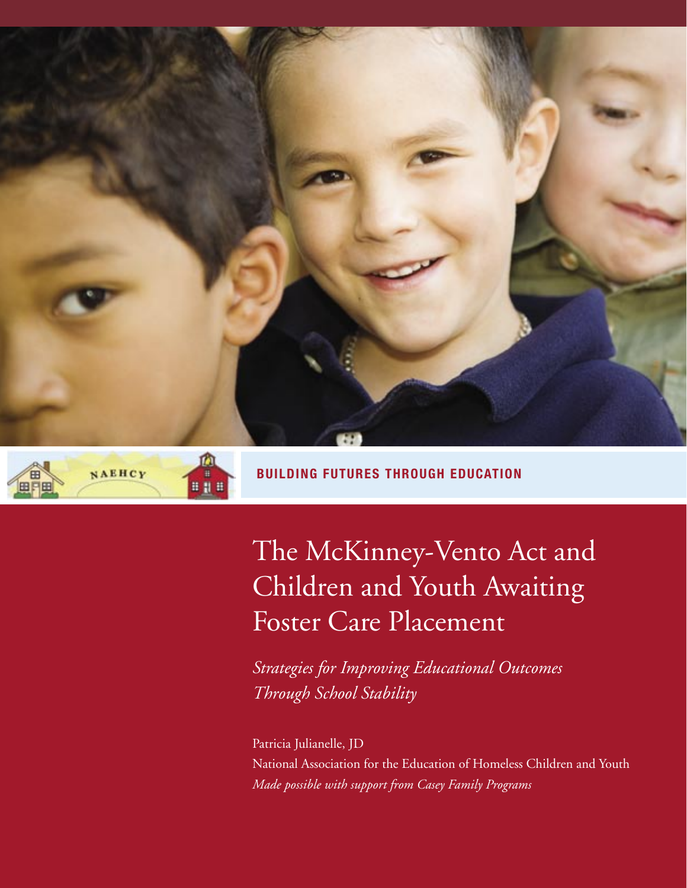NAEHCY

**BUILDING FUTURES THROUGH EDUCATION**

# The McKinney-Vento Act and Children and Youth Awaiting Foster Care Placement

*Strategies for Improving Educational Outcomes Through School Stability*

Patricia Julianelle, JD

National Association for the Education of Homeless Children and Youth

*Made possible with support from Casey Family Programs*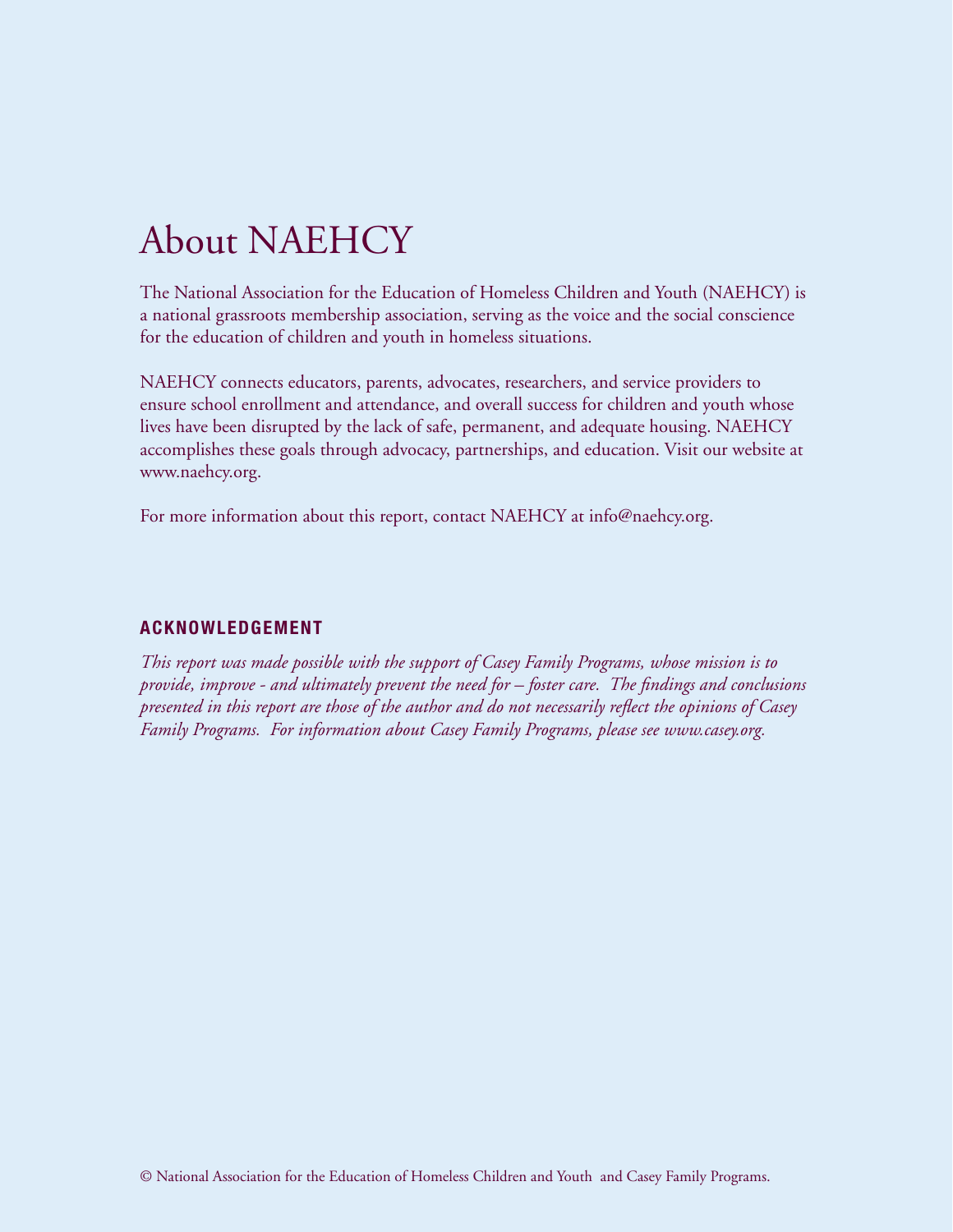# About NAEHCY

The National Association for the Education of Homeless Children and Youth (NAEHCY) is a national grassroots membership association, serving as the voice and the social conscience for the education of children and youth in homeless situations.

NAEHCY connects educators, parents, advocates, researchers, and service providers to ensure school enrollment and attendance, and overall success for children and youth whose lives have been disrupted by the lack of safe, permanent, and adequate housing. NAEHCY accomplishes these goals through advocacy, partnerships, and education. Visit our website at www.naehcy.org.

For more information about this report, contact NAEHCY at info@naehcy.org.

## ACKNOWLEDGEMENT

*This report was made possible with the support of Casey Family Programs, whose mission is to provide, improve - and ultimately prevent the need for – foster care. The findings and conclusions presented in this report are those of the author and do not necessarily reflect the opinions of Casey Family Programs. For information about Casey Family Programs, please see www.casey.org.*

© National Association for the Education of Homeless Children and Youth and Casey Family Programs.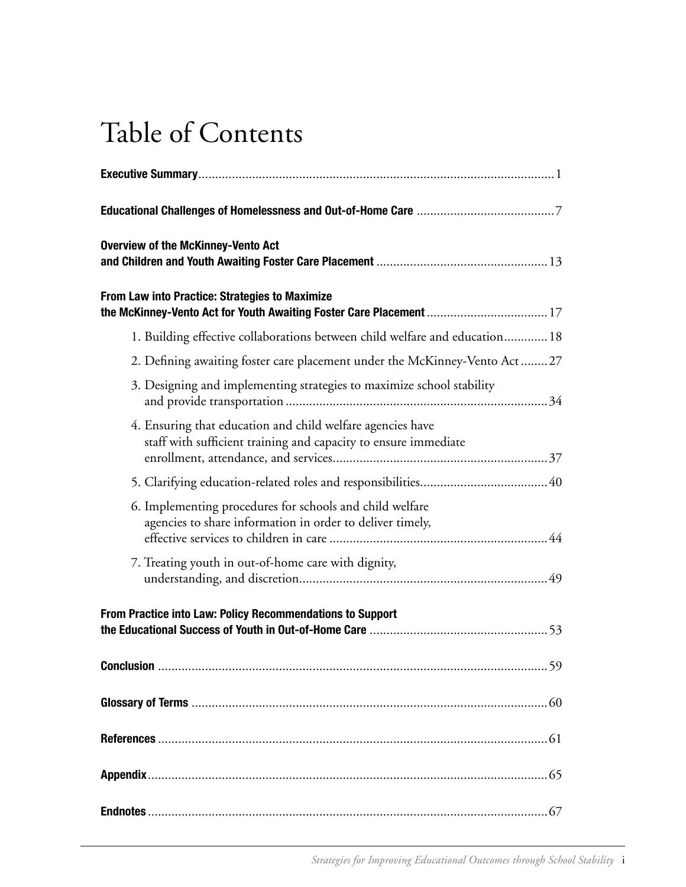# Table of Contents

**Executive Summary** ... 1

**Educational Challenges of Homelessness and Out-of-Home Care** ... 7

**Overview of the McKinney-Vento Act and Children and Youth Awaiting Foster Care Placement** ... 13

**From Law into Practice: Strategies to Maximize the McKinney-Vento Act for Youth Awaiting Foster Care Placement** ... 17

1. Building effective collaborations between child welfare and education ... 18
2. Defining awaiting foster care placement under the McKinney-Vento Act ... 27
3. Designing and implementing strategies to maximize school stability and provide transportation ... 34
4. Ensuring that education and child welfare agencies have staff with sufficient training and capacity to ensure immediate enrollment, attendance, and services ... 37
5. Clarifying education-related roles and responsibilities ... 40
6. Implementing procedures for schools and child welfare agencies to share information in order to deliver timely, effective services to children in care ... 44
7. Treating youth in out-of-home care with dignity, understanding, and discretion ... 49

**From Practice into Law: Policy Recommendations to Support the Educational Success of Youth in Out-of-Home Care** ... 53

**Conclusion** ... 59

**Glossary of Terms** ... 60

**References** ... 61

**Appendix** ... 65

**Endnotes** ... 67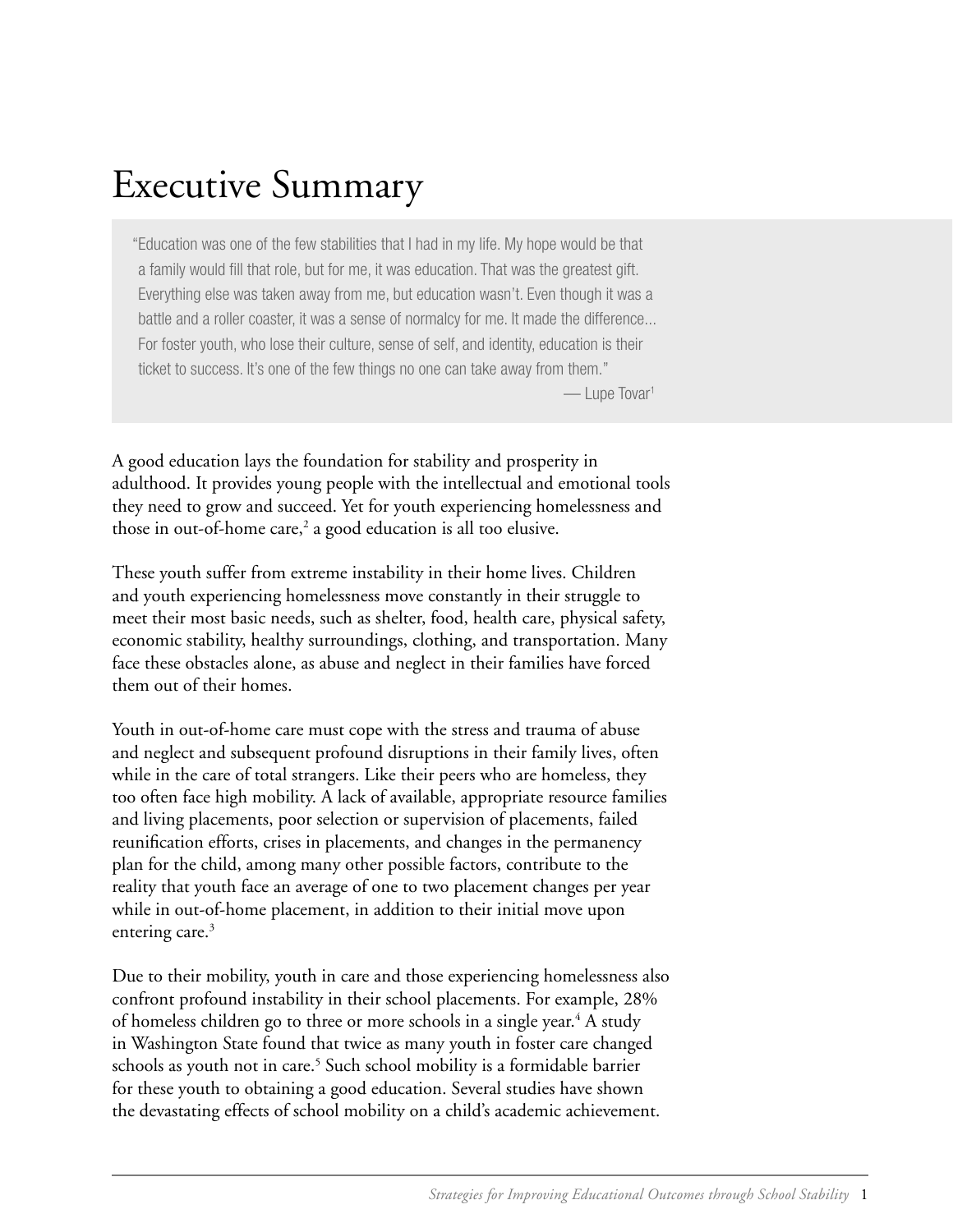# Executive Summary

> "Education was one of the few stabilities that I had in my life. My hope would be that a family would fill that role, but for me, it was education. That was the greatest gift. Everything else was taken away from me, but education wasn't. Even though it was a battle and a roller coaster, it was a sense of normalcy for me. It made the difference... For foster youth, who lose their culture, sense of self, and identity, education is their ticket to success. It's one of the few things no one can take away from them."
>
> — Lupe Tovar[1]

A good education lays the foundation for stability and prosperity in adulthood. It provides young people with the intellectual and emotional tools they need to grow and succeed. Yet for youth experiencing homelessness and those in out-of-home care,[2] a good education is all too elusive.

These youth suffer from extreme instability in their home lives. Children and youth experiencing homelessness move constantly in their struggle to meet their most basic needs, such as shelter, food, health care, physical safety, economic stability, healthy surroundings, clothing, and transportation. Many face these obstacles alone, as abuse and neglect in their families have forced them out of their homes.

Youth in out-of-home care must cope with the stress and trauma of abuse and neglect and subsequent profound disruptions in their family lives, often while in the care of total strangers. Like their peers who are homeless, they too often face high mobility. A lack of available, appropriate resource families and living placements, poor selection or supervision of placements, failed reunification efforts, crises in placements, and changes in the permanency plan for the child, among many other possible factors, contribute to the reality that youth face an average of one to two placement changes per year while in out-of-home placement, in addition to their initial move upon entering care.[3]

Due to their mobility, youth in care and those experiencing homelessness also confront profound instability in their school placements. For example, 28% of homeless children go to three or more schools in a single year.[4] A study in Washington State found that twice as many youth in foster care changed schools as youth not in care.[5] Such school mobility is a formidable barrier for these youth to obtaining a good education. Several studies have shown the devastating effects of school mobility on a child's academic achievement.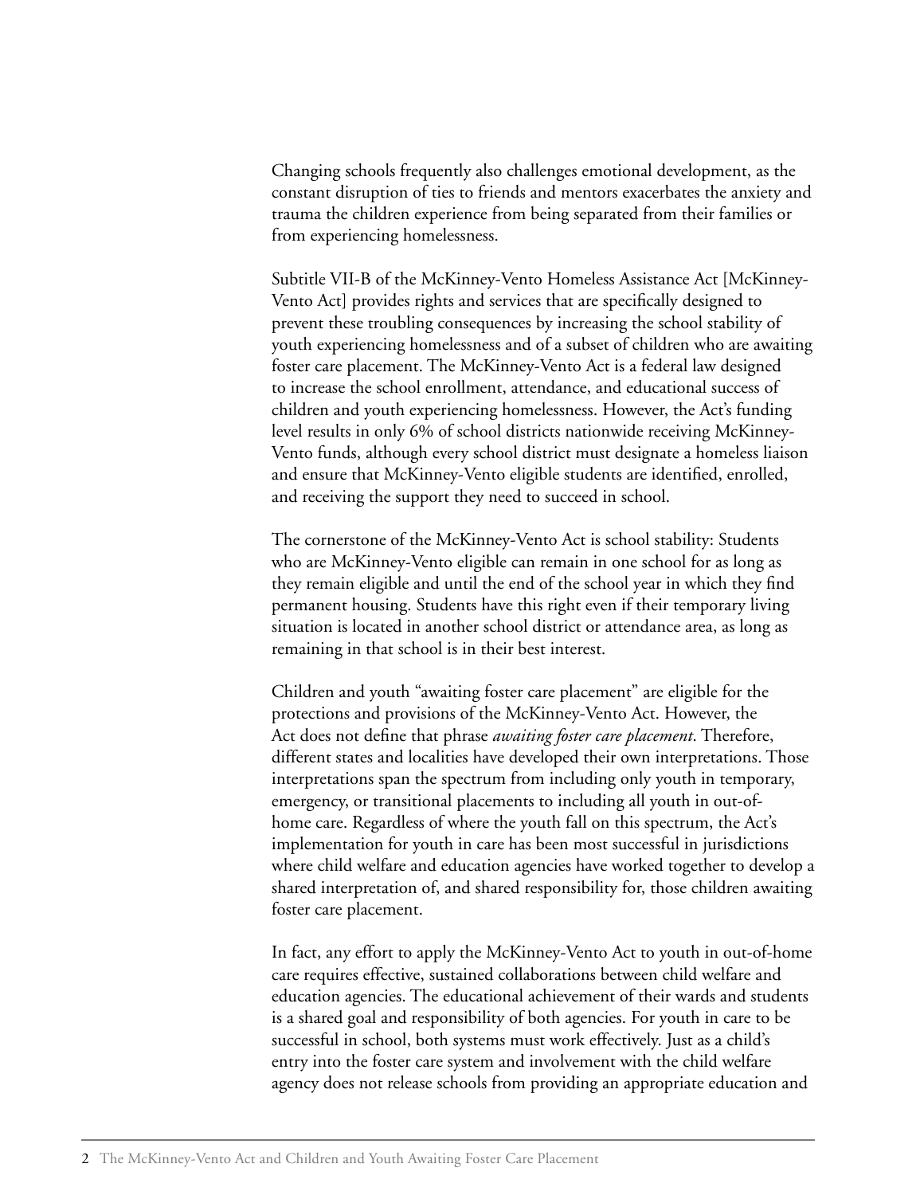Changing schools frequently also challenges emotional development, as the constant disruption of ties to friends and mentors exacerbates the anxiety and trauma the children experience from being separated from their families or from experiencing homelessness.

Subtitle VII-B of the McKinney-Vento Homeless Assistance Act [McKinney-Vento Act] provides rights and services that are specifically designed to prevent these troubling consequences by increasing the school stability of youth experiencing homelessness and of a subset of children who are awaiting foster care placement. The McKinney-Vento Act is a federal law designed to increase the school enrollment, attendance, and educational success of children and youth experiencing homelessness. However, the Act's funding level results in only 6% of school districts nationwide receiving McKinney-Vento funds, although every school district must designate a homeless liaison and ensure that McKinney-Vento eligible students are identified, enrolled, and receiving the support they need to succeed in school.

The cornerstone of the McKinney-Vento Act is school stability: Students who are McKinney-Vento eligible can remain in one school for as long as they remain eligible and until the end of the school year in which they find permanent housing. Students have this right even if their temporary living situation is located in another school district or attendance area, as long as remaining in that school is in their best interest.

Children and youth "awaiting foster care placement" are eligible for the protections and provisions of the McKinney-Vento Act. However, the Act does not define that phrase *awaiting foster care placement*. Therefore, different states and localities have developed their own interpretations. Those interpretations span the spectrum from including only youth in temporary, emergency, or transitional placements to including all youth in out-of-home care. Regardless of where the youth fall on this spectrum, the Act's implementation for youth in care has been most successful in jurisdictions where child welfare and education agencies have worked together to develop a shared interpretation of, and shared responsibility for, those children awaiting foster care placement.

In fact, any effort to apply the McKinney-Vento Act to youth in out-of-home care requires effective, sustained collaborations between child welfare and education agencies. The educational achievement of their wards and students is a shared goal and responsibility of both agencies. For youth in care to be successful in school, both systems must work effectively. Just as a child's entry into the foster care system and involvement with the child welfare agency does not release schools from providing an appropriate education and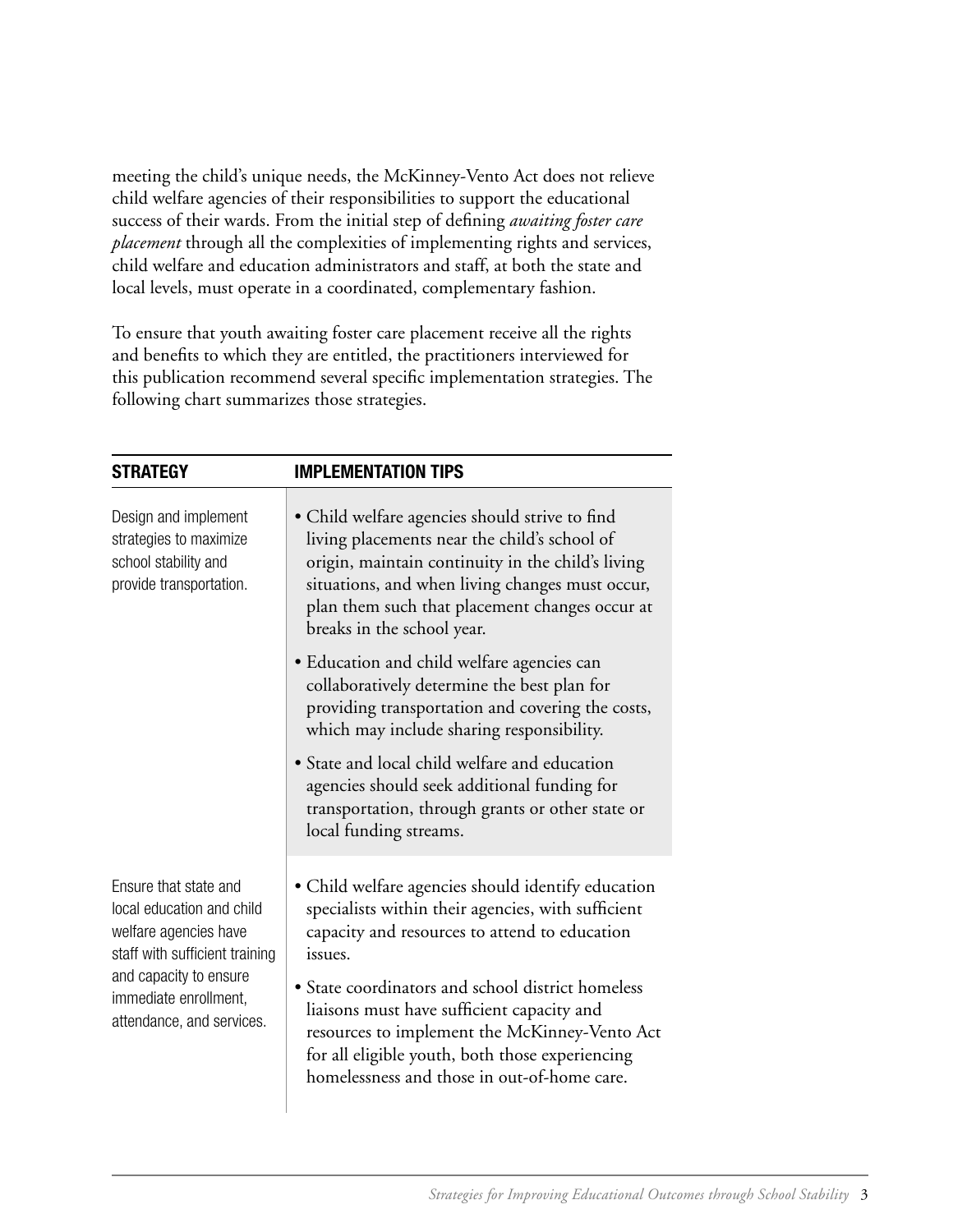meeting the child's unique needs, the McKinney-Vento Act does not relieve child welfare agencies of their responsibilities to support the educational success of their wards. From the initial step of defining *awaiting foster care placement* through all the complexities of implementing rights and services, child welfare and education administrators and staff, at both the state and local levels, must operate in a coordinated, complementary fashion.

To ensure that youth awaiting foster care placement receive all the rights and benefits to which they are entitled, the practitioners interviewed for this publication recommend several specific implementation strategies. The following chart summarizes those strategies.

| STRATEGY | IMPLEMENTATION TIPS |
|---|---|
| Design and implement strategies to maximize school stability and provide transportation. | • Child welfare agencies should strive to find living placements near the child's school of origin, maintain continuity in the child's living situations, and when living changes must occur, plan them such that placement changes occur at breaks in the school year.<br>• Education and child welfare agencies can collaboratively determine the best plan for providing transportation and covering the costs, which may include sharing responsibility.<br>• State and local child welfare and education agencies should seek additional funding for transportation, through grants or other state or local funding streams. |
| Ensure that state and local education and child welfare agencies have staff with sufficient training and capacity to ensure immediate enrollment, attendance, and services. | • Child welfare agencies should identify education specialists within their agencies, with sufficient capacity and resources to attend to education issues.<br>• State coordinators and school district homeless liaisons must have sufficient capacity and resources to implement the McKinney-Vento Act for all eligible youth, both those experiencing homelessness and those in out-of-home care. |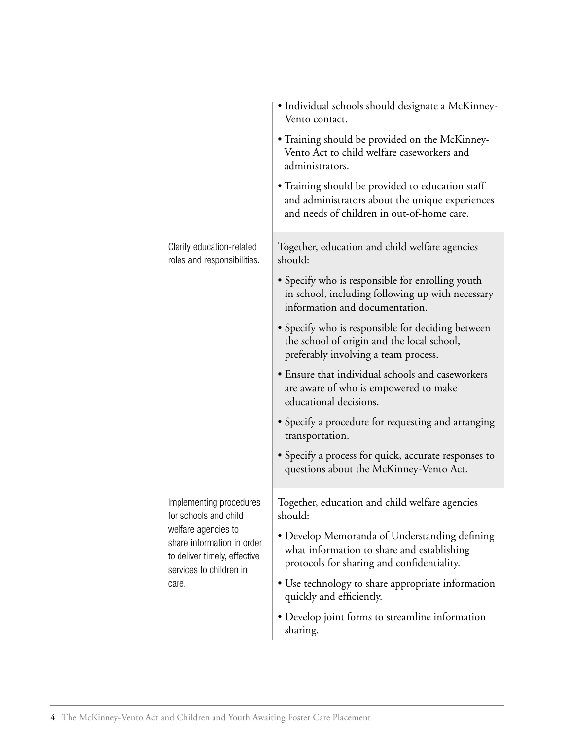| | |
|---|---|
| | • Individual schools should designate a McKinney-Vento contact.<br>• Training should be provided on the McKinney-Vento Act to child welfare caseworkers and administrators.<br>• Training should be provided to education staff and administrators about the unique experiences and needs of children in out-of-home care. |
| Clarify education-related roles and responsibilities. | Together, education and child welfare agencies should:<br>• Specify who is responsible for enrolling youth in school, including following up with necessary information and documentation.<br>• Specify who is responsible for deciding between the school of origin and the local school, preferably involving a team process.<br>• Ensure that individual schools and caseworkers are aware of who is empowered to make educational decisions.<br>• Specify a procedure for requesting and arranging transportation.<br>• Specify a process for quick, accurate responses to questions about the McKinney-Vento Act. |
| Implementing procedures for schools and child welfare agencies to share information in order to deliver timely, effective services to children in care. | Together, education and child welfare agencies should:<br>• Develop Memoranda of Understanding defining what information to share and establishing protocols for sharing and confidentiality.<br>• Use technology to share appropriate information quickly and efficiently.<br>• Develop joint forms to streamline information sharing. |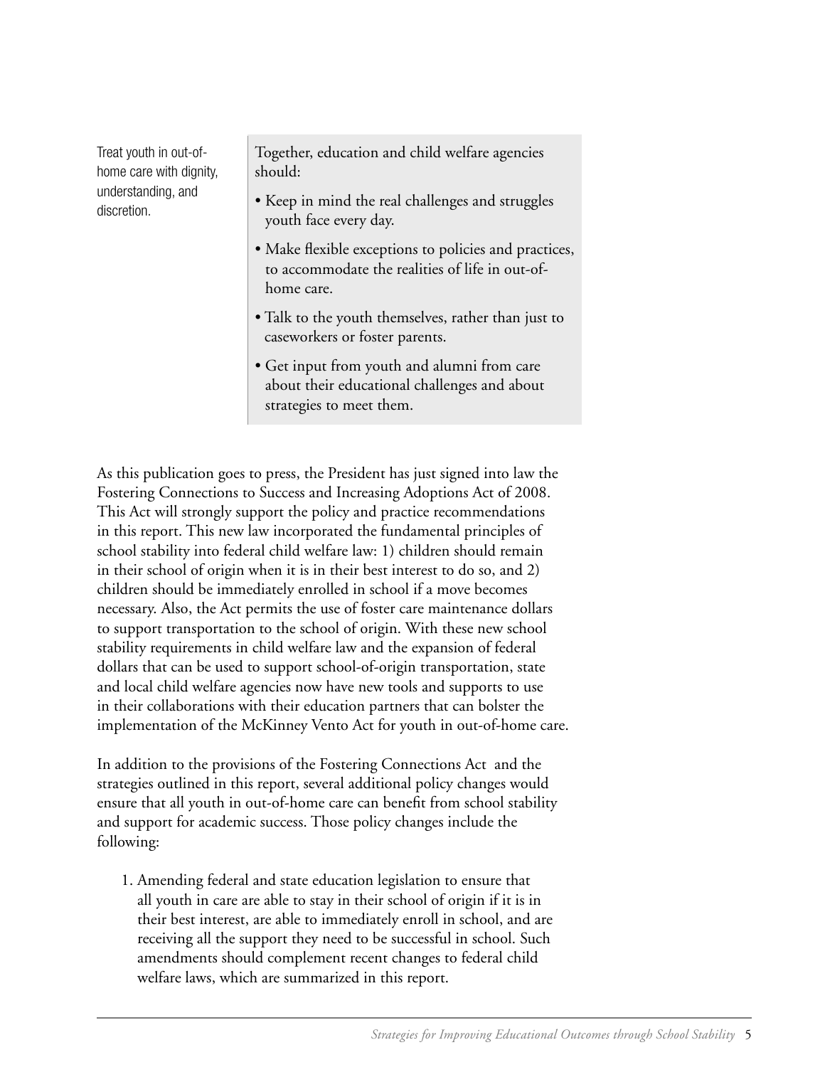| | |
|---|---|
| Treat youth in out-of-home care with dignity, understanding, and discretion. | Together, education and child welfare agencies should:<br>• Keep in mind the real challenges and struggles youth face every day.<br>• Make flexible exceptions to policies and practices, to accommodate the realities of life in out-of-home care.<br>• Talk to the youth themselves, rather than just to caseworkers or foster parents.<br>• Get input from youth and alumni from care about their educational challenges and about strategies to meet them. |

As this publication goes to press, the President has just signed into law the Fostering Connections to Success and Increasing Adoptions Act of 2008. This Act will strongly support the policy and practice recommendations in this report. This new law incorporated the fundamental principles of school stability into federal child welfare law: 1) children should remain in their school of origin when it is in their best interest to do so, and 2) children should be immediately enrolled in school if a move becomes necessary. Also, the Act permits the use of foster care maintenance dollars to support transportation to the school of origin. With these new school stability requirements in child welfare law and the expansion of federal dollars that can be used to support school-of-origin transportation, state and local child welfare agencies now have new tools and supports to use in their collaborations with their education partners that can bolster the implementation of the McKinney Vento Act for youth in out-of-home care.

In addition to the provisions of the Fostering Connections Act and the strategies outlined in this report, several additional policy changes would ensure that all youth in out-of-home care can benefit from school stability and support for academic success. Those policy changes include the following:

1. Amending federal and state education legislation to ensure that all youth in care are able to stay in their school of origin if it is in their best interest, are able to immediately enroll in school, and are receiving all the support they need to be successful in school. Such amendments should complement recent changes to federal child welfare laws, which are summarized in this report.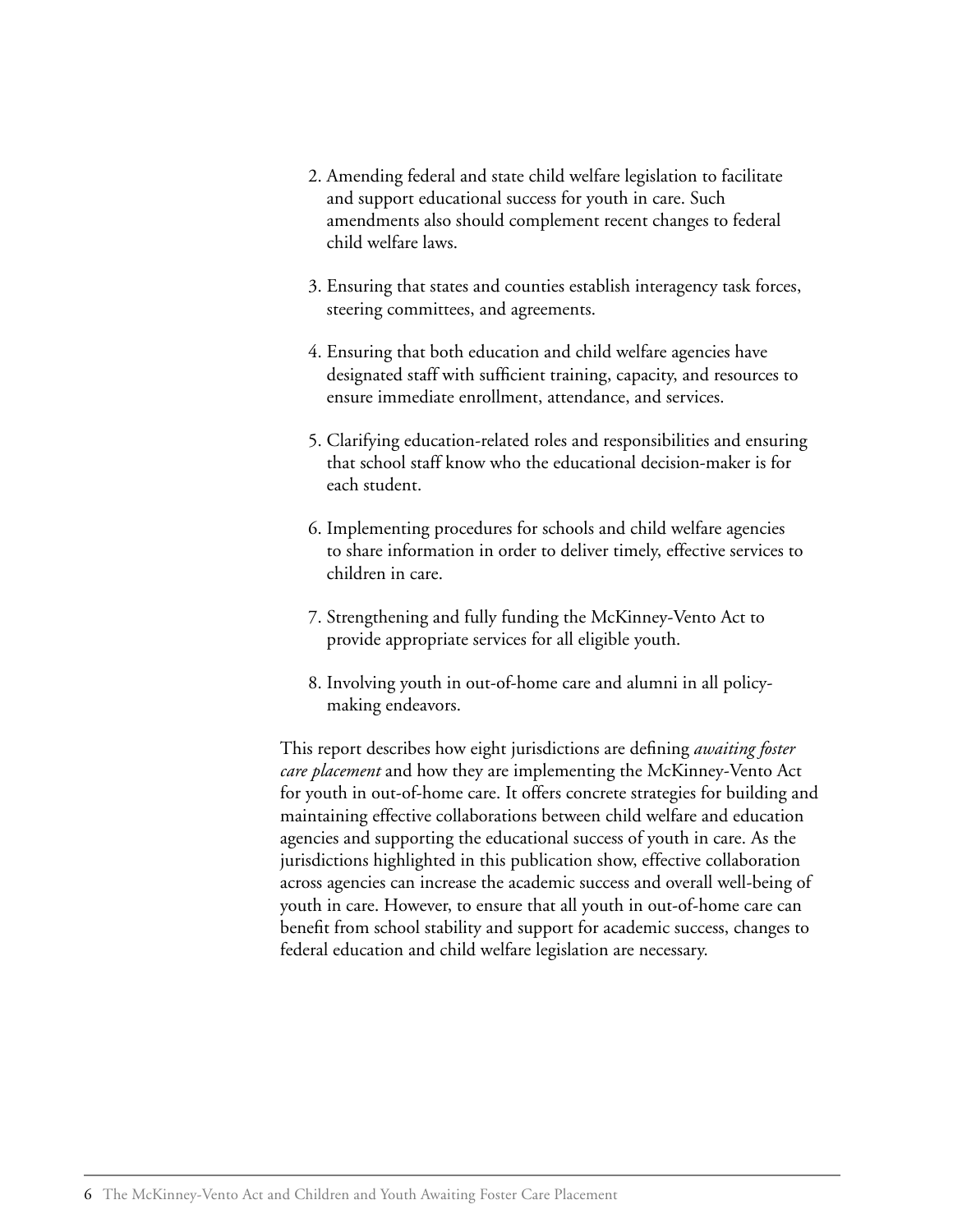2. Amending federal and state child welfare legislation to facilitate and support educational success for youth in care. Such amendments also should complement recent changes to federal child welfare laws.

3. Ensuring that states and counties establish interagency task forces, steering committees, and agreements.

4. Ensuring that both education and child welfare agencies have designated staff with sufficient training, capacity, and resources to ensure immediate enrollment, attendance, and services.

5. Clarifying education-related roles and responsibilities and ensuring that school staff know who the educational decision-maker is for each student.

6. Implementing procedures for schools and child welfare agencies to share information in order to deliver timely, effective services to children in care.

7. Strengthening and fully funding the McKinney-Vento Act to provide appropriate services for all eligible youth.

8. Involving youth in out-of-home care and alumni in all policy-making endeavors.

This report describes how eight jurisdictions are defining *awaiting foster care placement* and how they are implementing the McKinney-Vento Act for youth in out-of-home care. It offers concrete strategies for building and maintaining effective collaborations between child welfare and education agencies and supporting the educational success of youth in care. As the jurisdictions highlighted in this publication show, effective collaboration across agencies can increase the academic success and overall well-being of youth in care. However, to ensure that all youth in out-of-home care can benefit from school stability and support for academic success, changes to federal education and child welfare legislation are necessary.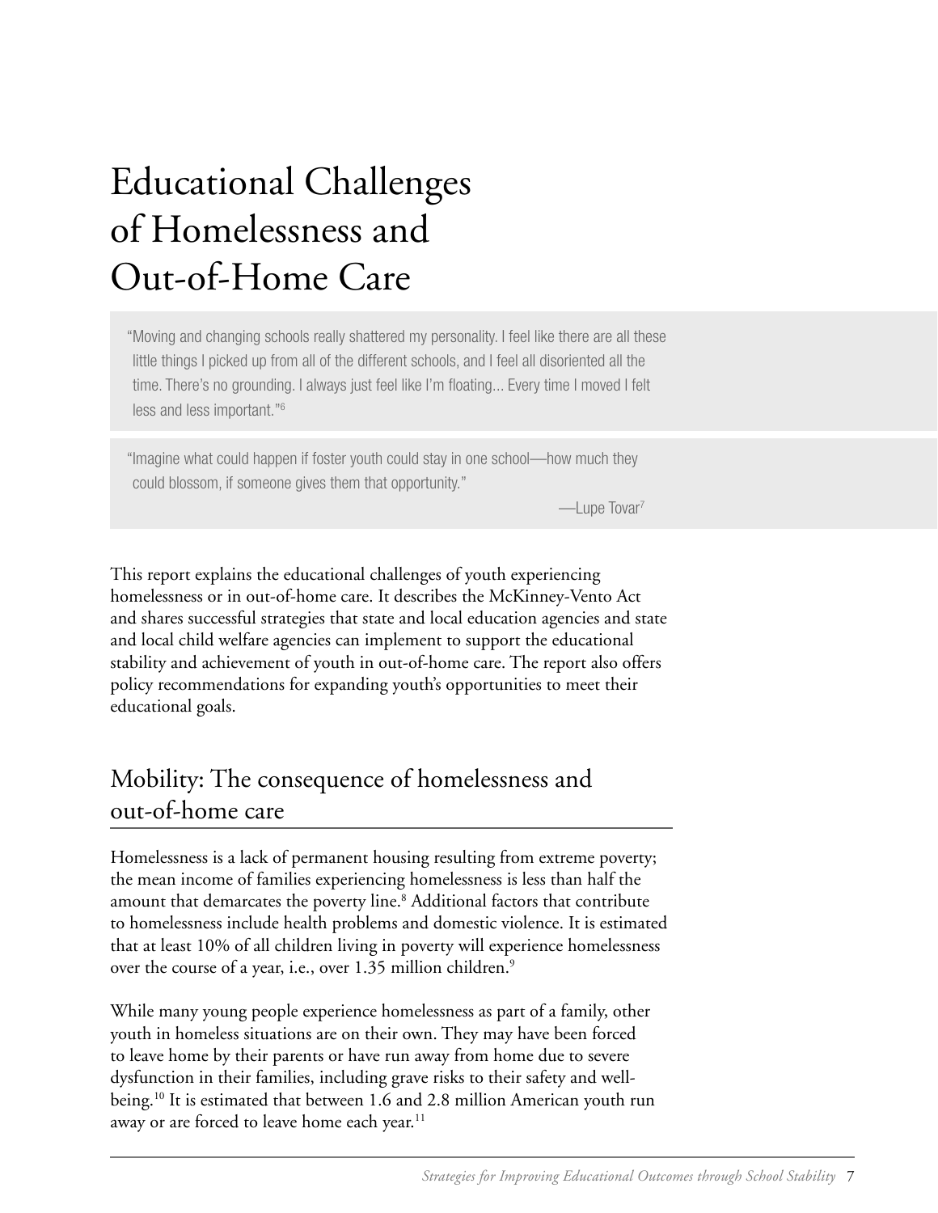# Educational Challenges of Homelessness and Out-of-Home Care

> "Moving and changing schools really shattered my personality. I feel like there are all these little things I picked up from all of the different schools, and I feel all disoriented all the time. There's no grounding. I always just feel like I'm floating... Every time I moved I felt less and less important."[6]

> "Imagine what could happen if foster youth could stay in one school—how much they could blossom, if someone gives them that opportunity."
>
> —Lupe Tovar[7]

This report explains the educational challenges of youth experiencing homelessness or in out-of-home care. It describes the McKinney-Vento Act and shares successful strategies that state and local education agencies and state and local child welfare agencies can implement to support the educational stability and achievement of youth in out-of-home care. The report also offers policy recommendations for expanding youth's opportunities to meet their educational goals.

## Mobility: The consequence of homelessness and out-of-home care

Homelessness is a lack of permanent housing resulting from extreme poverty; the mean income of families experiencing homelessness is less than half the amount that demarcates the poverty line.[8] Additional factors that contribute to homelessness include health problems and domestic violence. It is estimated that at least 10% of all children living in poverty will experience homelessness over the course of a year, i.e., over 1.35 million children.[9]

While many young people experience homelessness as part of a family, other youth in homeless situations are on their own. They may have been forced to leave home by their parents or have run away from home due to severe dysfunction in their families, including grave risks to their safety and well-being.[10] It is estimated that between 1.6 and 2.8 million American youth run away or are forced to leave home each year.[11]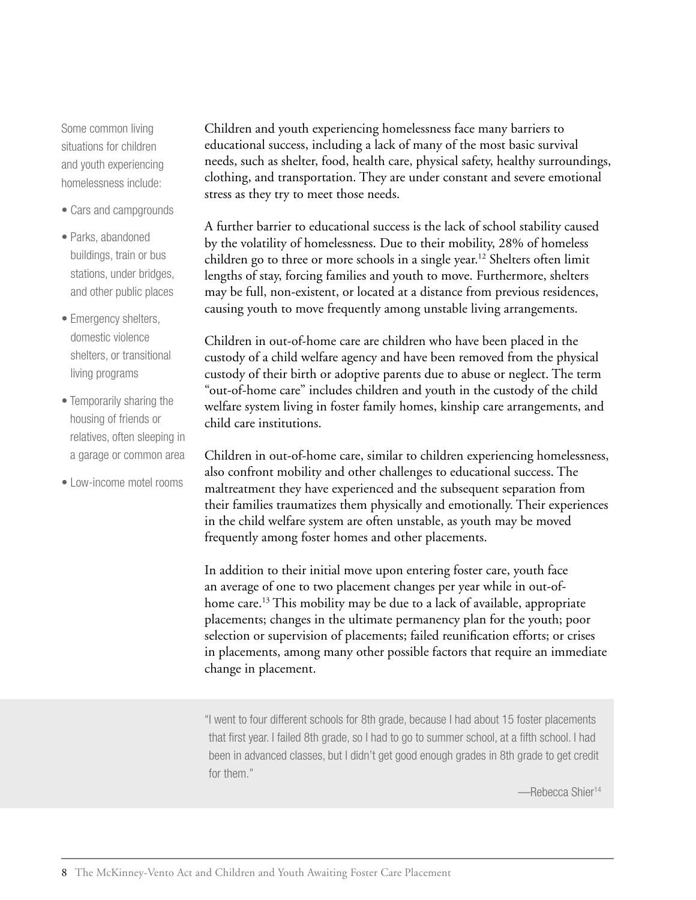Some common living situations for children and youth experiencing homelessness include:

- Cars and campgrounds
- Parks, abandoned buildings, train or bus stations, under bridges, and other public places
- Emergency shelters, domestic violence shelters, or transitional living programs
- Temporarily sharing the housing of friends or relatives, often sleeping in a garage or common area
- Low-income motel rooms

Children and youth experiencing homelessness face many barriers to educational success, including a lack of many of the most basic survival needs, such as shelter, food, health care, physical safety, healthy surroundings, clothing, and transportation. They are under constant and severe emotional stress as they try to meet those needs.

A further barrier to educational success is the lack of school stability caused by the volatility of homelessness. Due to their mobility, 28% of homeless children go to three or more schools in a single year.[12] Shelters often limit lengths of stay, forcing families and youth to move. Furthermore, shelters may be full, non-existent, or located at a distance from previous residences, causing youth to move frequently among unstable living arrangements.

Children in out-of-home care are children who have been placed in the custody of a child welfare agency and have been removed from the physical custody of their birth or adoptive parents due to abuse or neglect. The term "out-of-home care" includes children and youth in the custody of the child welfare system living in foster family homes, kinship care arrangements, and child care institutions.

Children in out-of-home care, similar to children experiencing homelessness, also confront mobility and other challenges to educational success. The maltreatment they have experienced and the subsequent separation from their families traumatizes them physically and emotionally. Their experiences in the child welfare system are often unstable, as youth may be moved frequently among foster homes and other placements.

In addition to their initial move upon entering foster care, youth face an average of one to two placement changes per year while in out-of-home care.[13] This mobility may be due to a lack of available, appropriate placements; changes in the ultimate permanency plan for the youth; poor selection or supervision of placements; failed reunification efforts; or crises in placements, among many other possible factors that require an immediate change in placement.

> "I went to four different schools for 8th grade, because I had about 15 foster placements that first year. I failed 8th grade, so I had to go to summer school, at a fifth school. I had been in advanced classes, but I didn't get good enough grades in 8th grade to get credit for them."
>
> —Rebecca Shier[14]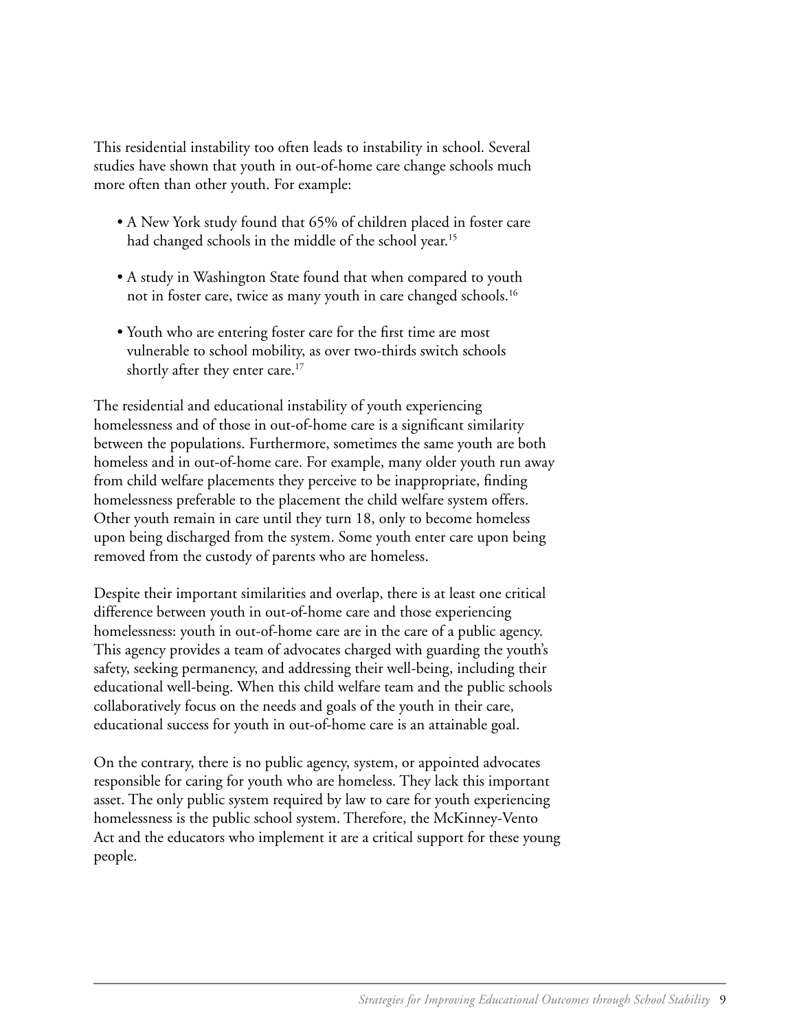This residential instability too often leads to instability in school. Several studies have shown that youth in out-of-home care change schools much more often than other youth. For example:

- A New York study found that 65% of children placed in foster care had changed schools in the middle of the school year.[15]
- A study in Washington State found that when compared to youth not in foster care, twice as many youth in care changed schools.[16]
- Youth who are entering foster care for the first time are most vulnerable to school mobility, as over two-thirds switch schools shortly after they enter care.[17]

The residential and educational instability of youth experiencing homelessness and of those in out-of-home care is a significant similarity between the populations. Furthermore, sometimes the same youth are both homeless and in out-of-home care. For example, many older youth run away from child welfare placements they perceive to be inappropriate, finding homelessness preferable to the placement the child welfare system offers. Other youth remain in care until they turn 18, only to become homeless upon being discharged from the system. Some youth enter care upon being removed from the custody of parents who are homeless.

Despite their important similarities and overlap, there is at least one critical difference between youth in out-of-home care and those experiencing homelessness: youth in out-of-home care are in the care of a public agency. This agency provides a team of advocates charged with guarding the youth's safety, seeking permanency, and addressing their well-being, including their educational well-being. When this child welfare team and the public schools collaboratively focus on the needs and goals of the youth in their care, educational success for youth in out-of-home care is an attainable goal.

On the contrary, there is no public agency, system, or appointed advocates responsible for caring for youth who are homeless. They lack this important asset. The only public system required by law to care for youth experiencing homelessness is the public school system. Therefore, the McKinney-Vento Act and the educators who implement it are a critical support for these young people.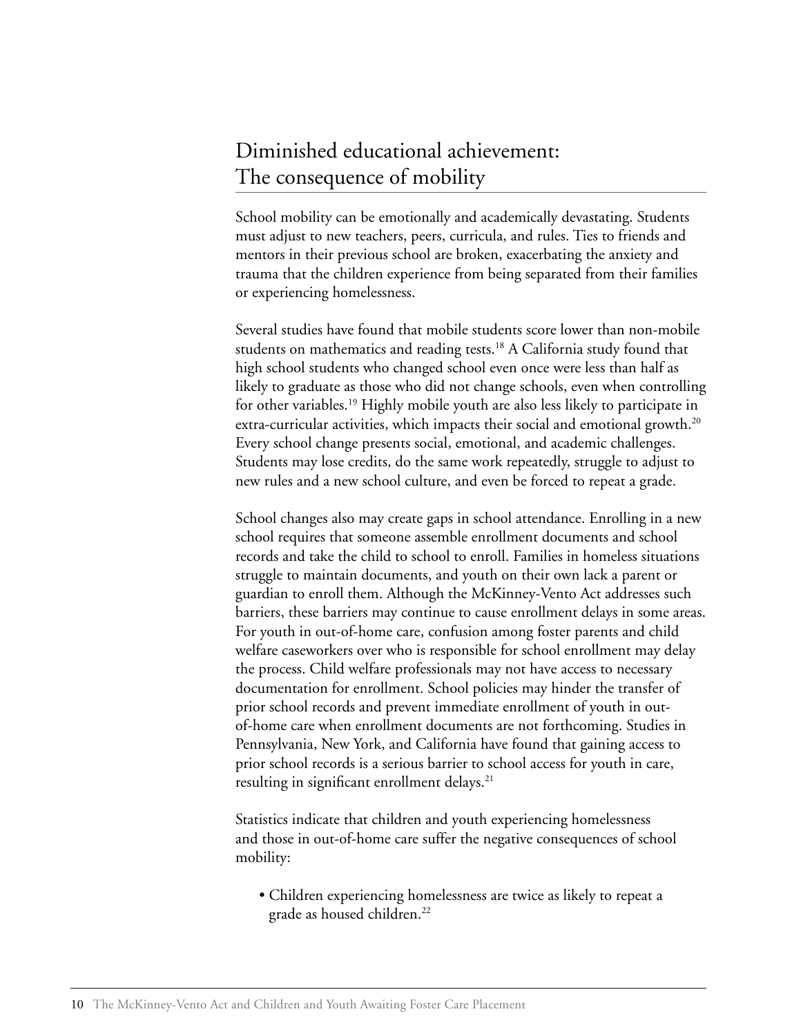## Diminished educational achievement: The consequence of mobility

School mobility can be emotionally and academically devastating. Students must adjust to new teachers, peers, curricula, and rules. Ties to friends and mentors in their previous school are broken, exacerbating the anxiety and trauma that the children experience from being separated from their families or experiencing homelessness.

Several studies have found that mobile students score lower than non-mobile students on mathematics and reading tests.[18] A California study found that high school students who changed school even once were less than half as likely to graduate as those who did not change schools, even when controlling for other variables.[19] Highly mobile youth are also less likely to participate in extra-curricular activities, which impacts their social and emotional growth.[20] Every school change presents social, emotional, and academic challenges. Students may lose credits, do the same work repeatedly, struggle to adjust to new rules and a new school culture, and even be forced to repeat a grade.

School changes also may create gaps in school attendance. Enrolling in a new school requires that someone assemble enrollment documents and school records and take the child to school to enroll. Families in homeless situations struggle to maintain documents, and youth on their own lack a parent or guardian to enroll them. Although the McKinney-Vento Act addresses such barriers, these barriers may continue to cause enrollment delays in some areas. For youth in out-of-home care, confusion among foster parents and child welfare caseworkers over who is responsible for school enrollment may delay the process. Child welfare professionals may not have access to necessary documentation for enrollment. School policies may hinder the transfer of prior school records and prevent immediate enrollment of youth in out-of-home care when enrollment documents are not forthcoming. Studies in Pennsylvania, New York, and California have found that gaining access to prior school records is a serious barrier to school access for youth in care, resulting in significant enrollment delays.[21]

Statistics indicate that children and youth experiencing homelessness and those in out-of-home care suffer the negative consequences of school mobility:

- Children experiencing homelessness are twice as likely to repeat a grade as housed children.[22]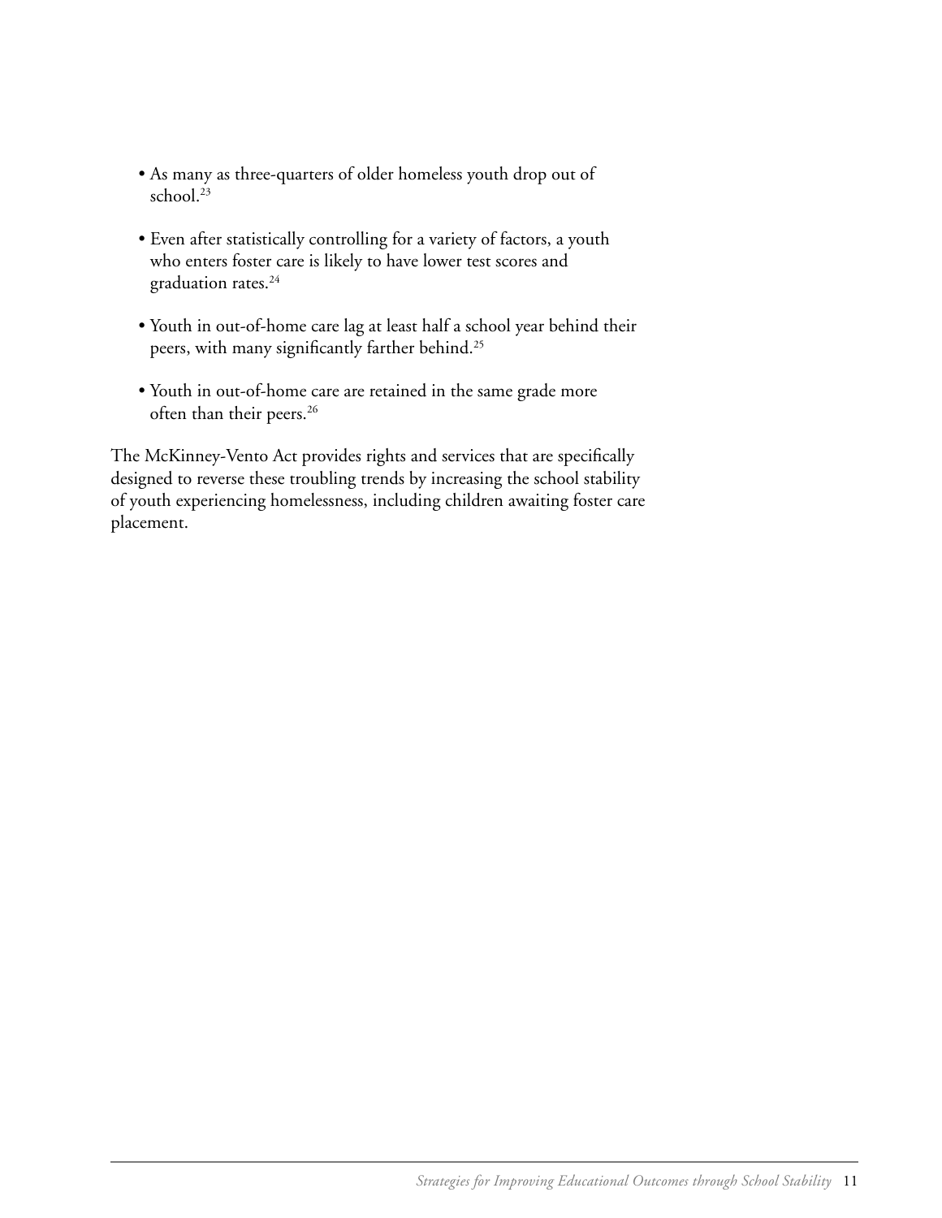- As many as three-quarters of older homeless youth drop out of school.[23]

- Even after statistically controlling for a variety of factors, a youth who enters foster care is likely to have lower test scores and graduation rates.[24]

- Youth in out-of-home care lag at least half a school year behind their peers, with many significantly farther behind.[25]

- Youth in out-of-home care are retained in the same grade more often than their peers.[26]

The McKinney-Vento Act provides rights and services that are specifically designed to reverse these troubling trends by increasing the school stability of youth experiencing homelessness, including children awaiting foster care placement.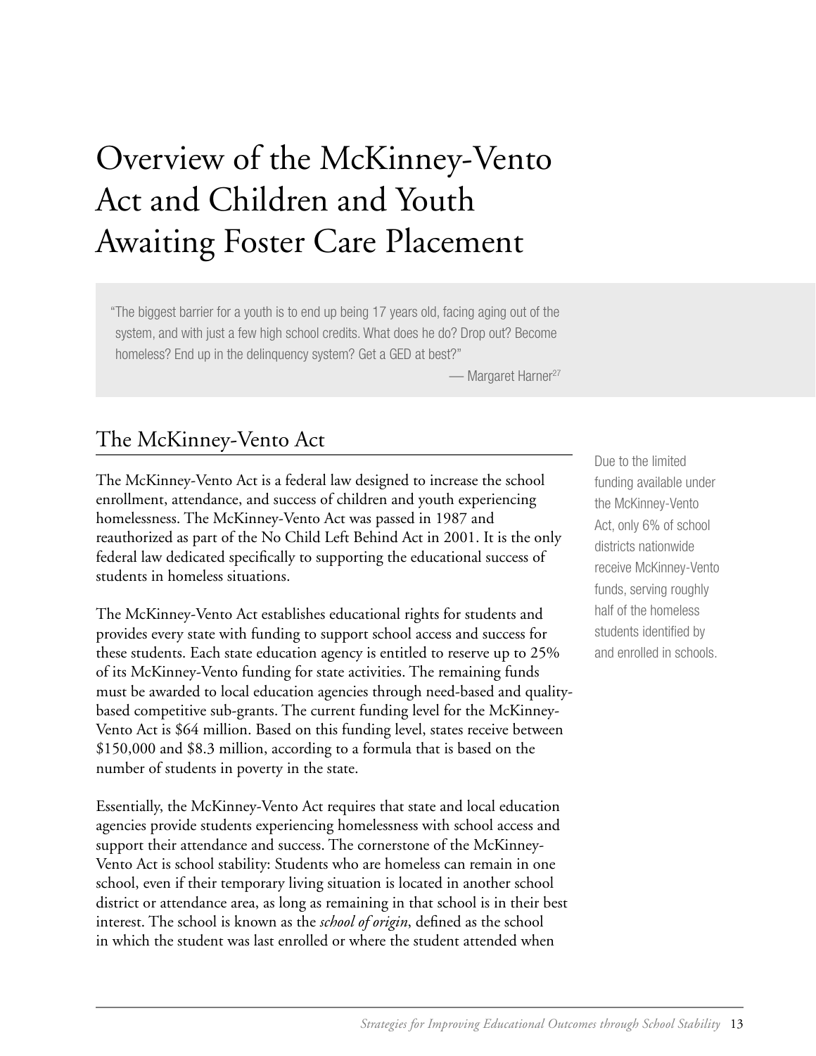# Overview of the McKinney-Vento Act and Children and Youth Awaiting Foster Care Placement

> "The biggest barrier for a youth is to end up being 17 years old, facing aging out of the system, and with just a few high school credits. What does he do? Drop out? Become homeless? End up in the delinquency system? Get a GED at best?"
>
> — Margaret Harner[27]

## The McKinney-Vento Act

The McKinney-Vento Act is a federal law designed to increase the school enrollment, attendance, and success of children and youth experiencing homelessness. The McKinney-Vento Act was passed in 1987 and reauthorized as part of the No Child Left Behind Act in 2001. It is the only federal law dedicated specifically to supporting the educational success of students in homeless situations.

Due to the limited funding available under the McKinney-Vento Act, only 6% of school districts nationwide receive McKinney-Vento funds, serving roughly half of the homeless students identified by and enrolled in schools.

The McKinney-Vento Act establishes educational rights for students and provides every state with funding to support school access and success for these students. Each state education agency is entitled to reserve up to 25% of its McKinney-Vento funding for state activities. The remaining funds must be awarded to local education agencies through need-based and quality-based competitive sub-grants. The current funding level for the McKinney-Vento Act is $64 million. Based on this funding level, states receive between $150,000 and $8.3 million, according to a formula that is based on the number of students in poverty in the state.

Essentially, the McKinney-Vento Act requires that state and local education agencies provide students experiencing homelessness with school access and support their attendance and success. The cornerstone of the McKinney-Vento Act is school stability: Students who are homeless can remain in one school, even if their temporary living situation is located in another school district or attendance area, as long as remaining in that school is in their best interest. The school is known as the *school of origin*, defined as the school in which the student was last enrolled or where the student attended when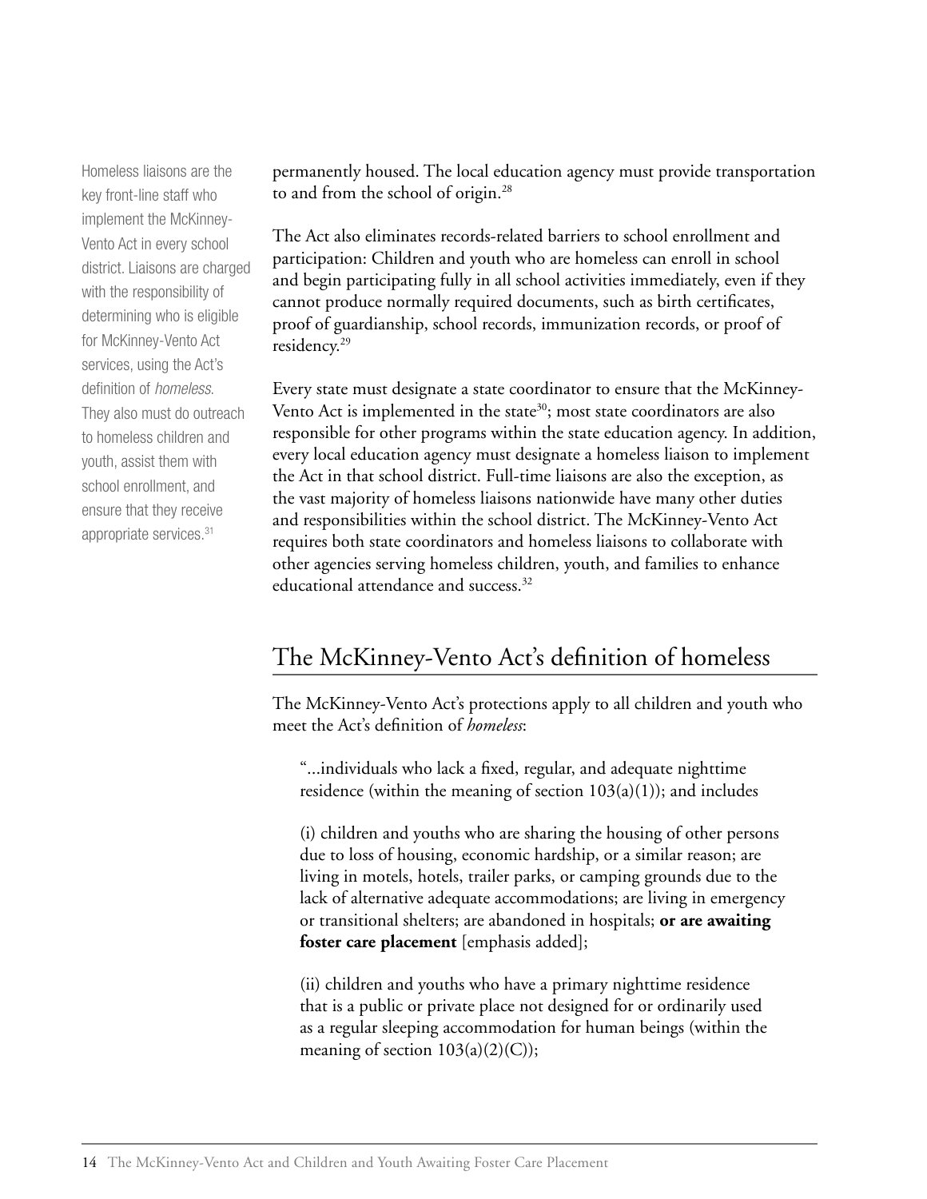Homeless liaisons are the key front-line staff who implement the McKinney-Vento Act in every school district. Liaisons are charged with the responsibility of determining who is eligible for McKinney-Vento Act services, using the Act's definition of *homeless*. They also must do outreach to homeless children and youth, assist them with school enrollment, and ensure that they receive appropriate services.[31]

permanently housed. The local education agency must provide transportation to and from the school of origin.[28]

The Act also eliminates records-related barriers to school enrollment and participation: Children and youth who are homeless can enroll in school and begin participating fully in all school activities immediately, even if they cannot produce normally required documents, such as birth certificates, proof of guardianship, school records, immunization records, or proof of residency.[29]

Every state must designate a state coordinator to ensure that the McKinney-Vento Act is implemented in the state[30]; most state coordinators are also responsible for other programs within the state education agency. In addition, every local education agency must designate a homeless liaison to implement the Act in that school district. Full-time liaisons are also the exception, as the vast majority of homeless liaisons nationwide have many other duties and responsibilities within the school district. The McKinney-Vento Act requires both state coordinators and homeless liaisons to collaborate with other agencies serving homeless children, youth, and families to enhance educational attendance and success.[32]

## The McKinney-Vento Act's definition of homeless

The McKinney-Vento Act's protections apply to all children and youth who meet the Act's definition of *homeless*:

> "...individuals who lack a fixed, regular, and adequate nighttime residence (within the meaning of section 103(a)(1)); and includes
>
> (i) children and youths who are sharing the housing of other persons due to loss of housing, economic hardship, or a similar reason; are living in motels, hotels, trailer parks, or camping grounds due to the lack of alternative adequate accommodations; are living in emergency or transitional shelters; are abandoned in hospitals; **or are awaiting foster care placement** [emphasis added];
>
> (ii) children and youths who have a primary nighttime residence that is a public or private place not designed for or ordinarily used as a regular sleeping accommodation for human beings (within the meaning of section 103(a)(2)(C));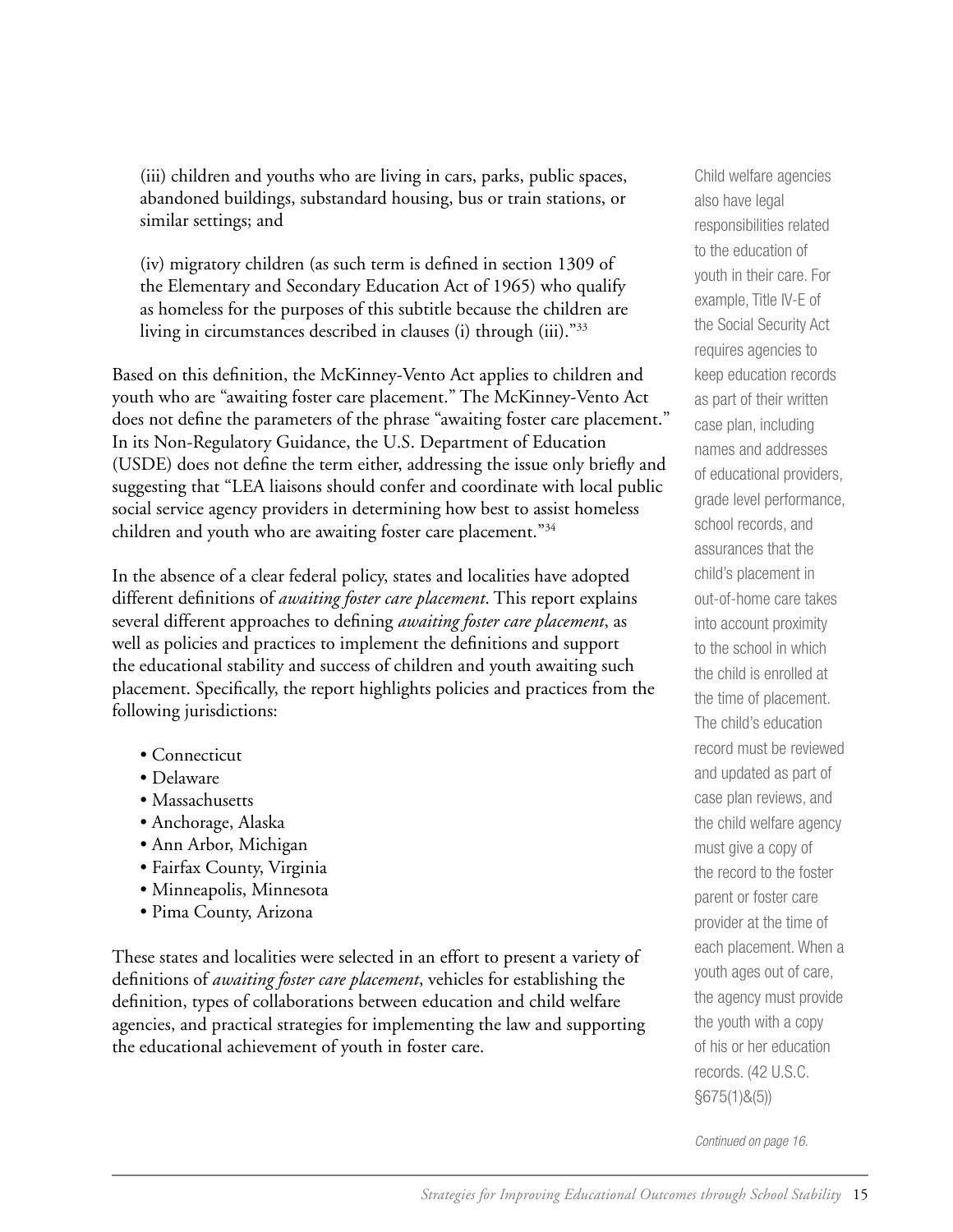(iii) children and youths who are living in cars, parks, public spaces, abandoned buildings, substandard housing, bus or train stations, or similar settings; and

(iv) migratory children (as such term is defined in section 1309 of the Elementary and Secondary Education Act of 1965) who qualify as homeless for the purposes of this subtitle because the children are living in circumstances described in clauses (i) through (iii)."[33]

Based on this definition, the McKinney-Vento Act applies to children and youth who are "awaiting foster care placement." The McKinney-Vento Act does not define the parameters of the phrase "awaiting foster care placement." In its Non-Regulatory Guidance, the U.S. Department of Education (USDE) does not define the term either, addressing the issue only briefly and suggesting that "LEA liaisons should confer and coordinate with local public social service agency providers in determining how best to assist homeless children and youth who are awaiting foster care placement."[34]

In the absence of a clear federal policy, states and localities have adopted different definitions of *awaiting foster care placement*. This report explains several different approaches to defining *awaiting foster care placement*, as well as policies and practices to implement the definitions and support the educational stability and success of children and youth awaiting such placement. Specifically, the report highlights policies and practices from the following jurisdictions:

- Connecticut
- Delaware
- Massachusetts
- Anchorage, Alaska
- Ann Arbor, Michigan
- Fairfax County, Virginia
- Minneapolis, Minnesota
- Pima County, Arizona

These states and localities were selected in an effort to present a variety of definitions of *awaiting foster care placement*, vehicles for establishing the definition, types of collaborations between education and child welfare agencies, and practical strategies for implementing the law and supporting the educational achievement of youth in foster care.

Child welfare agencies also have legal responsibilities related to the education of youth in their care. For example, Title IV-E of the Social Security Act requires agencies to keep education records as part of their written case plan, including names and addresses of educational providers, grade level performance, school records, and assurances that the child's placement in out-of-home care takes into account proximity to the school in which the child is enrolled at the time of placement. The child's education record must be reviewed and updated as part of case plan reviews, and the child welfare agency must give a copy of the record to the foster parent or foster care provider at the time of each placement. When a youth ages out of care, the agency must provide the youth with a copy of his or her education records. (42 U.S.C. §675(1)&(5))

*Continued on page 16.*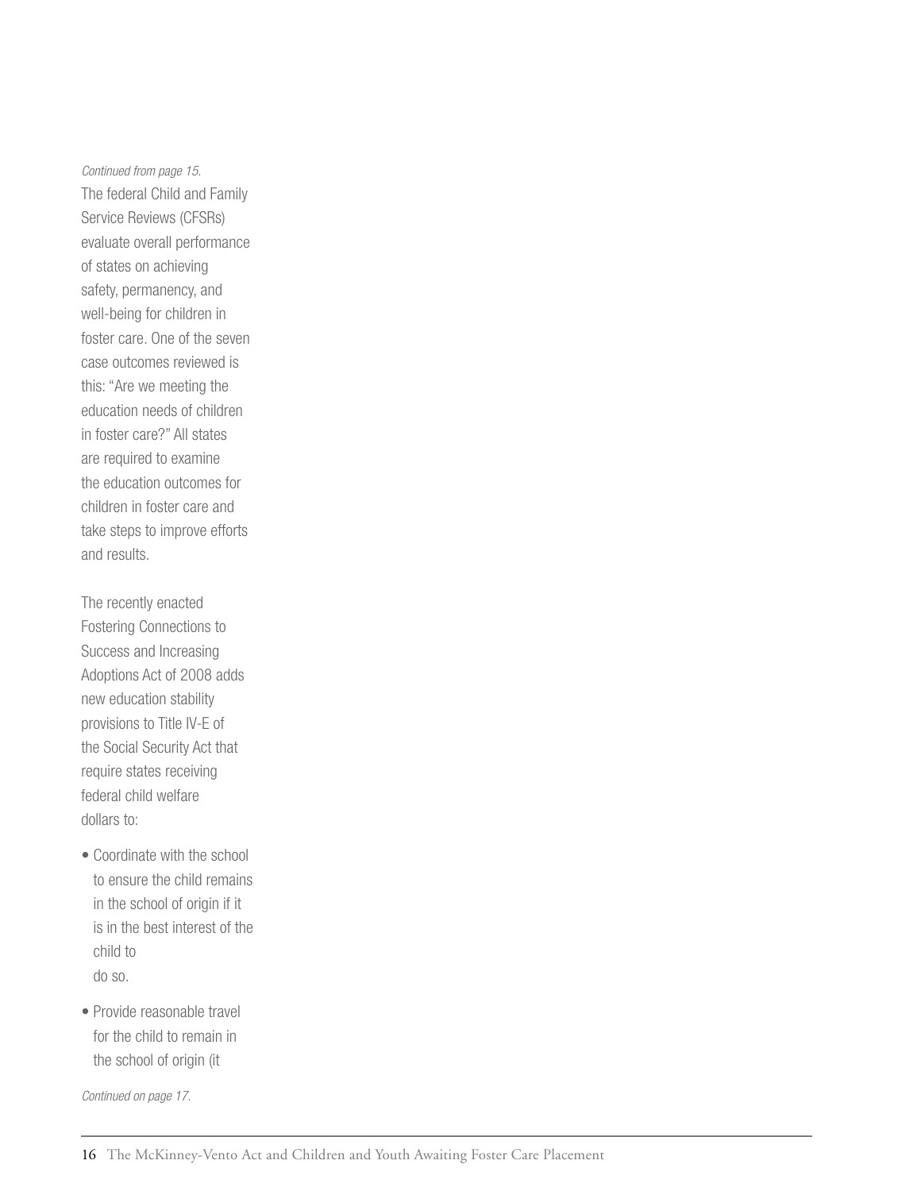*Continued from page 15.*

The federal Child and Family Service Reviews (CFSRs) evaluate overall performance of states on achieving safety, permanency, and well-being for children in foster care. One of the seven case outcomes reviewed is this: "Are we meeting the education needs of children in foster care?" All states are required to examine the education outcomes for children in foster care and take steps to improve efforts and results.

The recently enacted Fostering Connections to Success and Increasing Adoptions Act of 2008 adds new education stability provisions to Title IV-E of the Social Security Act that require states receiving federal child welfare dollars to:

- Coordinate with the school to ensure the child remains in the school of origin if it is in the best interest of the child to do so.
- Provide reasonable travel for the child to remain in the school of origin (it

*Continued on page 17.*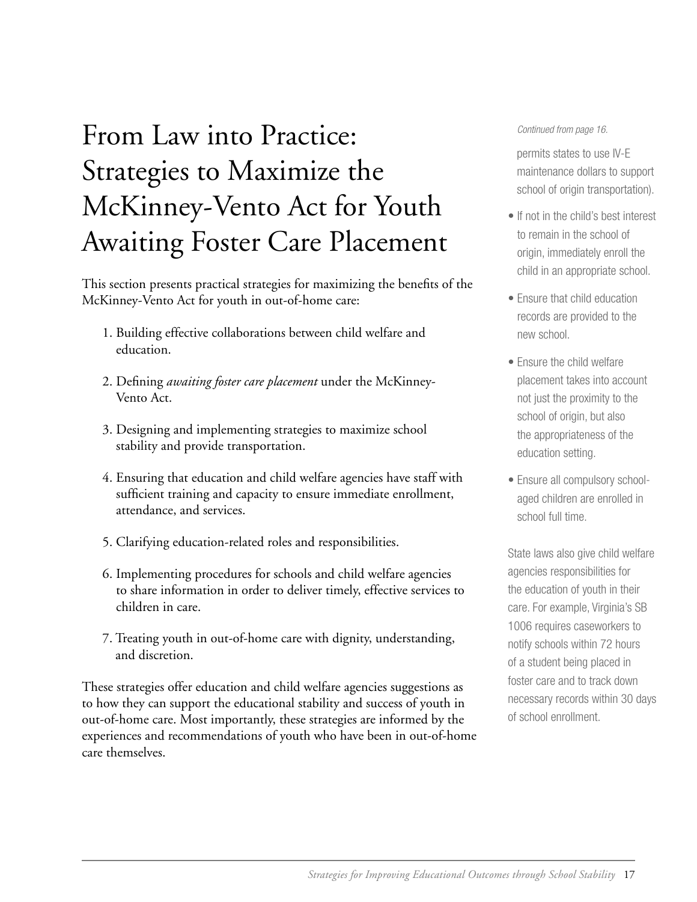# From Law into Practice: Strategies to Maximize the McKinney-Vento Act for Youth Awaiting Foster Care Placement

This section presents practical strategies for maximizing the benefits of the McKinney-Vento Act for youth in out-of-home care:

1. Building effective collaborations between child welfare and education.
2. Defining *awaiting foster care placement* under the McKinney-Vento Act.
3. Designing and implementing strategies to maximize school stability and provide transportation.
4. Ensuring that education and child welfare agencies have staff with sufficient training and capacity to ensure immediate enrollment, attendance, and services.
5. Clarifying education-related roles and responsibilities.
6. Implementing procedures for schools and child welfare agencies to share information in order to deliver timely, effective services to children in care.
7. Treating youth in out-of-home care with dignity, understanding, and discretion.

These strategies offer education and child welfare agencies suggestions as to how they can support the educational stability and success of youth in out-of-home care. Most importantly, these strategies are informed by the experiences and recommendations of youth who have been in out-of-home care themselves.

*Continued from page 16.*

permits states to use IV-E maintenance dollars to support school of origin transportation).

- If not in the child's best interest to remain in the school of origin, immediately enroll the child in an appropriate school.
- Ensure that child education records are provided to the new school.
- Ensure the child welfare placement takes into account not just the proximity to the school of origin, but also the appropriateness of the education setting.
- Ensure all compulsory school-aged children are enrolled in school full time.

State laws also give child welfare agencies responsibilities for the education of youth in their care. For example, Virginia's SB 1006 requires caseworkers to notify schools within 72 hours of a student being placed in foster care and to track down necessary records within 30 days of school enrollment.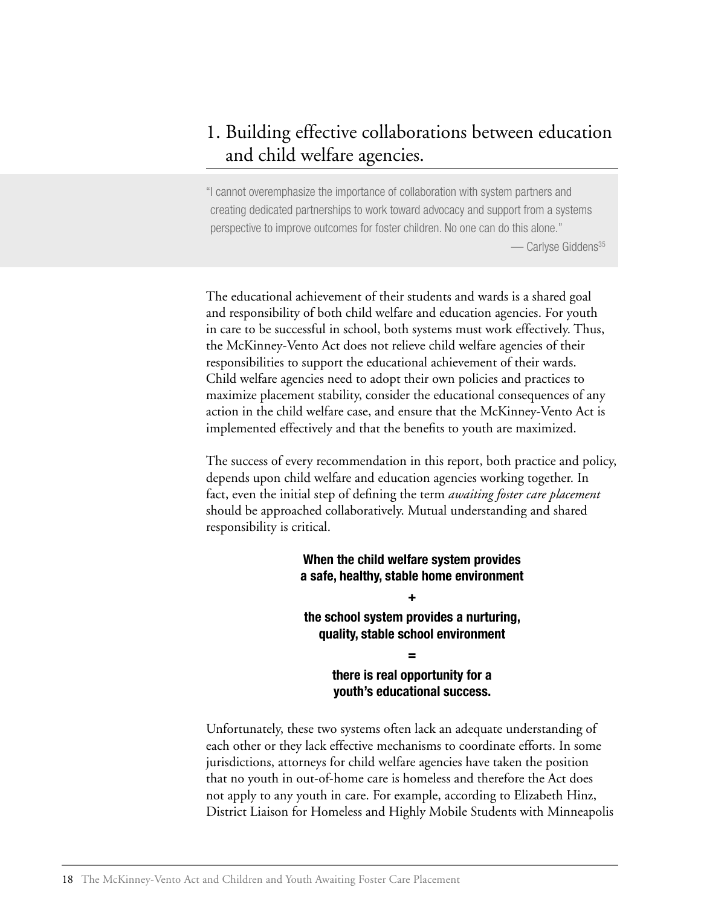## 1. Building effective collaborations between education and child welfare agencies.

> "I cannot overemphasize the importance of collaboration with system partners and creating dedicated partnerships to work toward advocacy and support from a systems perspective to improve outcomes for foster children. No one can do this alone."
>
> — Carlyse Giddens[35]

The educational achievement of their students and wards is a shared goal and responsibility of both child welfare and education agencies. For youth in care to be successful in school, both systems must work effectively. Thus, the McKinney-Vento Act does not relieve child welfare agencies of their responsibilities to support the educational achievement of their wards. Child welfare agencies need to adopt their own policies and practices to maximize placement stability, consider the educational consequences of any action in the child welfare case, and ensure that the McKinney-Vento Act is implemented effectively and that the benefits to youth are maximized.

The success of every recommendation in this report, both practice and policy, depends upon child welfare and education agencies working together. In fact, even the initial step of defining the term *awaiting foster care placement* should be approached collaboratively. Mutual understanding and shared responsibility is critical.

**When the child welfare system provides a safe, healthy, stable home environment**

**+**

**the school system provides a nurturing, quality, stable school environment**

**=**

**there is real opportunity for a youth's educational success.**

Unfortunately, these two systems often lack an adequate understanding of each other or they lack effective mechanisms to coordinate efforts. In some jurisdictions, attorneys for child welfare agencies have taken the position that no youth in out-of-home care is homeless and therefore the Act does not apply to any youth in care. For example, according to Elizabeth Hinz, District Liaison for Homeless and Highly Mobile Students with Minneapolis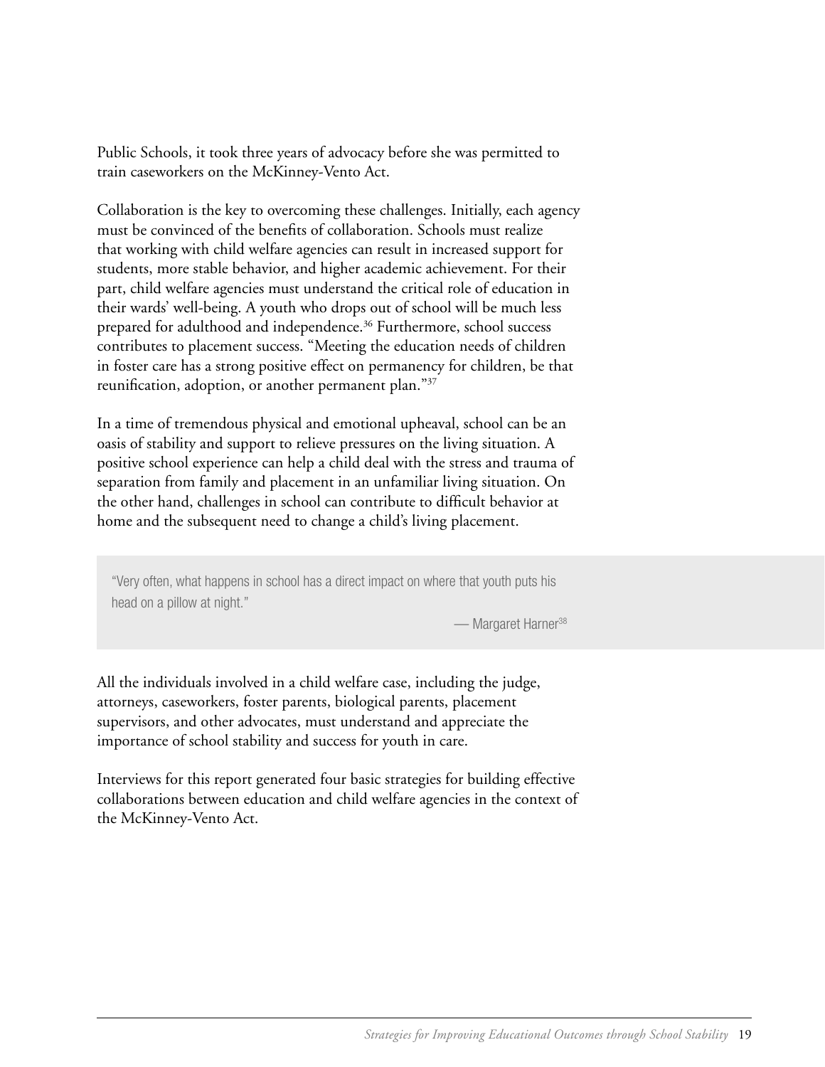Public Schools, it took three years of advocacy before she was permitted to train caseworkers on the McKinney-Vento Act.

Collaboration is the key to overcoming these challenges. Initially, each agency must be convinced of the benefits of collaboration. Schools must realize that working with child welfare agencies can result in increased support for students, more stable behavior, and higher academic achievement. For their part, child welfare agencies must understand the critical role of education in their wards' well-being. A youth who drops out of school will be much less prepared for adulthood and independence.[36] Furthermore, school success contributes to placement success. "Meeting the education needs of children in foster care has a strong positive effect on permanency for children, be that reunification, adoption, or another permanent plan."[37]

In a time of tremendous physical and emotional upheaval, school can be an oasis of stability and support to relieve pressures on the living situation. A positive school experience can help a child deal with the stress and trauma of separation from family and placement in an unfamiliar living situation. On the other hand, challenges in school can contribute to difficult behavior at home and the subsequent need to change a child's living placement.

> "Very often, what happens in school has a direct impact on where that youth puts his head on a pillow at night."
>
> — Margaret Harner[38]

All the individuals involved in a child welfare case, including the judge, attorneys, caseworkers, foster parents, biological parents, placement supervisors, and other advocates, must understand and appreciate the importance of school stability and success for youth in care.

Interviews for this report generated four basic strategies for building effective collaborations between education and child welfare agencies in the context of the McKinney-Vento Act.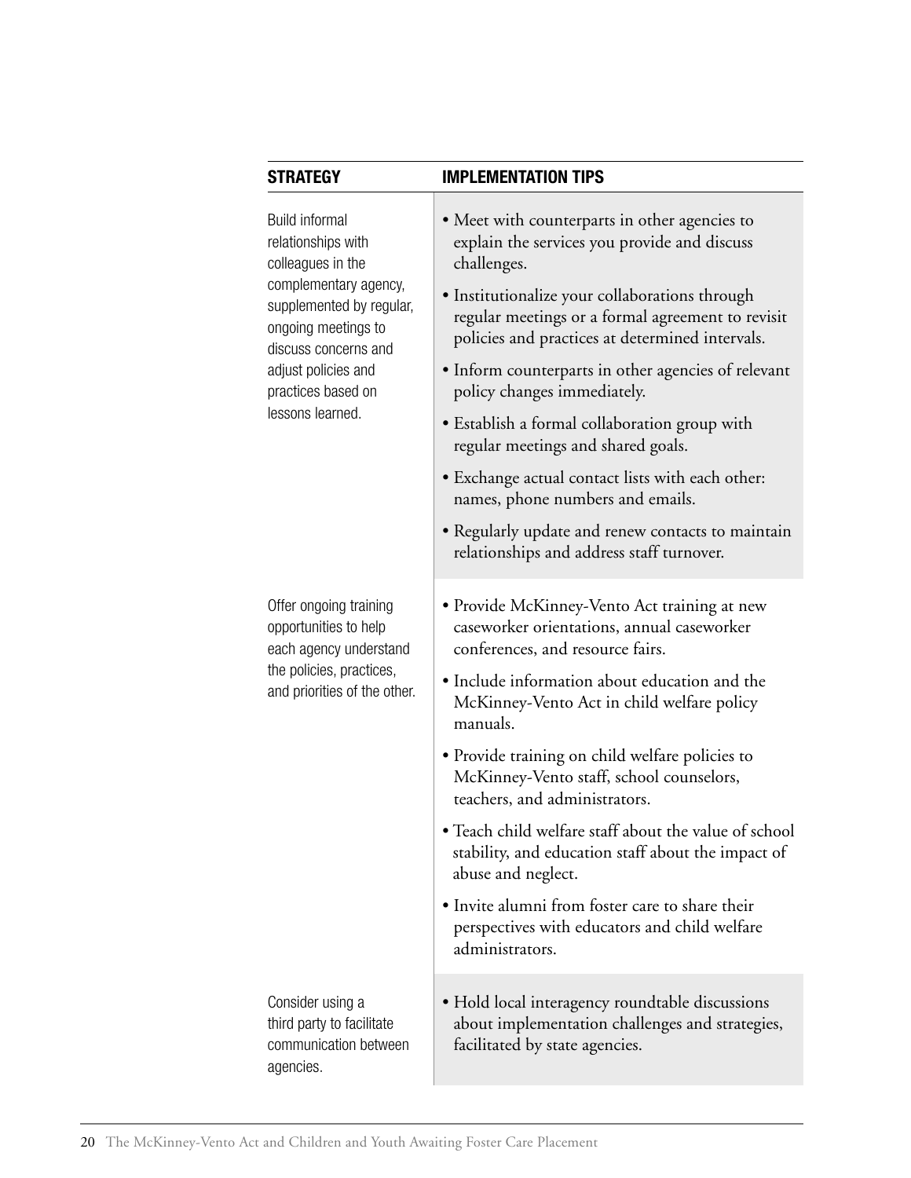| STRATEGY | IMPLEMENTATION TIPS |
|---|---|
| Build informal relationships with colleagues in the complementary agency, supplemented by regular, ongoing meetings to discuss concerns and adjust policies and practices based on lessons learned. | • Meet with counterparts in other agencies to explain the services you provide and discuss challenges.<br>• Institutionalize your collaborations through regular meetings or a formal agreement to revisit policies and practices at determined intervals.<br>• Inform counterparts in other agencies of relevant policy changes immediately.<br>• Establish a formal collaboration group with regular meetings and shared goals.<br>• Exchange actual contact lists with each other: names, phone numbers and emails.<br>• Regularly update and renew contacts to maintain relationships and address staff turnover. |
| Offer ongoing training opportunities to help each agency understand the policies, practices, and priorities of the other. | • Provide McKinney-Vento Act training at new caseworker orientations, annual caseworker conferences, and resource fairs.<br>• Include information about education and the McKinney-Vento Act in child welfare policy manuals.<br>• Provide training on child welfare policies to McKinney-Vento staff, school counselors, teachers, and administrators.<br>• Teach child welfare staff about the value of school stability, and education staff about the impact of abuse and neglect.<br>• Invite alumni from foster care to share their perspectives with educators and child welfare administrators. |
| Consider using a third party to facilitate communication between agencies. | • Hold local interagency roundtable discussions about implementation challenges and strategies, facilitated by state agencies. |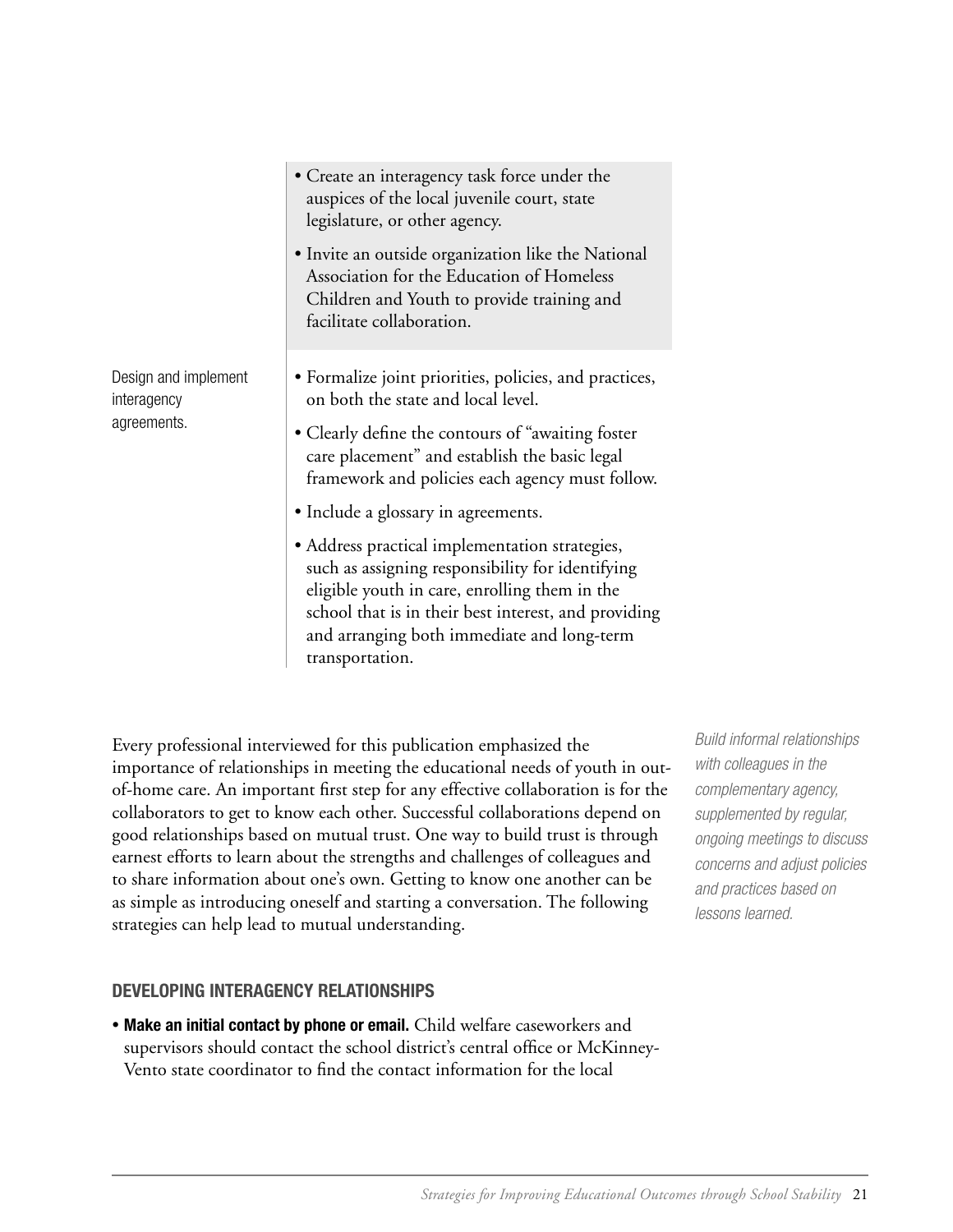| | |
|---|---|
| | • Create an interagency task force under the auspices of the local juvenile court, state legislature, or other agency.<br>• Invite an outside organization like the National Association for the Education of Homeless Children and Youth to provide training and facilitate collaboration. |
| Design and implement interagency agreements. | • Formalize joint priorities, policies, and practices, on both the state and local level.<br>• Clearly define the contours of "awaiting foster care placement" and establish the basic legal framework and policies each agency must follow.<br>• Include a glossary in agreements.<br>• Address practical implementation strategies, such as assigning responsibility for identifying eligible youth in care, enrolling them in the school that is in their best interest, and providing and arranging both immediate and long-term transportation. |

Every professional interviewed for this publication emphasized the importance of relationships in meeting the educational needs of youth in out-of-home care. An important first step for any effective collaboration is for the collaborators to get to know each other. Successful collaborations depend on good relationships based on mutual trust. One way to build trust is through earnest efforts to learn about the strengths and challenges of colleagues and to share information about one's own. Getting to know one another can be as simple as introducing oneself and starting a conversation. The following strategies can help lead to mutual understanding.

*Build informal relationships with colleagues in the complementary agency, supplemented by regular, ongoing meetings to discuss concerns and adjust policies and practices based on lessons learned.*

### DEVELOPING INTERAGENCY RELATIONSHIPS

- **Make an initial contact by phone or email.** Child welfare caseworkers and supervisors should contact the school district's central office or McKinney-Vento state coordinator to find the contact information for the local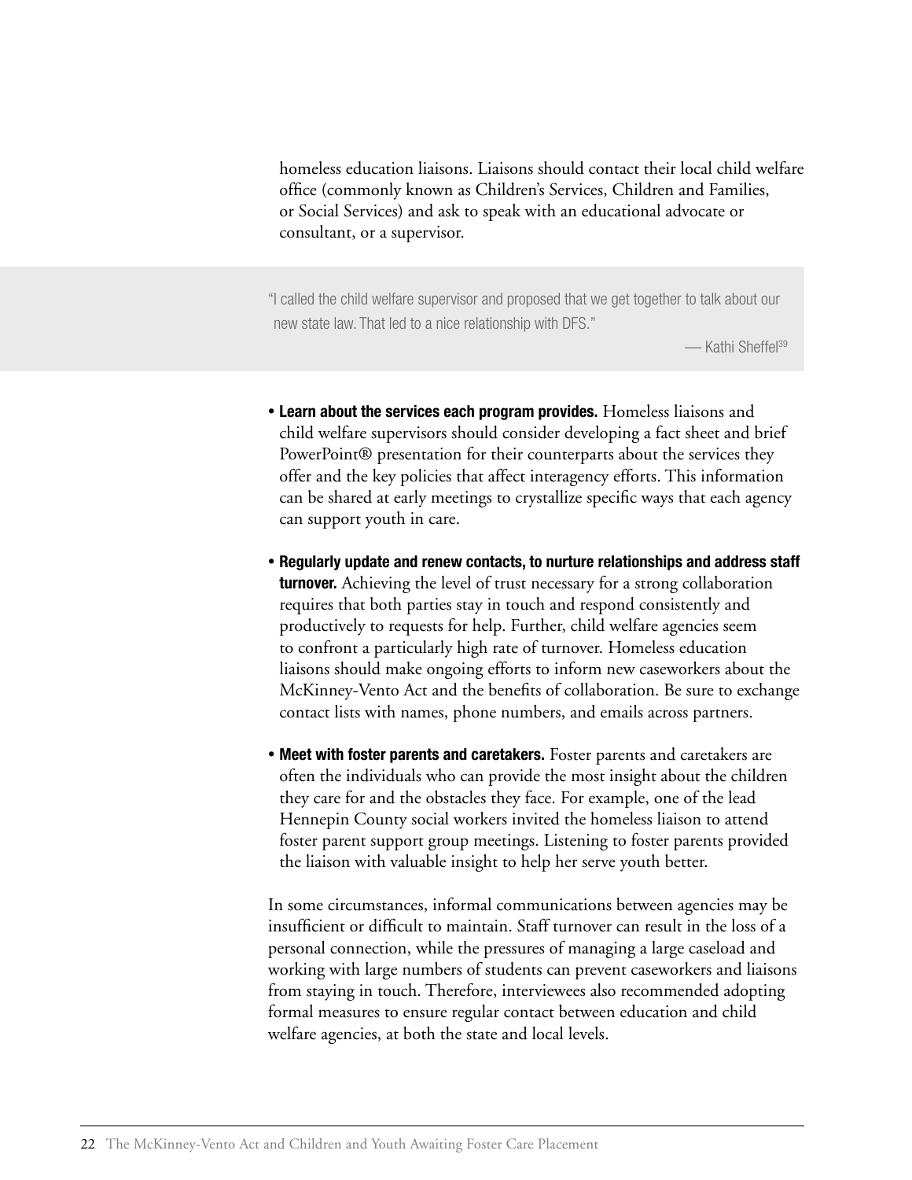homeless education liaisons. Liaisons should contact their local child welfare office (commonly known as Children's Services, Children and Families, or Social Services) and ask to speak with an educational advocate or consultant, or a supervisor.

> "I called the child welfare supervisor and proposed that we get together to talk about our new state law. That led to a nice relationship with DFS."
>
> — Kathi Sheffel[39]

- **Learn about the services each program provides.** Homeless liaisons and child welfare supervisors should consider developing a fact sheet and brief PowerPoint® presentation for their counterparts about the services they offer and the key policies that affect interagency efforts. This information can be shared at early meetings to crystallize specific ways that each agency can support youth in care.

- **Regularly update and renew contacts, to nurture relationships and address staff turnover.** Achieving the level of trust necessary for a strong collaboration requires that both parties stay in touch and respond consistently and productively to requests for help. Further, child welfare agencies seem to confront a particularly high rate of turnover. Homeless education liaisons should make ongoing efforts to inform new caseworkers about the McKinney-Vento Act and the benefits of collaboration. Be sure to exchange contact lists with names, phone numbers, and emails across partners.

- **Meet with foster parents and caretakers.** Foster parents and caretakers are often the individuals who can provide the most insight about the children they care for and the obstacles they face. For example, one of the lead Hennepin County social workers invited the homeless liaison to attend foster parent support group meetings. Listening to foster parents provided the liaison with valuable insight to help her serve youth better.

In some circumstances, informal communications between agencies may be insufficient or difficult to maintain. Staff turnover can result in the loss of a personal connection, while the pressures of managing a large caseload and working with large numbers of students can prevent caseworkers and liaisons from staying in touch. Therefore, interviewees also recommended adopting formal measures to ensure regular contact between education and child welfare agencies, at both the state and local levels.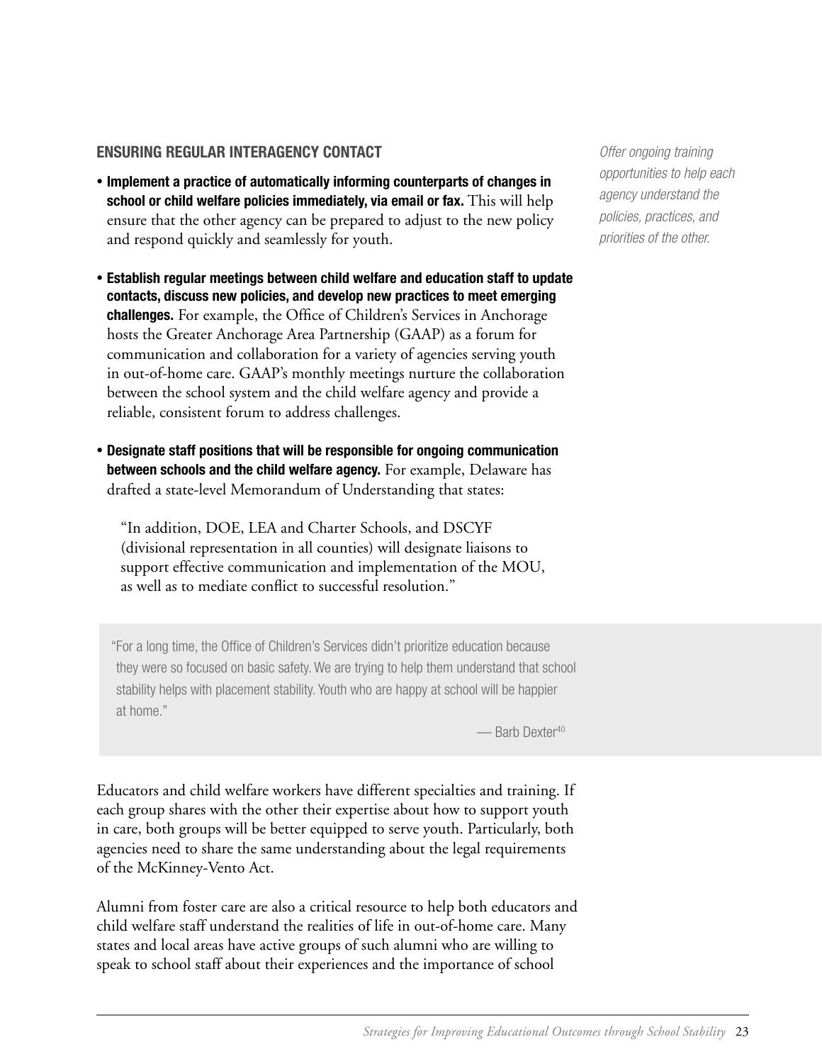### ENSURING REGULAR INTERAGENCY CONTACT

*Offer ongoing training opportunities to help each agency understand the policies, practices, and priorities of the other.*

- **Implement a practice of automatically informing counterparts of changes in school or child welfare policies immediately, via email or fax.** This will help ensure that the other agency can be prepared to adjust to the new policy and respond quickly and seamlessly for youth.

- **Establish regular meetings between child welfare and education staff to update contacts, discuss new policies, and develop new practices to meet emerging challenges.** For example, the Office of Children's Services in Anchorage hosts the Greater Anchorage Area Partnership (GAAP) as a forum for communication and collaboration for a variety of agencies serving youth in out-of-home care. GAAP's monthly meetings nurture the collaboration between the school system and the child welfare agency and provide a reliable, consistent forum to address challenges.

- **Designate staff positions that will be responsible for ongoing communication between schools and the child welfare agency.** For example, Delaware has drafted a state-level Memorandum of Understanding that states:

  > "In addition, DOE, LEA and Charter Schools, and DSCYF (divisional representation in all counties) will designate liaisons to support effective communication and implementation of the MOU, as well as to mediate conflict to successful resolution."

> "For a long time, the Office of Children's Services didn't prioritize education because they were so focused on basic safety. We are trying to help them understand that school stability helps with placement stability. Youth who are happy at school will be happier at home."
>
> — Barb Dexter[40]

Educators and child welfare workers have different specialties and training. If each group shares with the other their expertise about how to support youth in care, both groups will be better equipped to serve youth. Particularly, both agencies need to share the same understanding about the legal requirements of the McKinney-Vento Act.

Alumni from foster care are also a critical resource to help both educators and child welfare staff understand the realities of life in out-of-home care. Many states and local areas have active groups of such alumni who are willing to speak to school staff about their experiences and the importance of school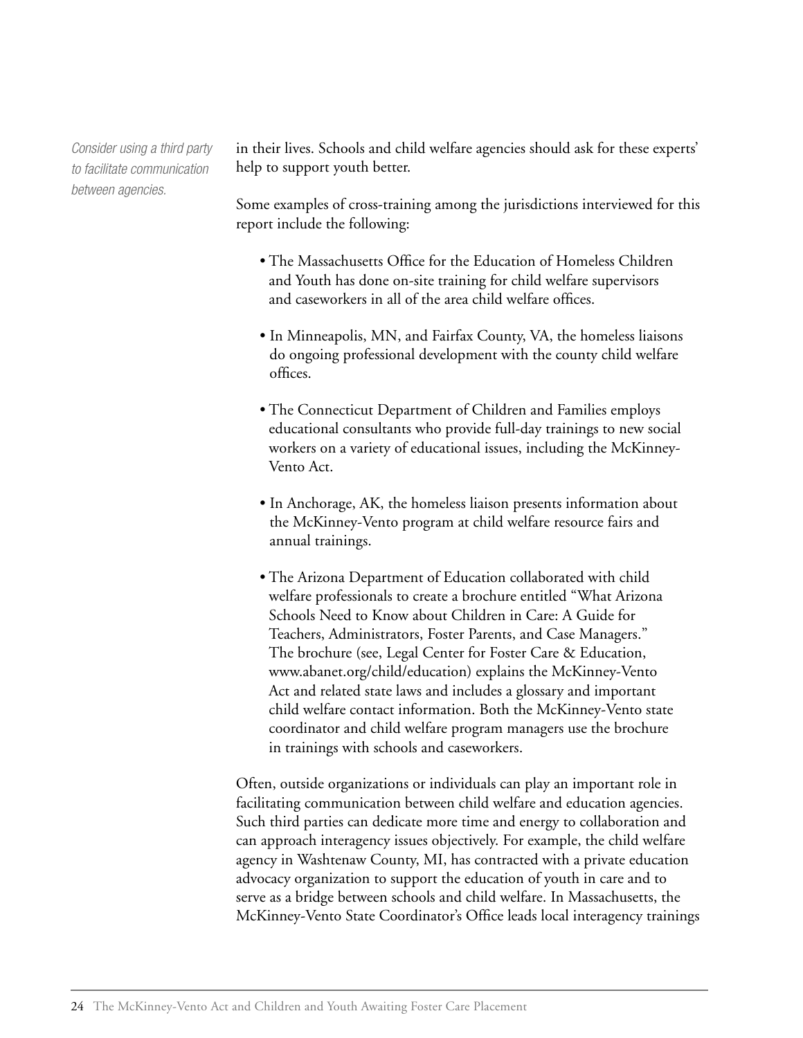*Consider using a third party to facilitate communication between agencies.*

in their lives. Schools and child welfare agencies should ask for these experts' help to support youth better.

Some examples of cross-training among the jurisdictions interviewed for this report include the following:

- The Massachusetts Office for the Education of Homeless Children and Youth has done on-site training for child welfare supervisors and caseworkers in all of the area child welfare offices.
- In Minneapolis, MN, and Fairfax County, VA, the homeless liaisons do ongoing professional development with the county child welfare offices.
- The Connecticut Department of Children and Families employs educational consultants who provide full-day trainings to new social workers on a variety of educational issues, including the McKinney-Vento Act.
- In Anchorage, AK, the homeless liaison presents information about the McKinney-Vento program at child welfare resource fairs and annual trainings.
- The Arizona Department of Education collaborated with child welfare professionals to create a brochure entitled "What Arizona Schools Need to Know about Children in Care: A Guide for Teachers, Administrators, Foster Parents, and Case Managers." The brochure (see, Legal Center for Foster Care & Education, www.abanet.org/child/education) explains the McKinney-Vento Act and related state laws and includes a glossary and important child welfare contact information. Both the McKinney-Vento state coordinator and child welfare program managers use the brochure in trainings with schools and caseworkers.

Often, outside organizations or individuals can play an important role in facilitating communication between child welfare and education agencies. Such third parties can dedicate more time and energy to collaboration and can approach interagency issues objectively. For example, the child welfare agency in Washtenaw County, MI, has contracted with a private education advocacy organization to support the education of youth in care and to serve as a bridge between schools and child welfare. In Massachusetts, the McKinney-Vento State Coordinator's Office leads local interagency trainings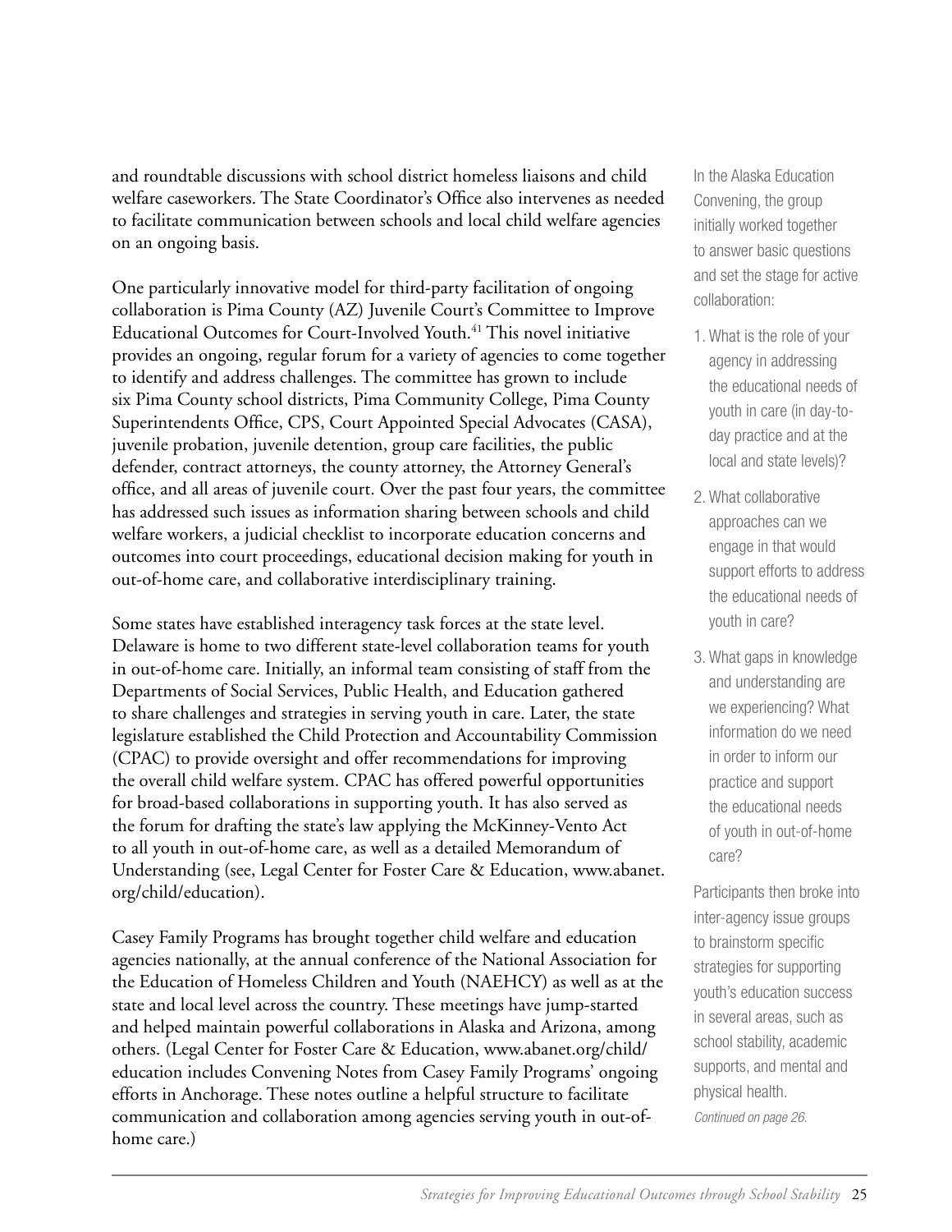and roundtable discussions with school district homeless liaisons and child welfare caseworkers. The State Coordinator's Office also intervenes as needed to facilitate communication between schools and local child welfare agencies on an ongoing basis.

One particularly innovative model for third-party facilitation of ongoing collaboration is Pima County (AZ) Juvenile Court's Committee to Improve Educational Outcomes for Court-Involved Youth.[41] This novel initiative provides an ongoing, regular forum for a variety of agencies to come together to identify and address challenges. The committee has grown to include six Pima County school districts, Pima Community College, Pima County Superintendents Office, CPS, Court Appointed Special Advocates (CASA), juvenile probation, juvenile detention, group care facilities, the public defender, contract attorneys, the county attorney, the Attorney General's office, and all areas of juvenile court. Over the past four years, the committee has addressed such issues as information sharing between schools and child welfare workers, a judicial checklist to incorporate education concerns and outcomes into court proceedings, educational decision making for youth in out-of-home care, and collaborative interdisciplinary training.

Some states have established interagency task forces at the state level. Delaware is home to two different state-level collaboration teams for youth in out-of-home care. Initially, an informal team consisting of staff from the Departments of Social Services, Public Health, and Education gathered to share challenges and strategies in serving youth in care. Later, the state legislature established the Child Protection and Accountability Commission (CPAC) to provide oversight and offer recommendations for improving the overall child welfare system. CPAC has offered powerful opportunities for broad-based collaborations in supporting youth. It has also served as the forum for drafting the state's law applying the McKinney-Vento Act to all youth in out-of-home care, as well as a detailed Memorandum of Understanding (see, Legal Center for Foster Care & Education, www.abanet.org/child/education).

Casey Family Programs has brought together child welfare and education agencies nationally, at the annual conference of the National Association for the Education of Homeless Children and Youth (NAEHCY) as well as at the state and local level across the country. These meetings have jump-started and helped maintain powerful collaborations in Alaska and Arizona, among others. (Legal Center for Foster Care & Education, www.abanet.org/child/education includes Convening Notes from Casey Family Programs' ongoing efforts in Anchorage. These notes outline a helpful structure to facilitate communication and collaboration among agencies serving youth in out-of-home care.)

In the Alaska Education Convening, the group initially worked together to answer basic questions and set the stage for active collaboration:

1. What is the role of your agency in addressing the educational needs of youth in care (in day-to-day practice and at the local and state levels)?
2. What collaborative approaches can we engage in that would support efforts to address the educational needs of youth in care?
3. What gaps in knowledge and understanding are we experiencing? What information do we need in order to inform our practice and support the educational needs of youth in out-of-home care?

Participants then broke into inter-agency issue groups to brainstorm specific strategies for supporting youth's education success in several areas, such as school stability, academic supports, and mental and physical health.

*Continued on page 26.*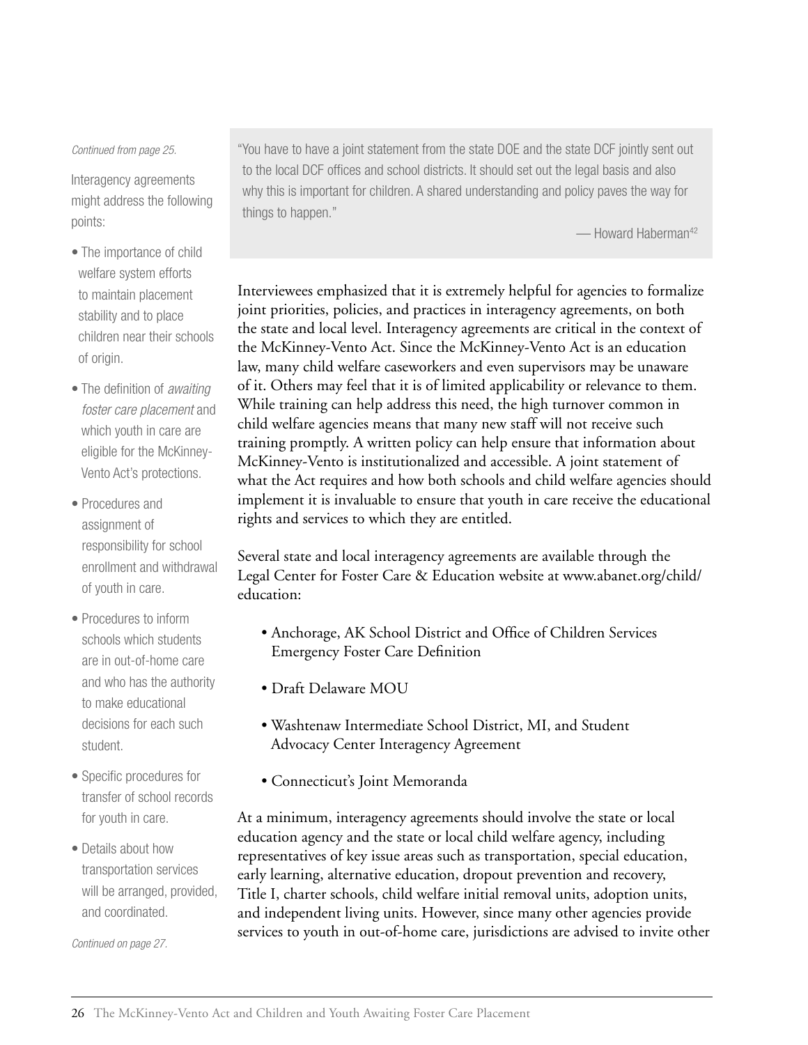*Continued from page 25.*

Interagency agreements might address the following points:

- The importance of child welfare system efforts to maintain placement stability and to place children near their schools of origin.
- The definition of *awaiting foster care placement* and which youth in care are eligible for the McKinney-Vento Act's protections.
- Procedures and assignment of responsibility for school enrollment and withdrawal of youth in care.
- Procedures to inform schools which students are in out-of-home care and who has the authority to make educational decisions for each such student.
- Specific procedures for transfer of school records for youth in care.
- Details about how transportation services will be arranged, provided, and coordinated.

*Continued on page 27.*

> "You have to have a joint statement from the state DOE and the state DCF jointly sent out to the local DCF offices and school districts. It should set out the legal basis and also why this is important for children. A shared understanding and policy paves the way for things to happen."
>
> — Howard Haberman[42]

Interviewees emphasized that it is extremely helpful for agencies to formalize joint priorities, policies, and practices in interagency agreements, on both the state and local level. Interagency agreements are critical in the context of the McKinney-Vento Act. Since the McKinney-Vento Act is an education law, many child welfare caseworkers and even supervisors may be unaware of it. Others may feel that it is of limited applicability or relevance to them. While training can help address this need, the high turnover common in child welfare agencies means that many new staff will not receive such training promptly. A written policy can help ensure that information about McKinney-Vento is institutionalized and accessible. A joint statement of what the Act requires and how both schools and child welfare agencies should implement it is invaluable to ensure that youth in care receive the educational rights and services to which they are entitled.

Several state and local interagency agreements are available through the Legal Center for Foster Care & Education website at www.abanet.org/child/education:

- Anchorage, AK School District and Office of Children Services Emergency Foster Care Definition
- Draft Delaware MOU
- Washtenaw Intermediate School District, MI, and Student Advocacy Center Interagency Agreement
- Connecticut's Joint Memoranda

At a minimum, interagency agreements should involve the state or local education agency and the state or local child welfare agency, including representatives of key issue areas such as transportation, special education, early learning, alternative education, dropout prevention and recovery, Title I, charter schools, child welfare initial removal units, adoption units, and independent living units. However, since many other agencies provide services to youth in out-of-home care, jurisdictions are advised to invite other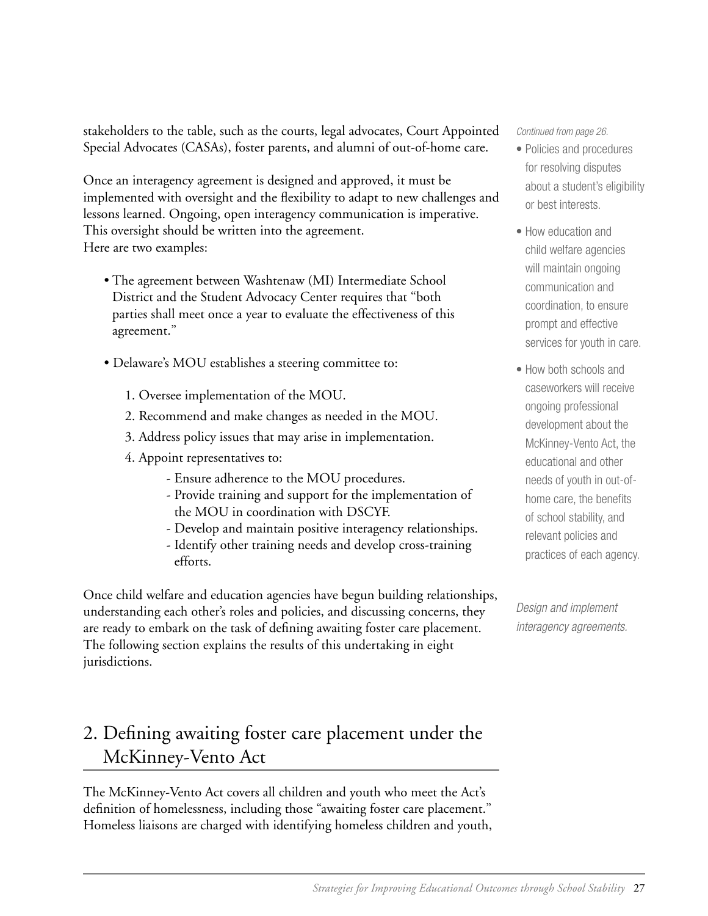stakeholders to the table, such as the courts, legal advocates, Court Appointed Special Advocates (CASAs), foster parents, and alumni of out-of-home care.

Once an interagency agreement is designed and approved, it must be implemented with oversight and the flexibility to adapt to new challenges and lessons learned. Ongoing, open interagency communication is imperative. This oversight should be written into the agreement.
Here are two examples:

- The agreement between Washtenaw (MI) Intermediate School District and the Student Advocacy Center requires that "both parties shall meet once a year to evaluate the effectiveness of this agreement."
- Delaware's MOU establishes a steering committee to:
  1. Oversee implementation of the MOU.
  2. Recommend and make changes as needed in the MOU.
  3. Address policy issues that may arise in implementation.
  4. Appoint representatives to:
     - Ensure adherence to the MOU procedures.
     - Provide training and support for the implementation of the MOU in coordination with DSCYF.
     - Develop and maintain positive interagency relationships.
     - Identify other training needs and develop cross-training efforts.

Once child welfare and education agencies have begun building relationships, understanding each other's roles and policies, and discussing concerns, they are ready to embark on the task of defining awaiting foster care placement. The following section explains the results of this undertaking in eight jurisdictions.

*Continued from page 26.*

- Policies and procedures for resolving disputes about a student's eligibility or best interests.
- How education and child welfare agencies will maintain ongoing communication and coordination, to ensure prompt and effective services for youth in care.
- How both schools and caseworkers will receive ongoing professional development about the McKinney-Vento Act, the educational and other needs of youth in out-of-home care, the benefits of school stability, and relevant policies and practices of each agency.

*Design and implement interagency agreements.*

## 2. Defining awaiting foster care placement under the McKinney-Vento Act

The McKinney-Vento Act covers all children and youth who meet the Act's definition of homelessness, including those "awaiting foster care placement." Homeless liaisons are charged with identifying homeless children and youth,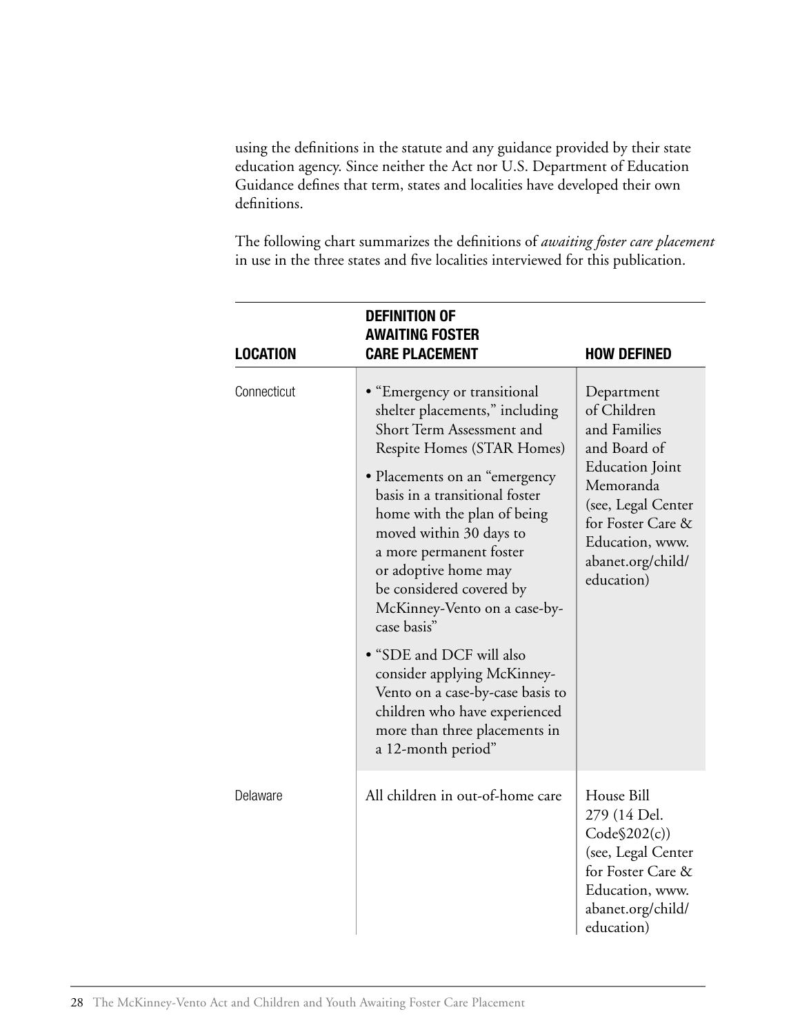using the definitions in the statute and any guidance provided by their state education agency. Since neither the Act nor U.S. Department of Education Guidance defines that term, states and localities have developed their own definitions.

The following chart summarizes the definitions of *awaiting foster care placement* in use in the three states and five localities interviewed for this publication.

| LOCATION | DEFINITION OF AWAITING FOSTER CARE PLACEMENT | HOW DEFINED |
|---|---|---|
| Connecticut | • "Emergency or transitional shelter placements," including Short Term Assessment and Respite Homes (STAR Homes)<br>• Placements on an "emergency basis in a transitional foster home with the plan of being moved within 30 days to a more permanent foster or adoptive home may be considered covered by McKinney-Vento on a case-by-case basis"<br>• "SDE and DCF will also consider applying McKinney-Vento on a case-by-case basis to children who have experienced more than three placements in a 12-month period" | Department of Children and Families and Board of Education Joint Memoranda (see, Legal Center for Foster Care & Education, www.abanet.org/child/education) |
| Delaware | All children in out-of-home care | House Bill 279 (14 Del. Code§202(c)) (see, Legal Center for Foster Care & Education, www.abanet.org/child/education) |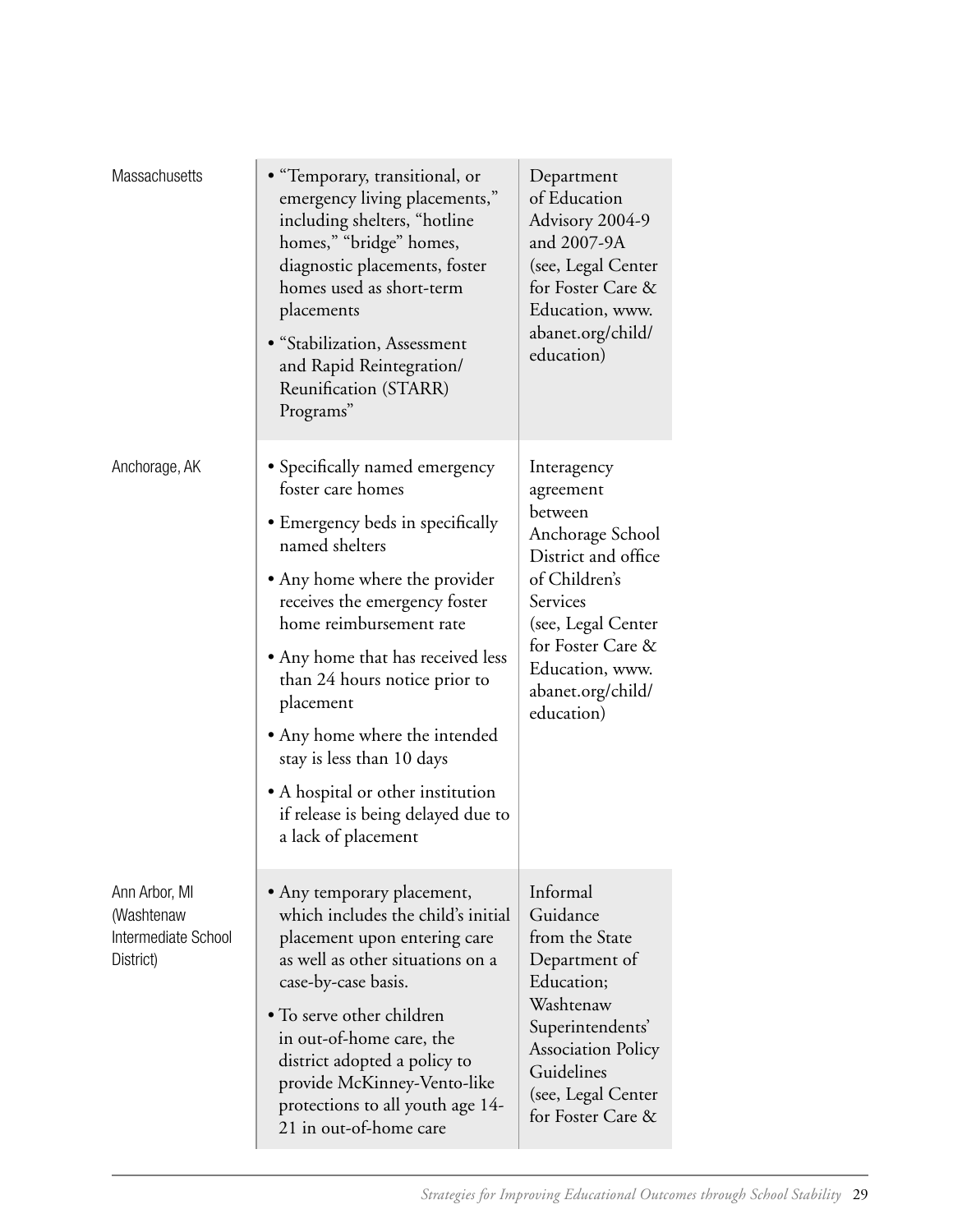| | | |
|---|---|---|
| Massachusetts | • "Temporary, transitional, or emergency living placements," including shelters, "hotline homes," "bridge" homes, diagnostic placements, foster homes used as short-term placements<br>• "Stabilization, Assessment and Rapid Reintegration/ Reunification (STARR) Programs" | Department of Education Advisory 2004-9 and 2007-9A (see, Legal Center for Foster Care & Education, www.abanet.org/child/education) |
| Anchorage, AK | • Specifically named emergency foster care homes<br>• Emergency beds in specifically named shelters<br>• Any home where the provider receives the emergency foster home reimbursement rate<br>• Any home that has received less than 24 hours notice prior to placement<br>• Any home where the intended stay is less than 10 days<br>• A hospital or other institution if release is being delayed due to a lack of placement | Interagency agreement between Anchorage School District and office of Children's Services (see, Legal Center for Foster Care & Education, www.abanet.org/child/education) |
| Ann Arbor, MI (Washtenaw Intermediate School District) | • Any temporary placement, which includes the child's initial placement upon entering care as well as other situations on a case-by-case basis.<br>• To serve other children in out-of-home care, the district adopted a policy to provide McKinney-Vento-like protections to all youth age 14-21 in out-of-home care | Informal Guidance from the State Department of Education; Washtenaw Superintendents' Association Policy Guidelines (see, Legal Center for Foster Care & |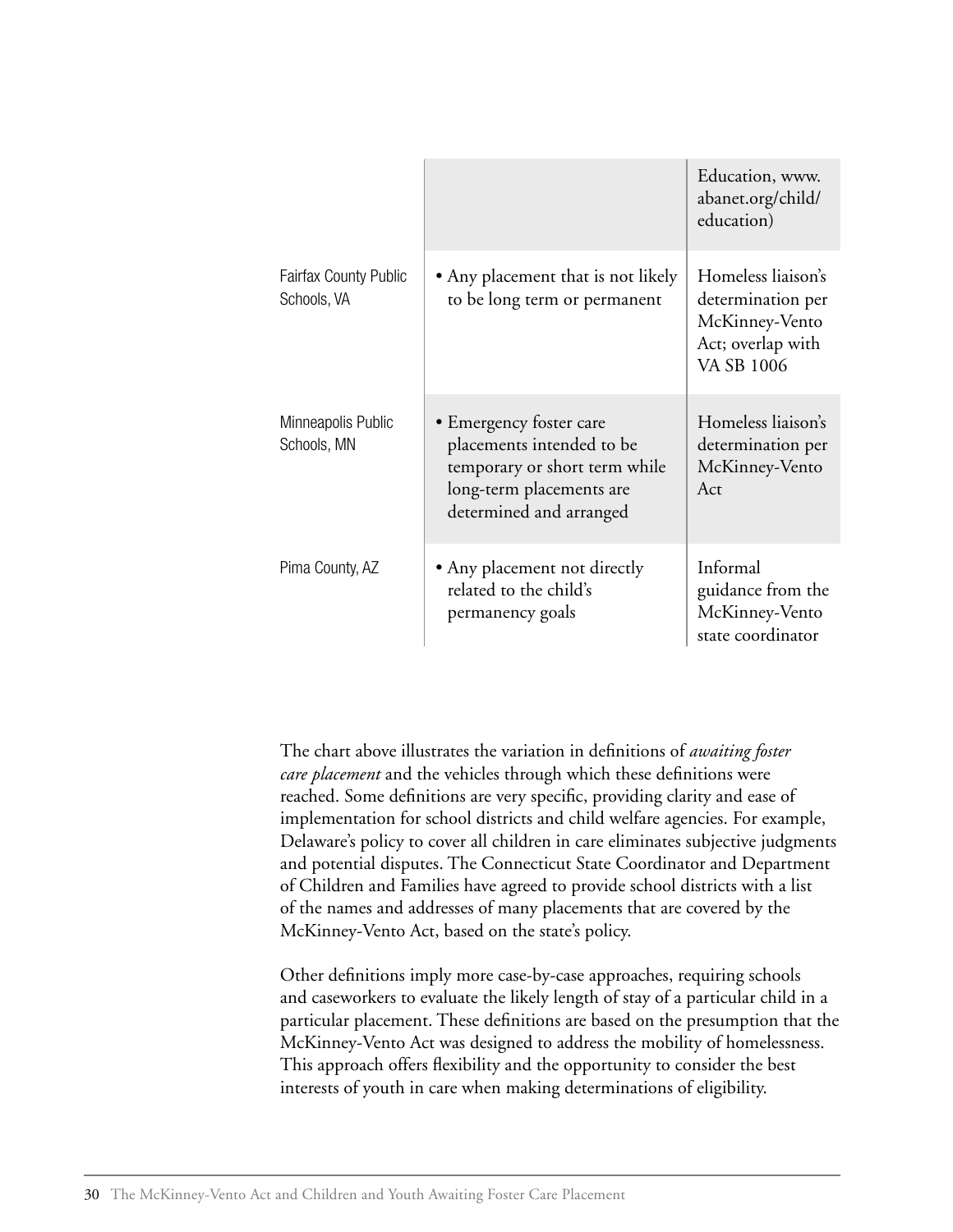| | | |
|---|---|---|
| | | Education, www.abanet.org/child/education) |
| Fairfax County Public Schools, VA | • Any placement that is not likely to be long term or permanent | Homeless liaison's determination per McKinney-Vento Act; overlap with VA SB 1006 |
| Minneapolis Public Schools, MN | • Emergency foster care placements intended to be temporary or short term while long-term placements are determined and arranged | Homeless liaison's determination per McKinney-Vento Act |
| Pima County, AZ | • Any placement not directly related to the child's permanency goals | Informal guidance from the McKinney-Vento state coordinator |

The chart above illustrates the variation in definitions of *awaiting foster care placement* and the vehicles through which these definitions were reached. Some definitions are very specific, providing clarity and ease of implementation for school districts and child welfare agencies. For example, Delaware's policy to cover all children in care eliminates subjective judgments and potential disputes. The Connecticut State Coordinator and Department of Children and Families have agreed to provide school districts with a list of the names and addresses of many placements that are covered by the McKinney-Vento Act, based on the state's policy.

Other definitions imply more case-by-case approaches, requiring schools and caseworkers to evaluate the likely length of stay of a particular child in a particular placement. These definitions are based on the presumption that the McKinney-Vento Act was designed to address the mobility of homelessness. This approach offers flexibility and the opportunity to consider the best interests of youth in care when making determinations of eligibility.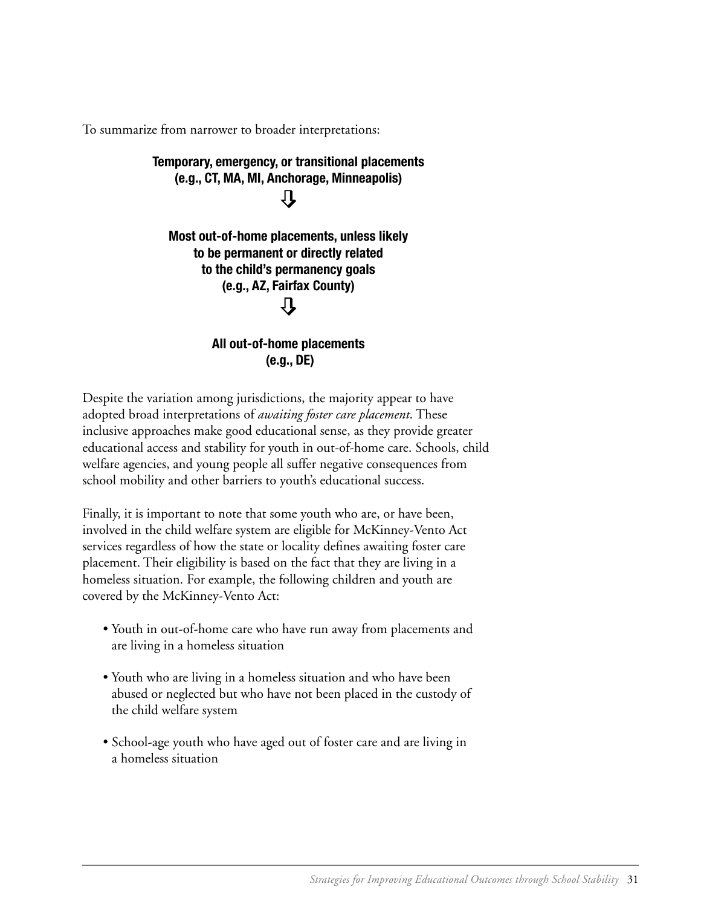To summarize from narrower to broader interpretations:

**Temporary, emergency, or transitional placements**
**(e.g., CT, MA, MI, Anchorage, Minneapolis)**

⇩

**Most out-of-home placements, unless likely to be permanent or directly related to the child's permanency goals**
**(e.g., AZ, Fairfax County)**

⇩

**All out-of-home placements**
**(e.g., DE)**

Despite the variation among jurisdictions, the majority appear to have adopted broad interpretations of *awaiting foster care placement*. These inclusive approaches make good educational sense, as they provide greater educational access and stability for youth in out-of-home care. Schools, child welfare agencies, and young people all suffer negative consequences from school mobility and other barriers to youth's educational success.

Finally, it is important to note that some youth who are, or have been, involved in the child welfare system are eligible for McKinney-Vento Act services regardless of how the state or locality defines awaiting foster care placement. Their eligibility is based on the fact that they are living in a homeless situation. For example, the following children and youth are covered by the McKinney-Vento Act:

- Youth in out-of-home care who have run away from placements and are living in a homeless situation
- Youth who are living in a homeless situation and who have been abused or neglected but who have not been placed in the custody of the child welfare system
- School-age youth who have aged out of foster care and are living in a homeless situation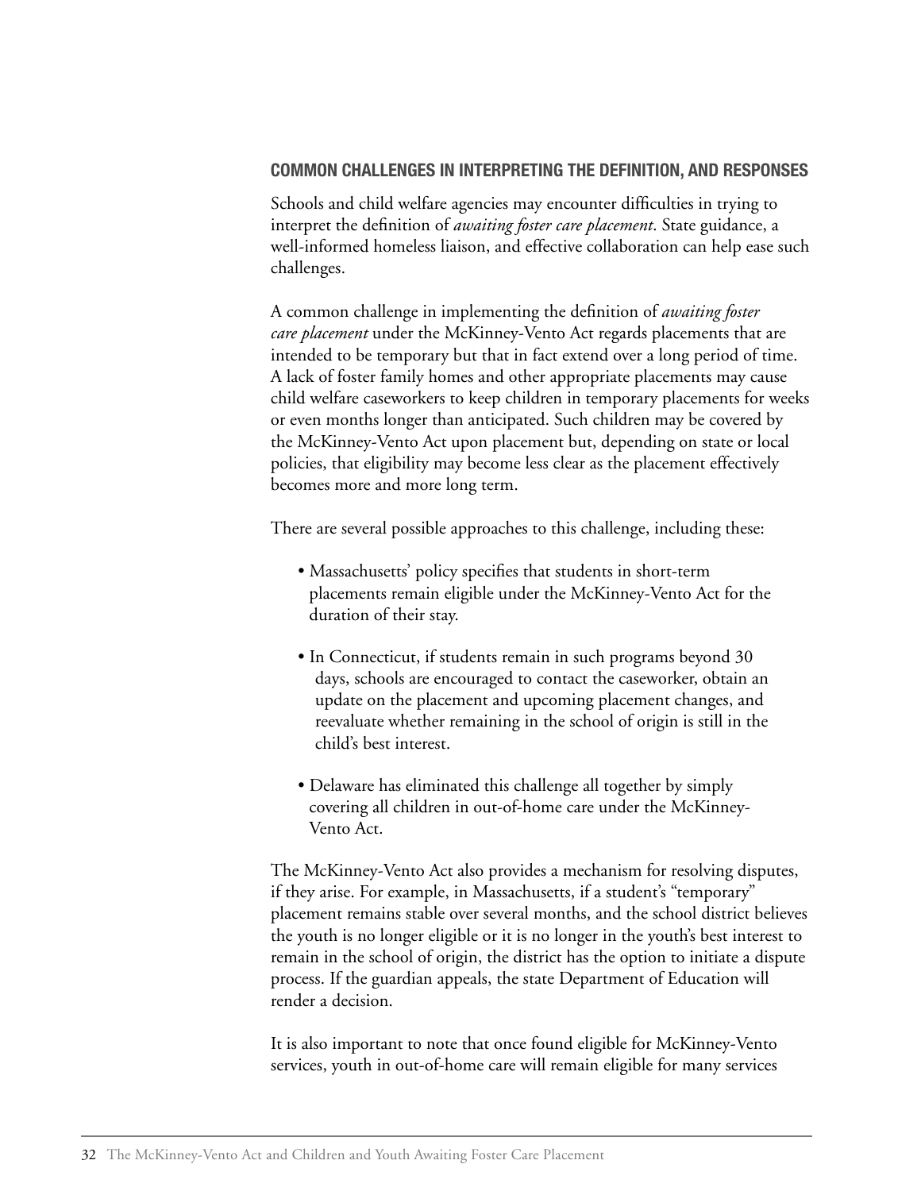### COMMON CHALLENGES IN INTERPRETING THE DEFINITION, AND RESPONSES

Schools and child welfare agencies may encounter difficulties in trying to interpret the definition of *awaiting foster care placement*. State guidance, a well-informed homeless liaison, and effective collaboration can help ease such challenges.

A common challenge in implementing the definition of *awaiting foster care placement* under the McKinney-Vento Act regards placements that are intended to be temporary but that in fact extend over a long period of time. A lack of foster family homes and other appropriate placements may cause child welfare caseworkers to keep children in temporary placements for weeks or even months longer than anticipated. Such children may be covered by the McKinney-Vento Act upon placement but, depending on state or local policies, that eligibility may become less clear as the placement effectively becomes more and more long term.

There are several possible approaches to this challenge, including these:

- Massachusetts' policy specifies that students in short-term placements remain eligible under the McKinney-Vento Act for the duration of their stay.
- In Connecticut, if students remain in such programs beyond 30 days, schools are encouraged to contact the caseworker, obtain an update on the placement and upcoming placement changes, and reevaluate whether remaining in the school of origin is still in the child's best interest.
- Delaware has eliminated this challenge all together by simply covering all children in out-of-home care under the McKinney-Vento Act.

The McKinney-Vento Act also provides a mechanism for resolving disputes, if they arise. For example, in Massachusetts, if a student's "temporary" placement remains stable over several months, and the school district believes the youth is no longer eligible or it is no longer in the youth's best interest to remain in the school of origin, the district has the option to initiate a dispute process. If the guardian appeals, the state Department of Education will render a decision.

It is also important to note that once found eligible for McKinney-Vento services, youth in out-of-home care will remain eligible for many services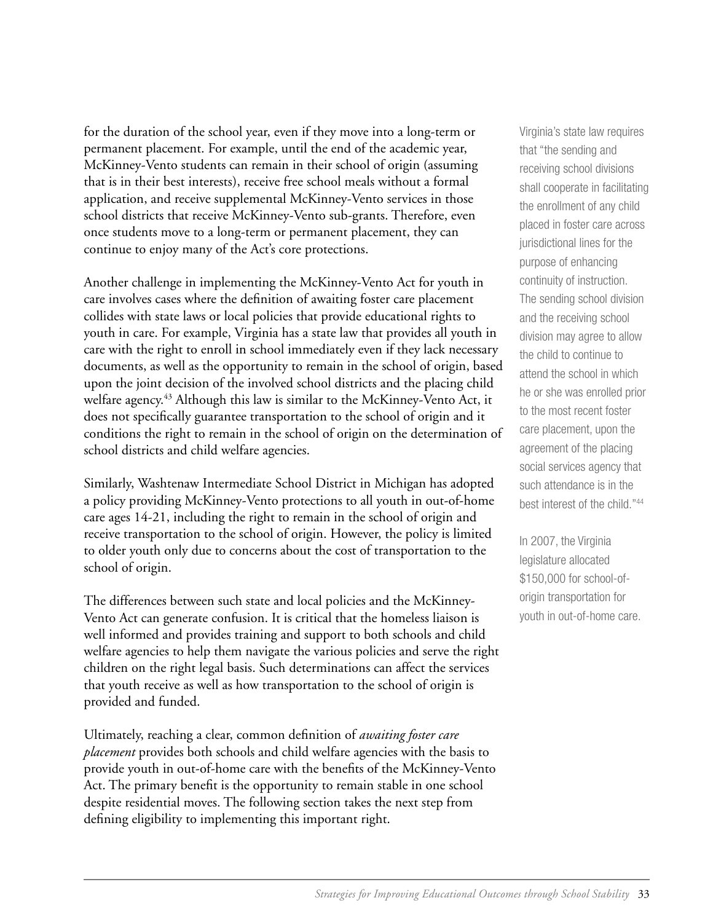for the duration of the school year, even if they move into a long-term or permanent placement. For example, until the end of the academic year, McKinney-Vento students can remain in their school of origin (assuming that is in their best interests), receive free school meals without a formal application, and receive supplemental McKinney-Vento services in those school districts that receive McKinney-Vento sub-grants. Therefore, even once students move to a long-term or permanent placement, they can continue to enjoy many of the Act's core protections.

Another challenge in implementing the McKinney-Vento Act for youth in care involves cases where the definition of awaiting foster care placement collides with state laws or local policies that provide educational rights to youth in care. For example, Virginia has a state law that provides all youth in care with the right to enroll in school immediately even if they lack necessary documents, as well as the opportunity to remain in the school of origin, based upon the joint decision of the involved school districts and the placing child welfare agency.[43] Although this law is similar to the McKinney-Vento Act, it does not specifically guarantee transportation to the school of origin and it conditions the right to remain in the school of origin on the determination of school districts and child welfare agencies.

Similarly, Washtenaw Intermediate School District in Michigan has adopted a policy providing McKinney-Vento protections to all youth in out-of-home care ages 14-21, including the right to remain in the school of origin and receive transportation to the school of origin. However, the policy is limited to older youth only due to concerns about the cost of transportation to the school of origin.

The differences between such state and local policies and the McKinney-Vento Act can generate confusion. It is critical that the homeless liaison is well informed and provides training and support to both schools and child welfare agencies to help them navigate the various policies and serve the right children on the right legal basis. Such determinations can affect the services that youth receive as well as how transportation to the school of origin is provided and funded.

Ultimately, reaching a clear, common definition of *awaiting foster care placement* provides both schools and child welfare agencies with the basis to provide youth in out-of-home care with the benefits of the McKinney-Vento Act. The primary benefit is the opportunity to remain stable in one school despite residential moves. The following section takes the next step from defining eligibility to implementing this important right.

Virginia's state law requires that "the sending and receiving school divisions shall cooperate in facilitating the enrollment of any child placed in foster care across jurisdictional lines for the purpose of enhancing continuity of instruction. The sending school division and the receiving school division may agree to allow the child to continue to attend the school in which he or she was enrolled prior to the most recent foster care placement, upon the agreement of the placing social services agency that such attendance is in the best interest of the child."[44]

In 2007, the Virginia legislature allocated $150,000 for school-of-origin transportation for youth in out-of-home care.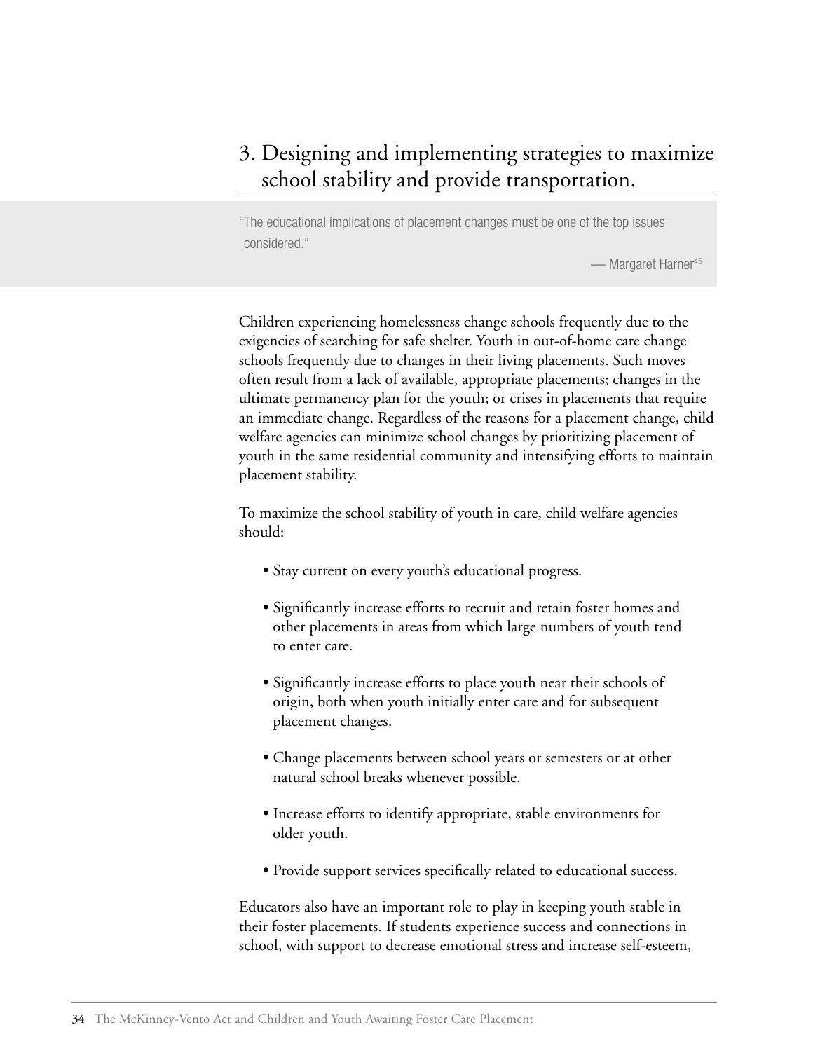## 3. Designing and implementing strategies to maximize school stability and provide transportation.

> "The educational implications of placement changes must be one of the top issues considered."
>
> — Margaret Harner[45]

Children experiencing homelessness change schools frequently due to the exigencies of searching for safe shelter. Youth in out-of-home care change schools frequently due to changes in their living placements. Such moves often result from a lack of available, appropriate placements; changes in the ultimate permanency plan for the youth; or crises in placements that require an immediate change. Regardless of the reasons for a placement change, child welfare agencies can minimize school changes by prioritizing placement of youth in the same residential community and intensifying efforts to maintain placement stability.

To maximize the school stability of youth in care, child welfare agencies should:

- Stay current on every youth's educational progress.
- Significantly increase efforts to recruit and retain foster homes and other placements in areas from which large numbers of youth tend to enter care.
- Significantly increase efforts to place youth near their schools of origin, both when youth initially enter care and for subsequent placement changes.
- Change placements between school years or semesters or at other natural school breaks whenever possible.
- Increase efforts to identify appropriate, stable environments for older youth.
- Provide support services specifically related to educational success.

Educators also have an important role to play in keeping youth stable in their foster placements. If students experience success and connections in school, with support to decrease emotional stress and increase self-esteem,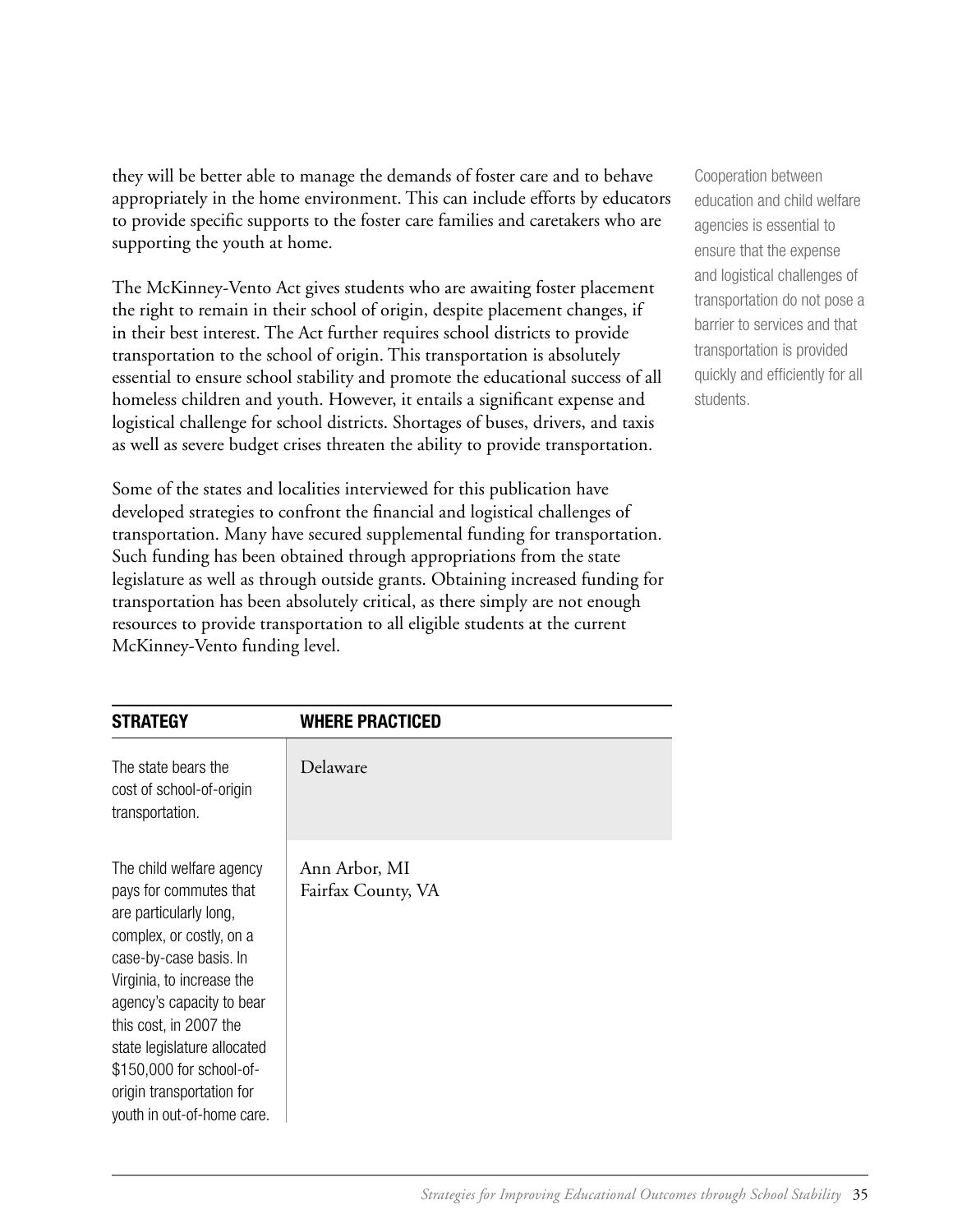they will be better able to manage the demands of foster care and to behave appropriately in the home environment. This can include efforts by educators to provide specific supports to the foster care families and caretakers who are supporting the youth at home.

The McKinney-Vento Act gives students who are awaiting foster placement the right to remain in their school of origin, despite placement changes, if in their best interest. The Act further requires school districts to provide transportation to the school of origin. This transportation is absolutely essential to ensure school stability and promote the educational success of all homeless children and youth. However, it entails a significant expense and logistical challenge for school districts. Shortages of buses, drivers, and taxis as well as severe budget crises threaten the ability to provide transportation.

Cooperation between education and child welfare agencies is essential to ensure that the expense and logistical challenges of transportation do not pose a barrier to services and that transportation is provided quickly and efficiently for all students.

Some of the states and localities interviewed for this publication have developed strategies to confront the financial and logistical challenges of transportation. Many have secured supplemental funding for transportation. Such funding has been obtained through appropriations from the state legislature as well as through outside grants. Obtaining increased funding for transportation has been absolutely critical, as there simply are not enough resources to provide transportation to all eligible students at the current McKinney-Vento funding level.

| STRATEGY | WHERE PRACTICED |
|---|---|
| The state bears the cost of school-of-origin transportation. | Delaware |
| The child welfare agency pays for commutes that are particularly long, complex, or costly, on a case-by-case basis. In Virginia, to increase the agency's capacity to bear this cost, in 2007 the state legislature allocated $150,000 for school-of-origin transportation for youth in out-of-home care. | Ann Arbor, MI<br>Fairfax County, VA |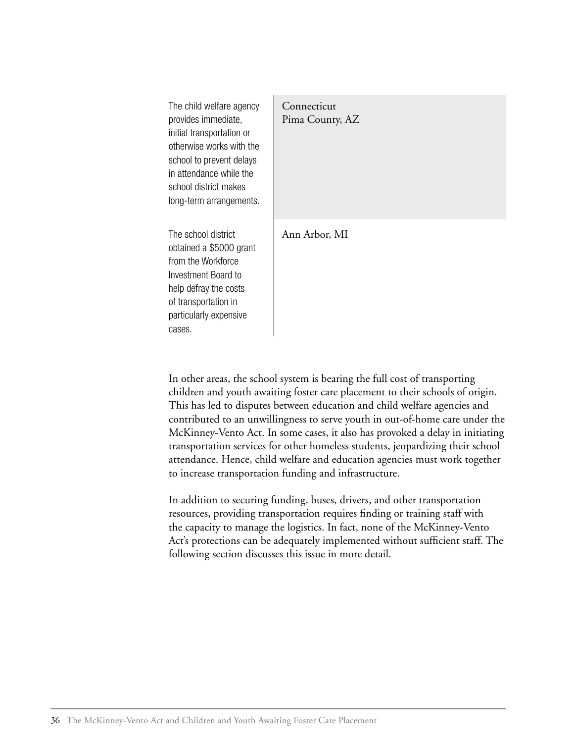| | |
|---|---|
| The child welfare agency provides immediate, initial transportation or otherwise works with the school to prevent delays in attendance while the school district makes long-term arrangements. | Connecticut<br>Pima County, AZ |
| The school district obtained a $5000 grant from the Workforce Investment Board to help defray the costs of transportation in particularly expensive cases. | Ann Arbor, MI |

In other areas, the school system is bearing the full cost of transporting children and youth awaiting foster care placement to their schools of origin. This has led to disputes between education and child welfare agencies and contributed to an unwillingness to serve youth in out-of-home care under the McKinney-Vento Act. In some cases, it also has provoked a delay in initiating transportation services for other homeless students, jeopardizing their school attendance. Hence, child welfare and education agencies must work together to increase transportation funding and infrastructure.

In addition to securing funding, buses, drivers, and other transportation resources, providing transportation requires finding or training staff with the capacity to manage the logistics. In fact, none of the McKinney-Vento Act's protections can be adequately implemented without sufficient staff. The following section discusses this issue in more detail.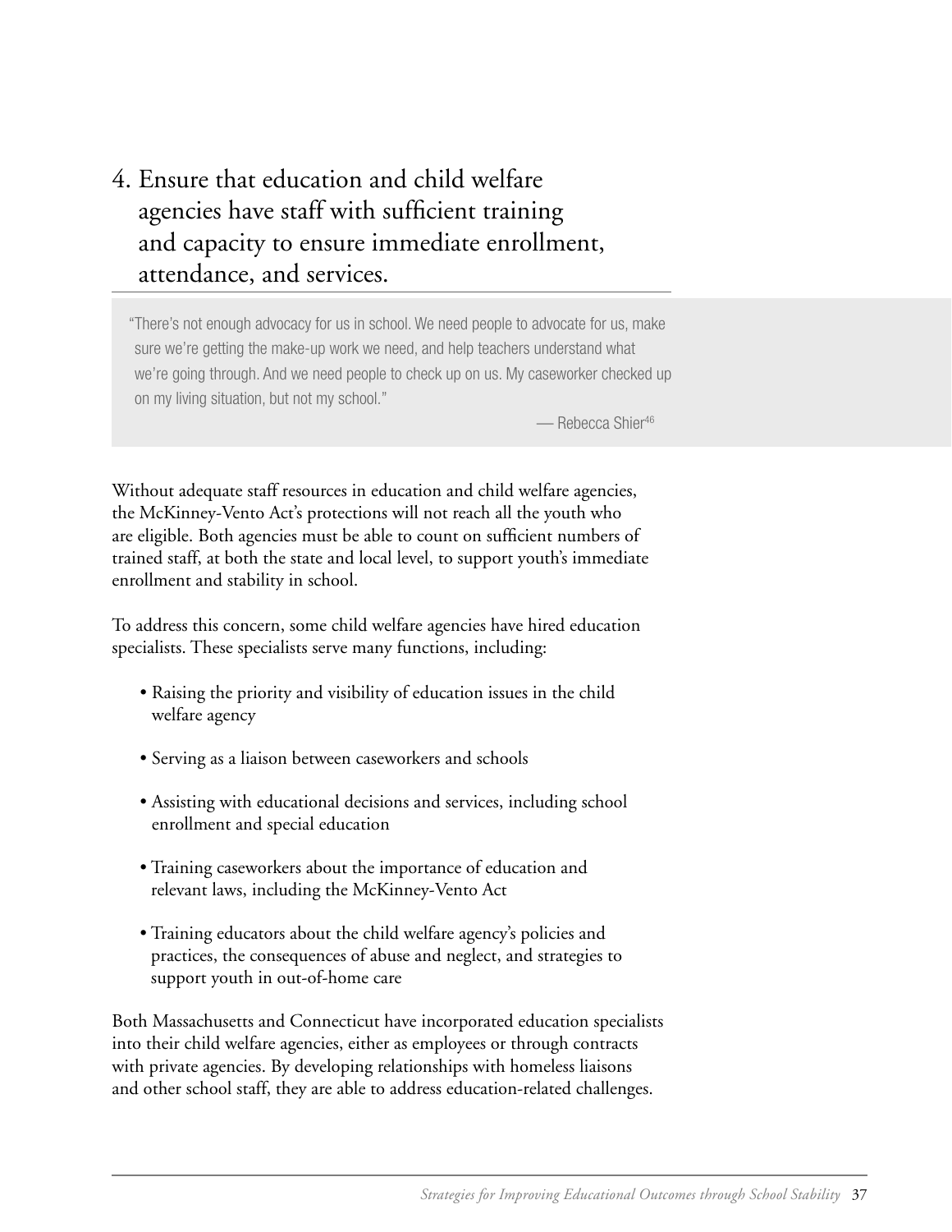## 4. Ensure that education and child welfare agencies have staff with sufficient training and capacity to ensure immediate enrollment, attendance, and services.

> "There's not enough advocacy for us in school. We need people to advocate for us, make sure we're getting the make-up work we need, and help teachers understand what we're going through. And we need people to check up on us. My caseworker checked up on my living situation, but not my school."
>
> — Rebecca Shier[46]

Without adequate staff resources in education and child welfare agencies, the McKinney-Vento Act's protections will not reach all the youth who are eligible. Both agencies must be able to count on sufficient numbers of trained staff, at both the state and local level, to support youth's immediate enrollment and stability in school.

To address this concern, some child welfare agencies have hired education specialists. These specialists serve many functions, including:

- Raising the priority and visibility of education issues in the child welfare agency
- Serving as a liaison between caseworkers and schools
- Assisting with educational decisions and services, including school enrollment and special education
- Training caseworkers about the importance of education and relevant laws, including the McKinney-Vento Act
- Training educators about the child welfare agency's policies and practices, the consequences of abuse and neglect, and strategies to support youth in out-of-home care

Both Massachusetts and Connecticut have incorporated education specialists into their child welfare agencies, either as employees or through contracts with private agencies. By developing relationships with homeless liaisons and other school staff, they are able to address education-related challenges.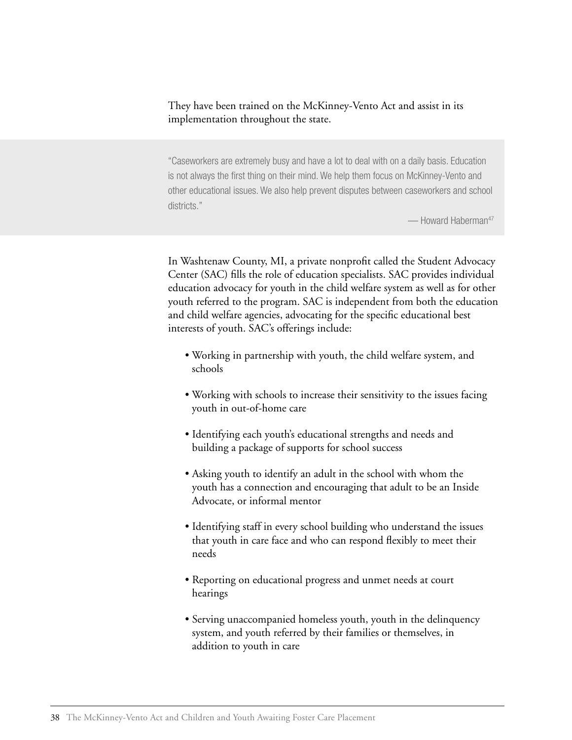They have been trained on the McKinney-Vento Act and assist in its implementation throughout the state.

> "Caseworkers are extremely busy and have a lot to deal with on a daily basis. Education is not always the first thing on their mind. We help them focus on McKinney-Vento and other educational issues. We also help prevent disputes between caseworkers and school districts."
>
> — Howard Haberman[47]

In Washtenaw County, MI, a private nonprofit called the Student Advocacy Center (SAC) fills the role of education specialists. SAC provides individual education advocacy for youth in the child welfare system as well as for other youth referred to the program. SAC is independent from both the education and child welfare agencies, advocating for the specific educational best interests of youth. SAC's offerings include:

- Working in partnership with youth, the child welfare system, and schools
- Working with schools to increase their sensitivity to the issues facing youth in out-of-home care
- Identifying each youth's educational strengths and needs and building a package of supports for school success
- Asking youth to identify an adult in the school with whom the youth has a connection and encouraging that adult to be an Inside Advocate, or informal mentor
- Identifying staff in every school building who understand the issues that youth in care face and who can respond flexibly to meet their needs
- Reporting on educational progress and unmet needs at court hearings
- Serving unaccompanied homeless youth, youth in the delinquency system, and youth referred by their families or themselves, in addition to youth in care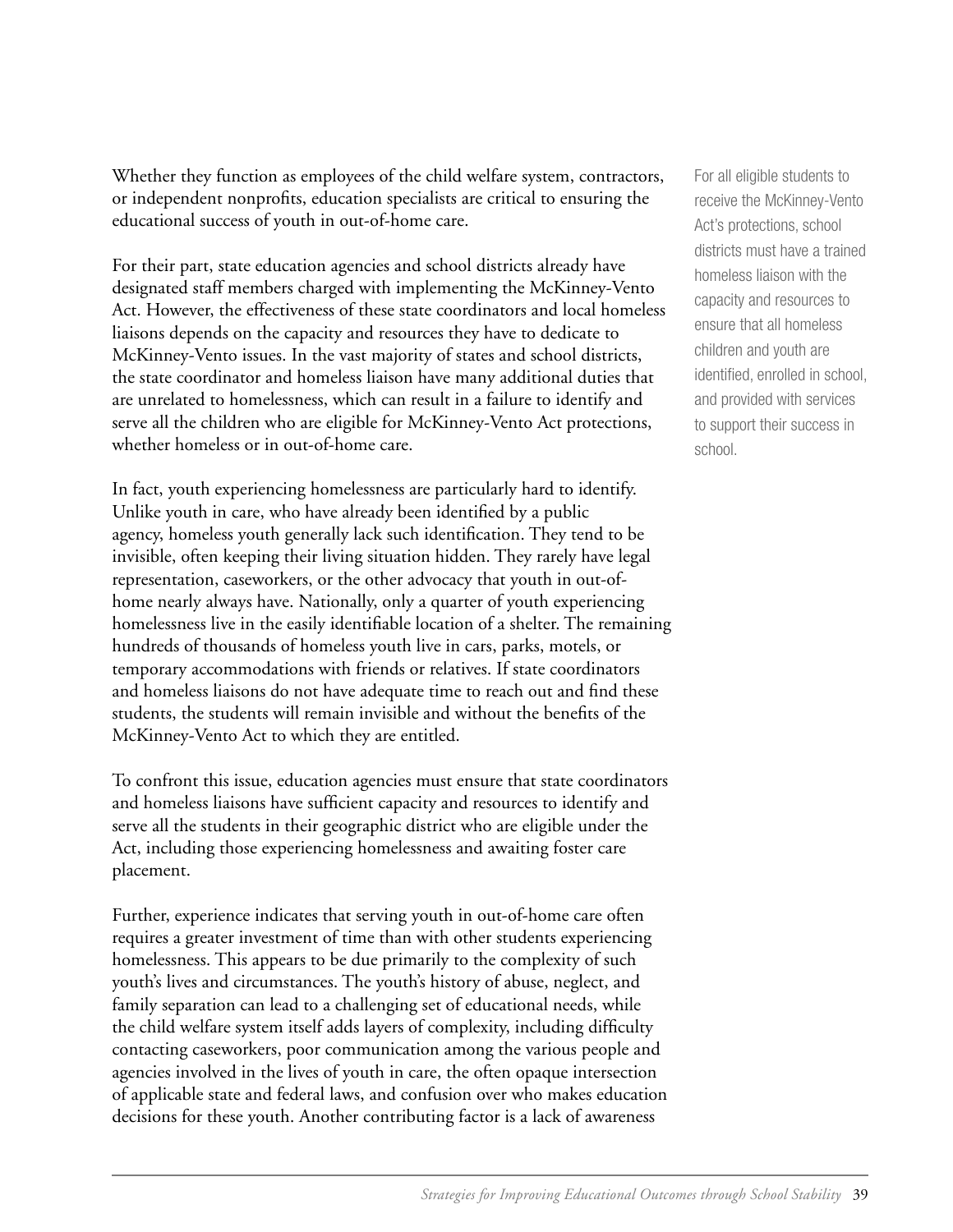Whether they function as employees of the child welfare system, contractors, or independent nonprofits, education specialists are critical to ensuring the educational success of youth in out-of-home care.

For their part, state education agencies and school districts already have designated staff members charged with implementing the McKinney-Vento Act. However, the effectiveness of these state coordinators and local homeless liaisons depends on the capacity and resources they have to dedicate to McKinney-Vento issues. In the vast majority of states and school districts, the state coordinator and homeless liaison have many additional duties that are unrelated to homelessness, which can result in a failure to identify and serve all the children who are eligible for McKinney-Vento Act protections, whether homeless or in out-of-home care.

For all eligible students to receive the McKinney-Vento Act's protections, school districts must have a trained homeless liaison with the capacity and resources to ensure that all homeless children and youth are identified, enrolled in school, and provided with services to support their success in school.

In fact, youth experiencing homelessness are particularly hard to identify. Unlike youth in care, who have already been identified by a public agency, homeless youth generally lack such identification. They tend to be invisible, often keeping their living situation hidden. They rarely have legal representation, caseworkers, or the other advocacy that youth in out-of-home nearly always have. Nationally, only a quarter of youth experiencing homelessness live in the easily identifiable location of a shelter. The remaining hundreds of thousands of homeless youth live in cars, parks, motels, or temporary accommodations with friends or relatives. If state coordinators and homeless liaisons do not have adequate time to reach out and find these students, the students will remain invisible and without the benefits of the McKinney-Vento Act to which they are entitled.

To confront this issue, education agencies must ensure that state coordinators and homeless liaisons have sufficient capacity and resources to identify and serve all the students in their geographic district who are eligible under the Act, including those experiencing homelessness and awaiting foster care placement.

Further, experience indicates that serving youth in out-of-home care often requires a greater investment of time than with other students experiencing homelessness. This appears to be due primarily to the complexity of such youth's lives and circumstances. The youth's history of abuse, neglect, and family separation can lead to a challenging set of educational needs, while the child welfare system itself adds layers of complexity, including difficulty contacting caseworkers, poor communication among the various people and agencies involved in the lives of youth in care, the often opaque intersection of applicable state and federal laws, and confusion over who makes education decisions for these youth. Another contributing factor is a lack of awareness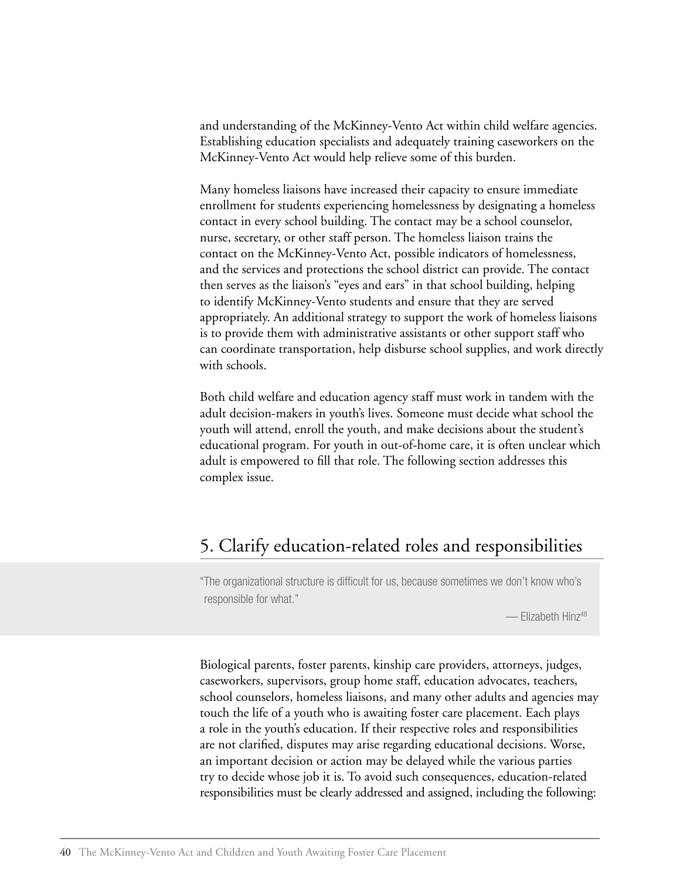and understanding of the McKinney-Vento Act within child welfare agencies. Establishing education specialists and adequately training caseworkers on the McKinney-Vento Act would help relieve some of this burden.

Many homeless liaisons have increased their capacity to ensure immediate enrollment for students experiencing homelessness by designating a homeless contact in every school building. The contact may be a school counselor, nurse, secretary, or other staff person. The homeless liaison trains the contact on the McKinney-Vento Act, possible indicators of homelessness, and the services and protections the school district can provide. The contact then serves as the liaison's "eyes and ears" in that school building, helping to identify McKinney-Vento students and ensure that they are served appropriately. An additional strategy to support the work of homeless liaisons is to provide them with administrative assistants or other support staff who can coordinate transportation, help disburse school supplies, and work directly with schools.

Both child welfare and education agency staff must work in tandem with the adult decision-makers in youth's lives. Someone must decide what school the youth will attend, enroll the youth, and make decisions about the student's educational program. For youth in out-of-home care, it is often unclear which adult is empowered to fill that role. The following section addresses this complex issue.

## 5. Clarify education-related roles and responsibilities

> "The organizational structure is difficult for us, because sometimes we don't know who's responsible for what."
>
> — Elizabeth Hinz[48]

Biological parents, foster parents, kinship care providers, attorneys, judges, caseworkers, supervisors, group home staff, education advocates, teachers, school counselors, homeless liaisons, and many other adults and agencies may touch the life of a youth who is awaiting foster care placement. Each plays a role in the youth's education. If their respective roles and responsibilities are not clarified, disputes may arise regarding educational decisions. Worse, an important decision or action may be delayed while the various parties try to decide whose job it is. To avoid such consequences, education-related responsibilities must be clearly addressed and assigned, including the following: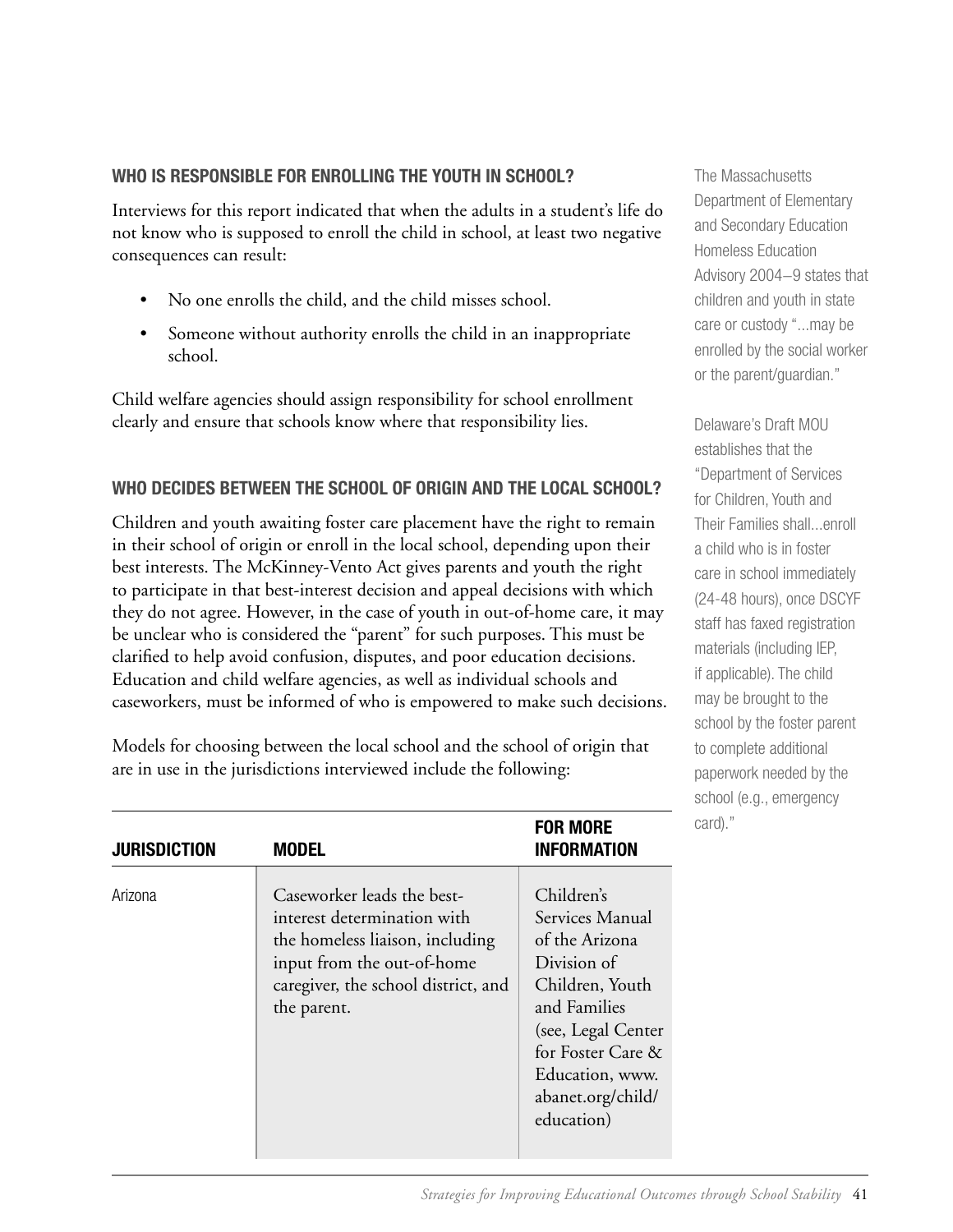### WHO IS RESPONSIBLE FOR ENROLLING THE YOUTH IN SCHOOL?

Interviews for this report indicated that when the adults in a student's life do not know who is supposed to enroll the child in school, at least two negative consequences can result:

- No one enrolls the child, and the child misses school.
- Someone without authority enrolls the child in an inappropriate school.

Child welfare agencies should assign responsibility for school enrollment clearly and ensure that schools know where that responsibility lies.

### WHO DECIDES BETWEEN THE SCHOOL OF ORIGIN AND THE LOCAL SCHOOL?

Children and youth awaiting foster care placement have the right to remain in their school of origin or enroll in the local school, depending upon their best interests. The McKinney-Vento Act gives parents and youth the right to participate in that best-interest decision and appeal decisions with which they do not agree. However, in the case of youth in out-of-home care, it may be unclear who is considered the "parent" for such purposes. This must be clarified to help avoid confusion, disputes, and poor education decisions. Education and child welfare agencies, as well as individual schools and caseworkers, must be informed of who is empowered to make such decisions.

Models for choosing between the local school and the school of origin that are in use in the jurisdictions interviewed include the following:

| JURISDICTION | MODEL | FOR MORE INFORMATION |
|---|---|---|
| Arizona | Caseworker leads the best-interest determination with the homeless liaison, including input from the out-of-home caregiver, the school district, and the parent. | Children's Services Manual of the Arizona Division of Children, Youth and Families (see, Legal Center for Foster Care & Education, www.abanet.org/child/education) |

The Massachusetts Department of Elementary and Secondary Education Homeless Education Advisory 2004–9 states that children and youth in state care or custody "...may be enrolled by the social worker or the parent/guardian."

Delaware's Draft MOU establishes that the "Department of Services for Children, Youth and Their Families shall...enroll a child who is in foster care in school immediately (24-48 hours), once DSCYF staff has faxed registration materials (including IEP, if applicable). The child may be brought to the school by the foster parent to complete additional paperwork needed by the school (e.g., emergency card)."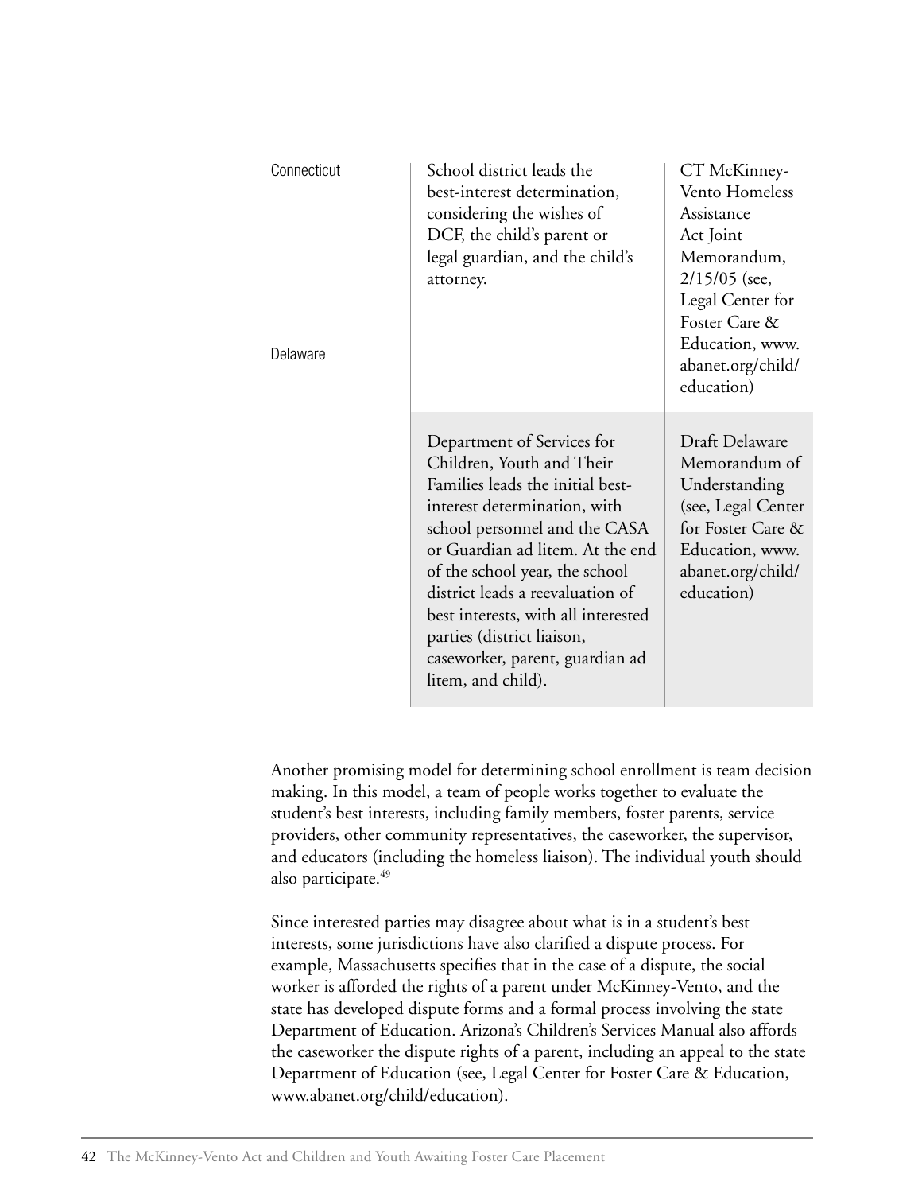| | | |
|---|---|---|
| Connecticut | School district leads the best-interest determination, considering the wishes of DCF, the child's parent or legal guardian, and the child's attorney. | CT McKinney-Vento Homeless Assistance Act Joint Memorandum, 2/15/05 (see, Legal Center for Foster Care & Education, www.abanet.org/child/education) |
| Delaware | Department of Services for Children, Youth and Their Families leads the initial best-interest determination, with school personnel and the CASA or Guardian ad litem. At the end of the school year, the school district leads a reevaluation of best interests, with all interested parties (district liaison, caseworker, parent, guardian ad litem, and child). | Draft Delaware Memorandum of Understanding (see, Legal Center for Foster Care & Education, www.abanet.org/child/education) |

Another promising model for determining school enrollment is team decision making. In this model, a team of people works together to evaluate the student's best interests, including family members, foster parents, service providers, other community representatives, the caseworker, the supervisor, and educators (including the homeless liaison). The individual youth should also participate.[49]

Since interested parties may disagree about what is in a student's best interests, some jurisdictions have also clarified a dispute process. For example, Massachusetts specifies that in the case of a dispute, the social worker is afforded the rights of a parent under McKinney-Vento, and the state has developed dispute forms and a formal process involving the state Department of Education. Arizona's Children's Services Manual also affords the caseworker the dispute rights of a parent, including an appeal to the state Department of Education (see, Legal Center for Foster Care & Education, www.abanet.org/child/education).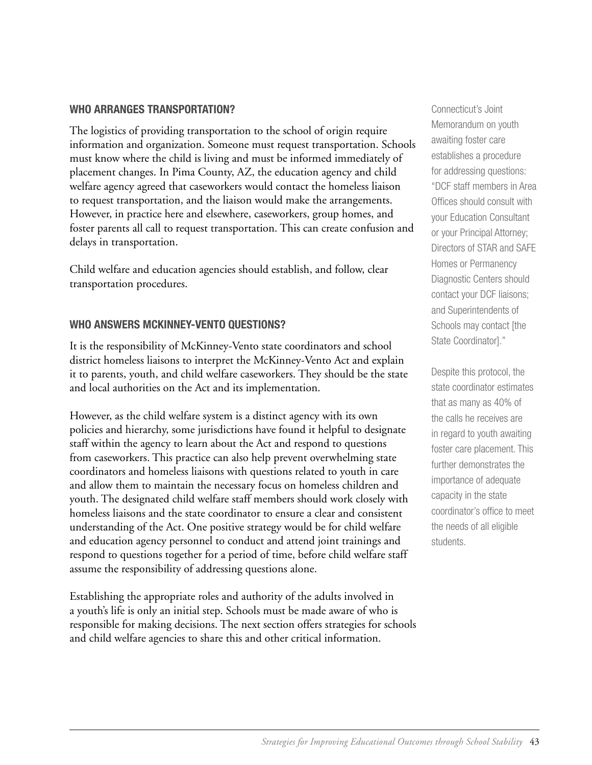### WHO ARRANGES TRANSPORTATION?

The logistics of providing transportation to the school of origin require information and organization. Someone must request transportation. Schools must know where the child is living and must be informed immediately of placement changes. In Pima County, AZ, the education agency and child welfare agency agreed that caseworkers would contact the homeless liaison to request transportation, and the liaison would make the arrangements. However, in practice here and elsewhere, caseworkers, group homes, and foster parents all call to request transportation. This can create confusion and delays in transportation.

Child welfare and education agencies should establish, and follow, clear transportation procedures.

### WHO ANSWERS MCKINNEY-VENTO QUESTIONS?

It is the responsibility of McKinney-Vento state coordinators and school district homeless liaisons to interpret the McKinney-Vento Act and explain it to parents, youth, and child welfare caseworkers. They should be the state and local authorities on the Act and its implementation.

However, as the child welfare system is a distinct agency with its own policies and hierarchy, some jurisdictions have found it helpful to designate staff within the agency to learn about the Act and respond to questions from caseworkers. This practice can also help prevent overwhelming state coordinators and homeless liaisons with questions related to youth in care and allow them to maintain the necessary focus on homeless children and youth. The designated child welfare staff members should work closely with homeless liaisons and the state coordinator to ensure a clear and consistent understanding of the Act. One positive strategy would be for child welfare and education agency personnel to conduct and attend joint trainings and respond to questions together for a period of time, before child welfare staff assume the responsibility of addressing questions alone.

Establishing the appropriate roles and authority of the adults involved in a youth's life is only an initial step. Schools must be made aware of who is responsible for making decisions. The next section offers strategies for schools and child welfare agencies to share this and other critical information.

Connecticut's Joint Memorandum on youth awaiting foster care establishes a procedure for addressing questions: "DCF staff members in Area Offices should consult with your Education Consultant or your Principal Attorney; Directors of STAR and SAFE Homes or Permanency Diagnostic Centers should contact your DCF liaisons; and Superintendents of Schools may contact [the State Coordinator]."

Despite this protocol, the state coordinator estimates that as many as 40% of the calls he receives are in regard to youth awaiting foster care placement. This further demonstrates the importance of adequate capacity in the state coordinator's office to meet the needs of all eligible students.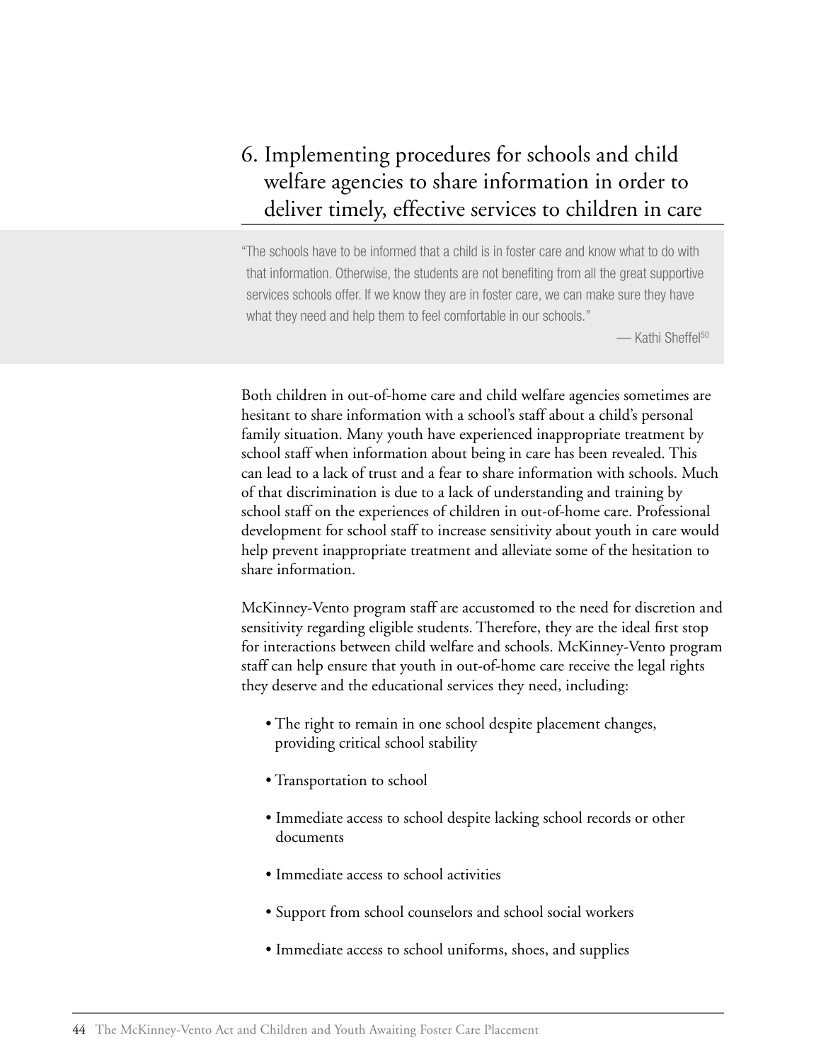## 6. Implementing procedures for schools and child welfare agencies to share information in order to deliver timely, effective services to children in care

> "The schools have to be informed that a child is in foster care and know what to do with that information. Otherwise, the students are not benefiting from all the great supportive services schools offer. If we know they are in foster care, we can make sure they have what they need and help them to feel comfortable in our schools."
>
> — Kathi Sheffel[50]

Both children in out-of-home care and child welfare agencies sometimes are hesitant to share information with a school's staff about a child's personal family situation. Many youth have experienced inappropriate treatment by school staff when information about being in care has been revealed. This can lead to a lack of trust and a fear to share information with schools. Much of that discrimination is due to a lack of understanding and training by school staff on the experiences of children in out-of-home care. Professional development for school staff to increase sensitivity about youth in care would help prevent inappropriate treatment and alleviate some of the hesitation to share information.

McKinney-Vento program staff are accustomed to the need for discretion and sensitivity regarding eligible students. Therefore, they are the ideal first stop for interactions between child welfare and schools. McKinney-Vento program staff can help ensure that youth in out-of-home care receive the legal rights they deserve and the educational services they need, including:

- The right to remain in one school despite placement changes, providing critical school stability
- Transportation to school
- Immediate access to school despite lacking school records or other documents
- Immediate access to school activities
- Support from school counselors and school social workers
- Immediate access to school uniforms, shoes, and supplies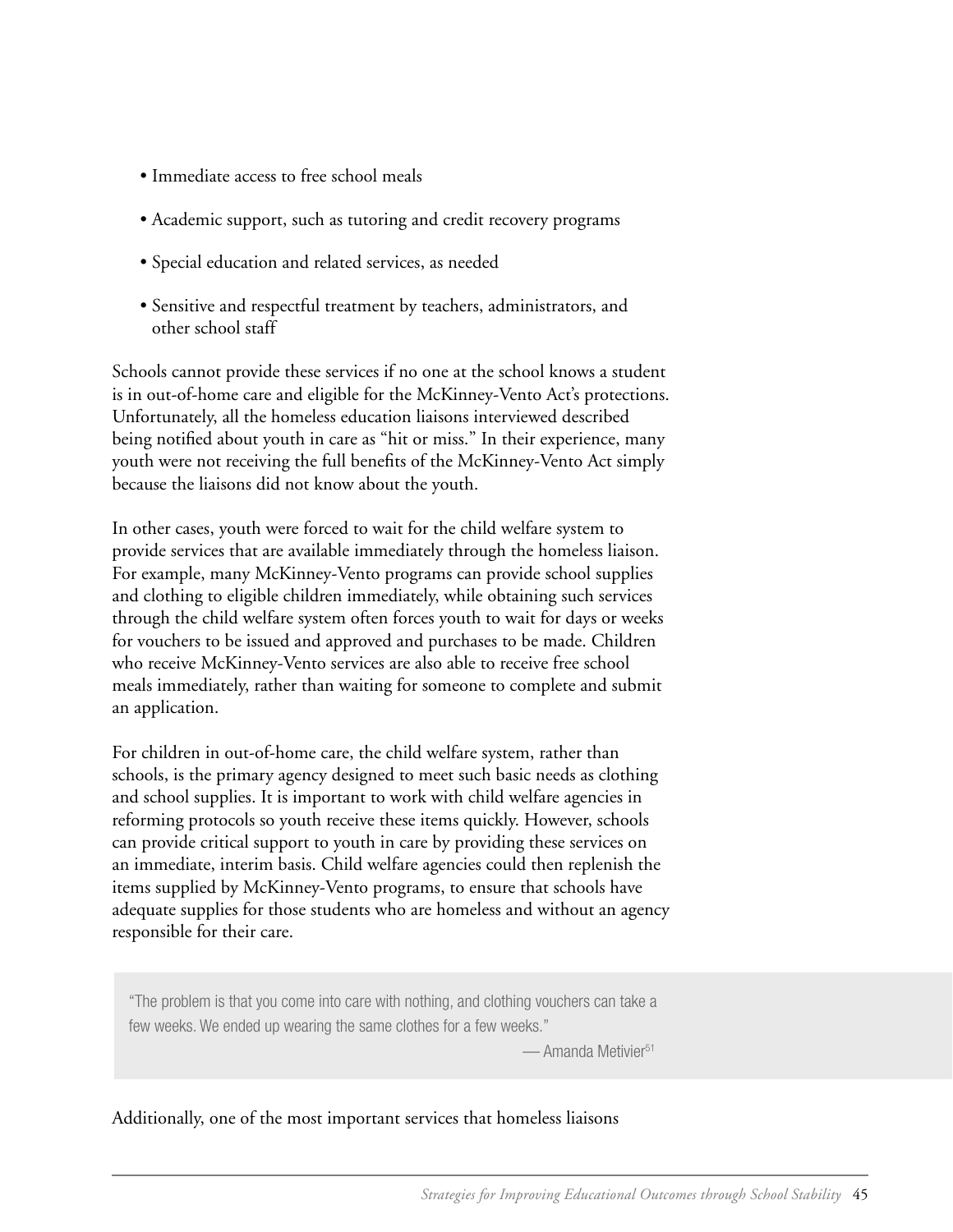- Immediate access to free school meals
- Academic support, such as tutoring and credit recovery programs
- Special education and related services, as needed
- Sensitive and respectful treatment by teachers, administrators, and other school staff

Schools cannot provide these services if no one at the school knows a student is in out-of-home care and eligible for the McKinney-Vento Act's protections. Unfortunately, all the homeless education liaisons interviewed described being notified about youth in care as "hit or miss." In their experience, many youth were not receiving the full benefits of the McKinney-Vento Act simply because the liaisons did not know about the youth.

In other cases, youth were forced to wait for the child welfare system to provide services that are available immediately through the homeless liaison. For example, many McKinney-Vento programs can provide school supplies and clothing to eligible children immediately, while obtaining such services through the child welfare system often forces youth to wait for days or weeks for vouchers to be issued and approved and purchases to be made. Children who receive McKinney-Vento services are also able to receive free school meals immediately, rather than waiting for someone to complete and submit an application.

For children in out-of-home care, the child welfare system, rather than schools, is the primary agency designed to meet such basic needs as clothing and school supplies. It is important to work with child welfare agencies in reforming protocols so youth receive these items quickly. However, schools can provide critical support to youth in care by providing these services on an immediate, interim basis. Child welfare agencies could then replenish the items supplied by McKinney-Vento programs, to ensure that schools have adequate supplies for those students who are homeless and without an agency responsible for their care.

> "The problem is that you come into care with nothing, and clothing vouchers can take a few weeks. We ended up wearing the same clothes for a few weeks."
>
> — Amanda Metivier[51]

Additionally, one of the most important services that homeless liaisons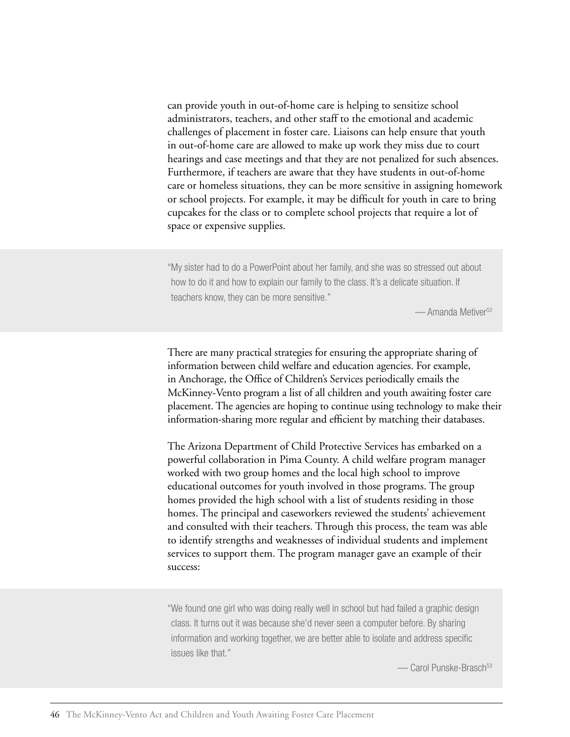can provide youth in out-of-home care is helping to sensitize school administrators, teachers, and other staff to the emotional and academic challenges of placement in foster care. Liaisons can help ensure that youth in out-of-home care are allowed to make up work they miss due to court hearings and case meetings and that they are not penalized for such absences. Furthermore, if teachers are aware that they have students in out-of-home care or homeless situations, they can be more sensitive in assigning homework or school projects. For example, it may be difficult for youth in care to bring cupcakes for the class or to complete school projects that require a lot of space or expensive supplies.

> "My sister had to do a PowerPoint about her family, and she was so stressed out about how to do it and how to explain our family to the class. It's a delicate situation. If teachers know, they can be more sensitive."
>
> — Amanda Metiver[52]

There are many practical strategies for ensuring the appropriate sharing of information between child welfare and education agencies. For example, in Anchorage, the Office of Children's Services periodically emails the McKinney-Vento program a list of all children and youth awaiting foster care placement. The agencies are hoping to continue using technology to make their information-sharing more regular and efficient by matching their databases.

The Arizona Department of Child Protective Services has embarked on a powerful collaboration in Pima County. A child welfare program manager worked with two group homes and the local high school to improve educational outcomes for youth involved in those programs. The group homes provided the high school with a list of students residing in those homes. The principal and caseworkers reviewed the students' achievement and consulted with their teachers. Through this process, the team was able to identify strengths and weaknesses of individual students and implement services to support them. The program manager gave an example of their success:

> "We found one girl who was doing really well in school but had failed a graphic design class. It turns out it was because she'd never seen a computer before. By sharing information and working together, we are better able to isolate and address specific issues like that."
>
> — Carol Punske-Brasch[53]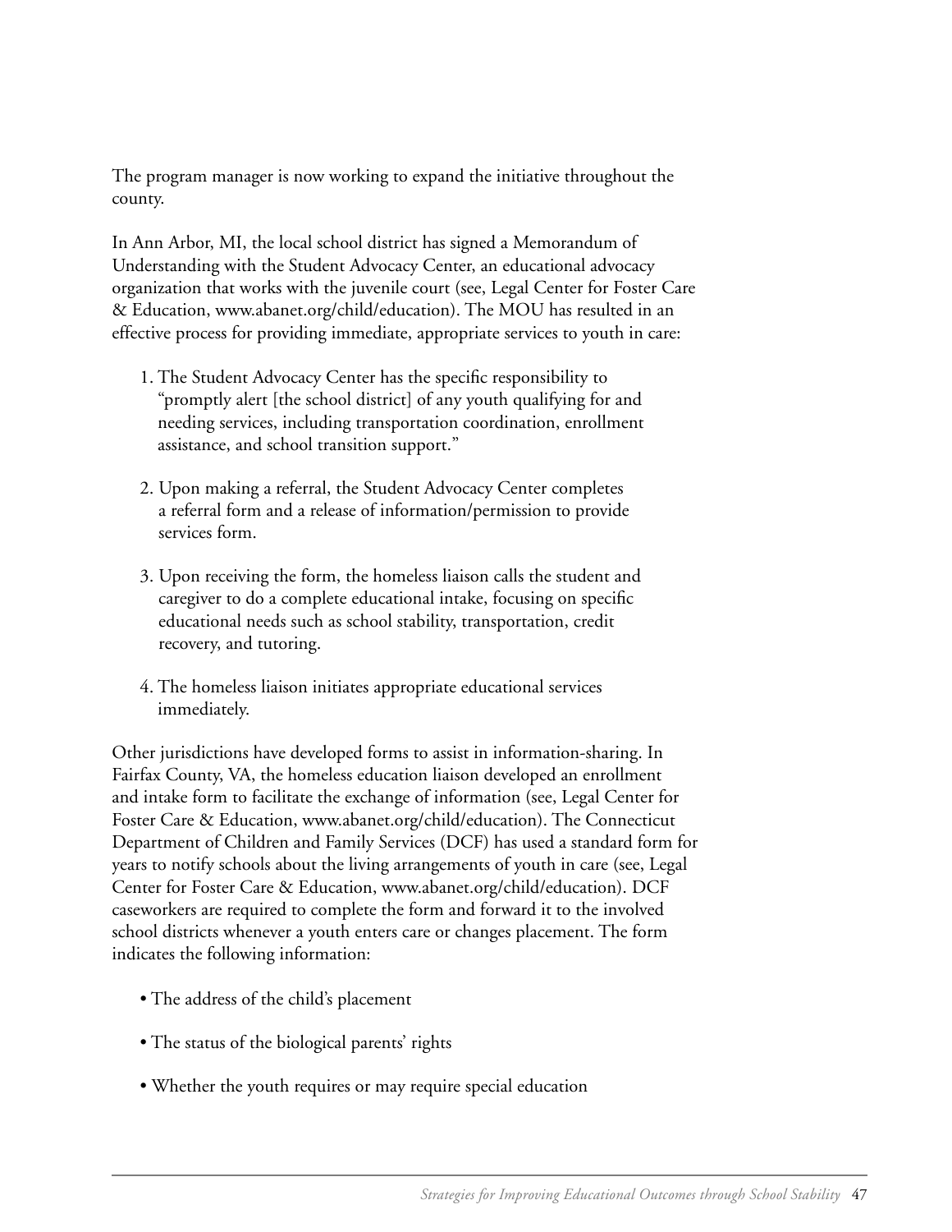The program manager is now working to expand the initiative throughout the county.

In Ann Arbor, MI, the local school district has signed a Memorandum of Understanding with the Student Advocacy Center, an educational advocacy organization that works with the juvenile court (see, Legal Center for Foster Care & Education, www.abanet.org/child/education). The MOU has resulted in an effective process for providing immediate, appropriate services to youth in care:

1. The Student Advocacy Center has the specific responsibility to "promptly alert [the school district] of any youth qualifying for and needing services, including transportation coordination, enrollment assistance, and school transition support."

2. Upon making a referral, the Student Advocacy Center completes a referral form and a release of information/permission to provide services form.

3. Upon receiving the form, the homeless liaison calls the student and caregiver to do a complete educational intake, focusing on specific educational needs such as school stability, transportation, credit recovery, and tutoring.

4. The homeless liaison initiates appropriate educational services immediately.

Other jurisdictions have developed forms to assist in information-sharing. In Fairfax County, VA, the homeless education liaison developed an enrollment and intake form to facilitate the exchange of information (see, Legal Center for Foster Care & Education, www.abanet.org/child/education). The Connecticut Department of Children and Family Services (DCF) has used a standard form for years to notify schools about the living arrangements of youth in care (see, Legal Center for Foster Care & Education, www.abanet.org/child/education). DCF caseworkers are required to complete the form and forward it to the involved school districts whenever a youth enters care or changes placement. The form indicates the following information:

- The address of the child's placement
- The status of the biological parents' rights
- Whether the youth requires or may require special education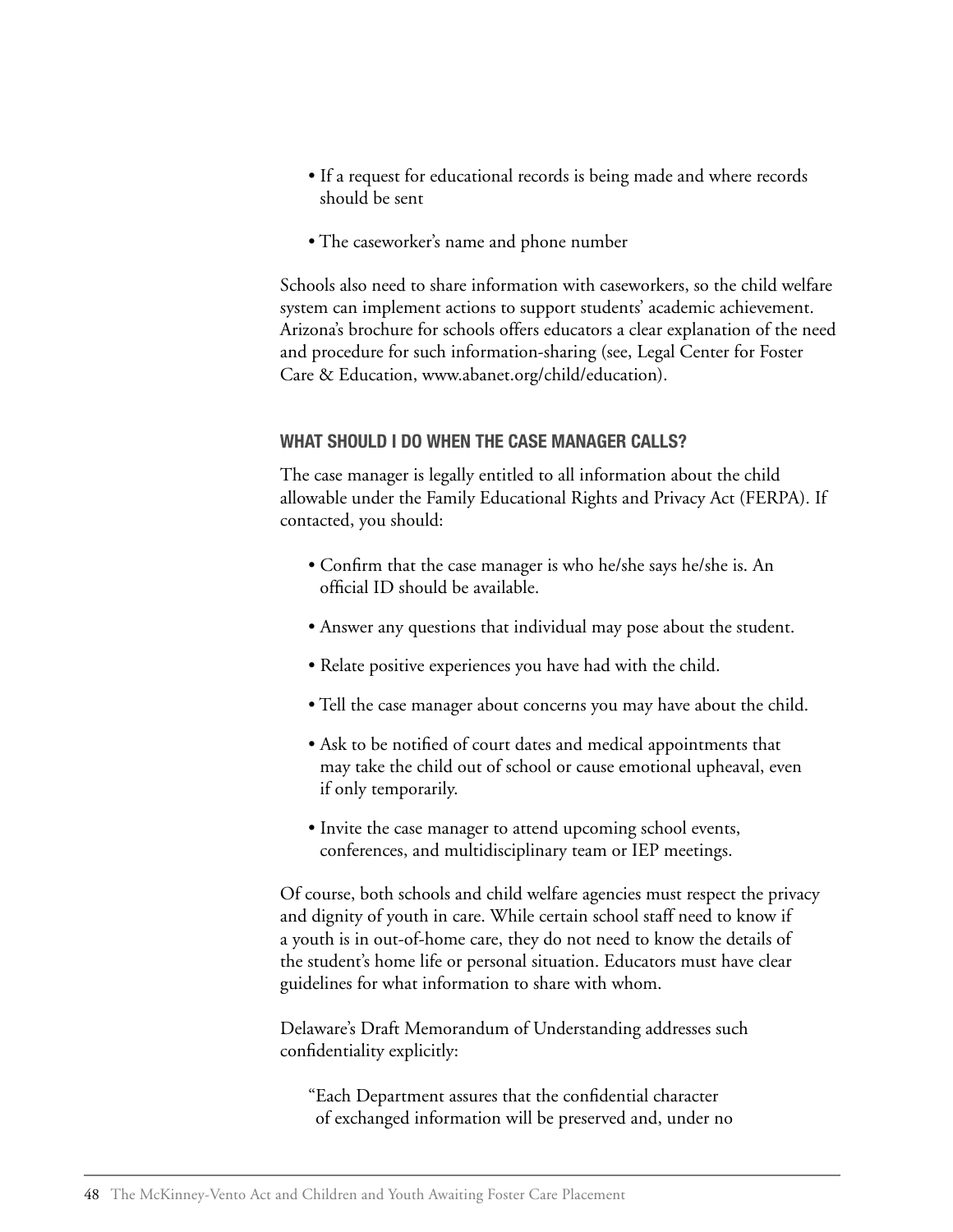- If a request for educational records is being made and where records should be sent

- The caseworker's name and phone number

Schools also need to share information with caseworkers, so the child welfare system can implement actions to support students' academic achievement. Arizona's brochure for schools offers educators a clear explanation of the need and procedure for such information-sharing (see, Legal Center for Foster Care & Education, www.abanet.org/child/education).

### WHAT SHOULD I DO WHEN THE CASE MANAGER CALLS?

The case manager is legally entitled to all information about the child allowable under the Family Educational Rights and Privacy Act (FERPA). If contacted, you should:

- Confirm that the case manager is who he/she says he/she is. An official ID should be available.

- Answer any questions that individual may pose about the student.

- Relate positive experiences you have had with the child.

- Tell the case manager about concerns you may have about the child.

- Ask to be notified of court dates and medical appointments that may take the child out of school or cause emotional upheaval, even if only temporarily.

- Invite the case manager to attend upcoming school events, conferences, and multidisciplinary team or IEP meetings.

Of course, both schools and child welfare agencies must respect the privacy and dignity of youth in care. While certain school staff need to know if a youth is in out-of-home care, they do not need to know the details of the student's home life or personal situation. Educators must have clear guidelines for what information to share with whom.

Delaware's Draft Memorandum of Understanding addresses such confidentiality explicitly:

> "Each Department assures that the confidential character of exchanged information will be preserved and, under no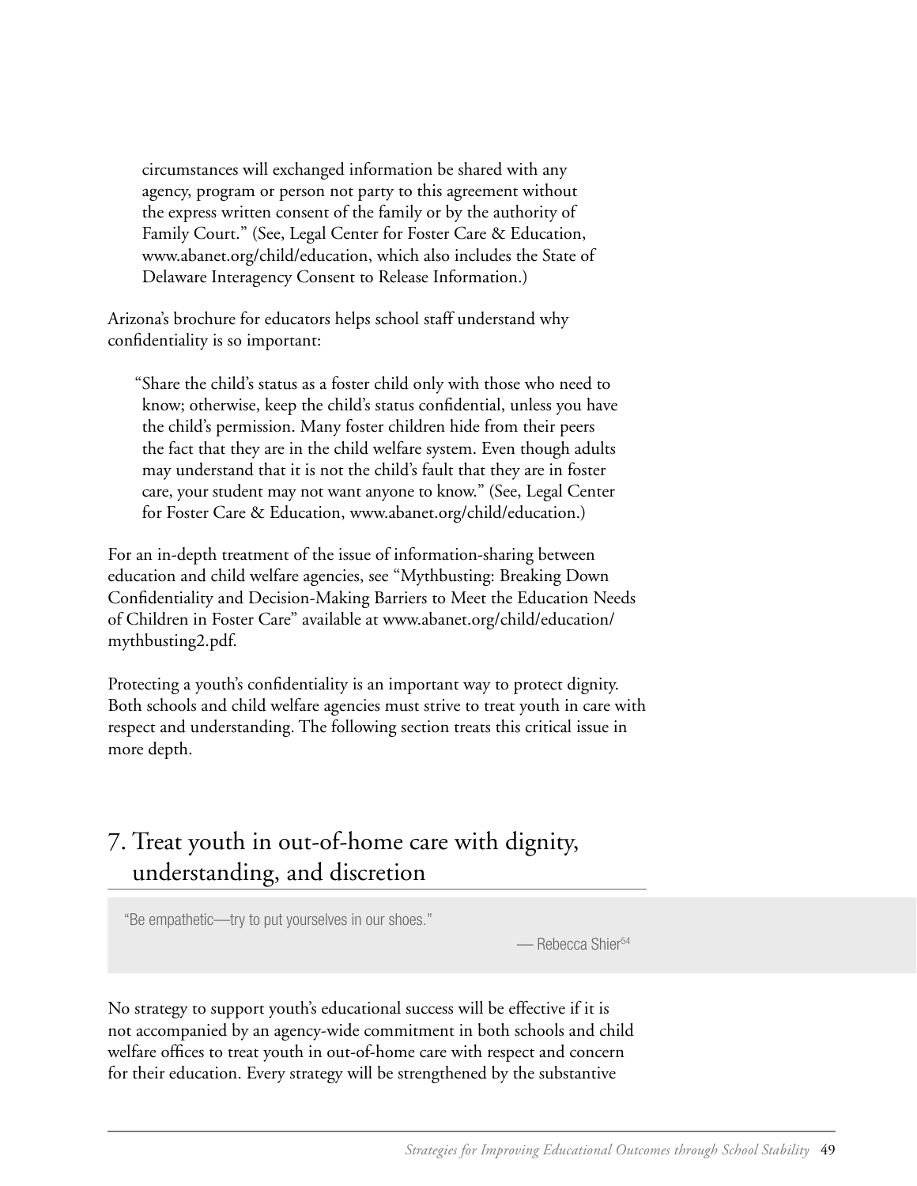> circumstances will exchanged information be shared with any agency, program or person not party to this agreement without the express written consent of the family or by the authority of Family Court." (See, Legal Center for Foster Care & Education, www.abanet.org/child/education, which also includes the State of Delaware Interagency Consent to Release Information.)

Arizona's brochure for educators helps school staff understand why confidentiality is so important:

> "Share the child's status as a foster child only with those who need to know; otherwise, keep the child's status confidential, unless you have the child's permission. Many foster children hide from their peers the fact that they are in the child welfare system. Even though adults may understand that it is not the child's fault that they are in foster care, your student may not want anyone to know." (See, Legal Center for Foster Care & Education, www.abanet.org/child/education.)

For an in-depth treatment of the issue of information-sharing between education and child welfare agencies, see "Mythbusting: Breaking Down Confidentiality and Decision-Making Barriers to Meet the Education Needs of Children in Foster Care" available at www.abanet.org/child/education/mythbusting2.pdf.

Protecting a youth's confidentiality is an important way to protect dignity. Both schools and child welfare agencies must strive to treat youth in care with respect and understanding. The following section treats this critical issue in more depth.

## 7. Treat youth in out-of-home care with dignity, understanding, and discretion

> "Be empathetic—try to put yourselves in our shoes."
>
> — Rebecca Shier[54]

No strategy to support youth's educational success will be effective if it is not accompanied by an agency-wide commitment in both schools and child welfare offices to treat youth in out-of-home care with respect and concern for their education. Every strategy will be strengthened by the substantive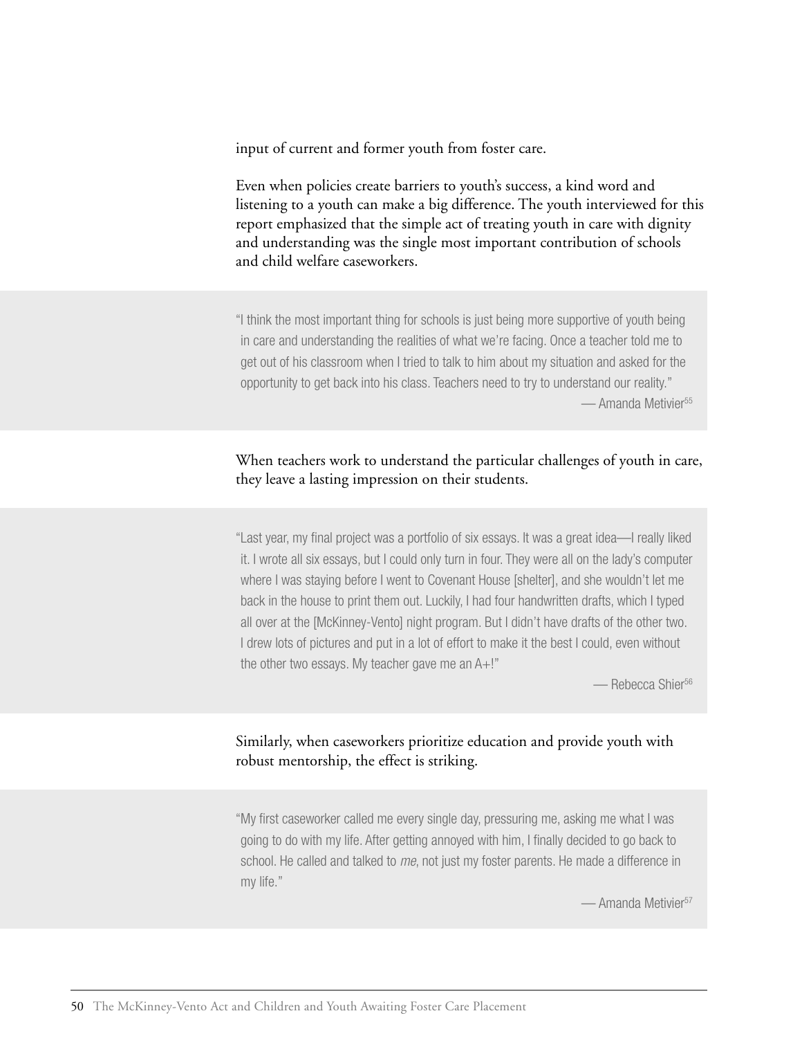input of current and former youth from foster care.

Even when policies create barriers to youth's success, a kind word and listening to a youth can make a big difference. The youth interviewed for this report emphasized that the simple act of treating youth in care with dignity and understanding was the single most important contribution of schools and child welfare caseworkers.

> "I think the most important thing for schools is just being more supportive of youth being in care and understanding the realities of what we're facing. Once a teacher told me to get out of his classroom when I tried to talk to him about my situation and asked for the opportunity to get back into his class. Teachers need to try to understand our reality."
>
> — Amanda Metivier[55]

When teachers work to understand the particular challenges of youth in care, they leave a lasting impression on their students.

> "Last year, my final project was a portfolio of six essays. It was a great idea—I really liked it. I wrote all six essays, but I could only turn in four. They were all on the lady's computer where I was staying before I went to Covenant House [shelter], and she wouldn't let me back in the house to print them out. Luckily, I had four handwritten drafts, which I typed all over at the [McKinney-Vento] night program. But I didn't have drafts of the other two. I drew lots of pictures and put in a lot of effort to make it the best I could, even without the other two essays. My teacher gave me an A+!"
>
> — Rebecca Shier[56]

Similarly, when caseworkers prioritize education and provide youth with robust mentorship, the effect is striking.

> "My first caseworker called me every single day, pressuring me, asking me what I was going to do with my life. After getting annoyed with him, I finally decided to go back to school. He called and talked to *me*, not just my foster parents. He made a difference in my life."
>
> — Amanda Metivier[57]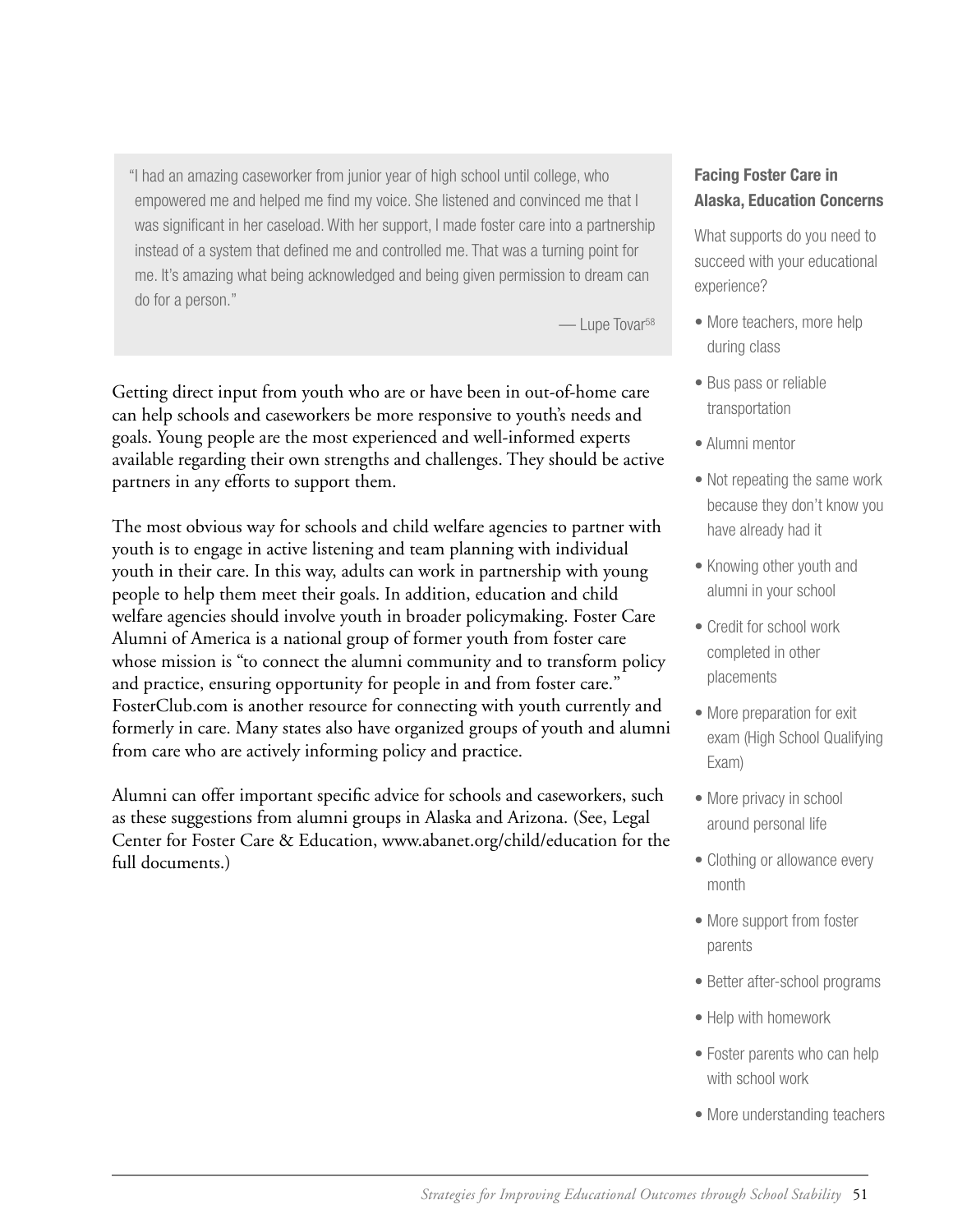> "I had an amazing caseworker from junior year of high school until college, who empowered me and helped me find my voice. She listened and convinced me that I was significant in her caseload. With her support, I made foster care into a partnership instead of a system that defined me and controlled me. That was a turning point for me. It's amazing what being acknowledged and being given permission to dream can do for a person."
>
> — Lupe Tovar[58]

Getting direct input from youth who are or have been in out-of-home care can help schools and caseworkers be more responsive to youth's needs and goals. Young people are the most experienced and well-informed experts available regarding their own strengths and challenges. They should be active partners in any efforts to support them.

The most obvious way for schools and child welfare agencies to partner with youth is to engage in active listening and team planning with individual youth in their care. In this way, adults can work in partnership with young people to help them meet their goals. In addition, education and child welfare agencies should involve youth in broader policymaking. Foster Care Alumni of America is a national group of former youth from foster care whose mission is "to connect the alumni community and to transform policy and practice, ensuring opportunity for people in and from foster care." FosterClub.com is another resource for connecting with youth currently and formerly in care. Many states also have organized groups of youth and alumni from care who are actively informing policy and practice.

Alumni can offer important specific advice for schools and caseworkers, such as these suggestions from alumni groups in Alaska and Arizona. (See, Legal Center for Foster Care & Education, www.abanet.org/child/education for the full documents.)

### Facing Foster Care in Alaska, Education Concerns

What supports do you need to succeed with your educational experience?

- More teachers, more help during class
- Bus pass or reliable transportation
- Alumni mentor
- Not repeating the same work because they don't know you have already had it
- Knowing other youth and alumni in your school
- Credit for school work completed in other placements
- More preparation for exit exam (High School Qualifying Exam)
- More privacy in school around personal life
- Clothing or allowance every month
- More support from foster parents
- Better after-school programs
- Help with homework
- Foster parents who can help with school work
- More understanding teachers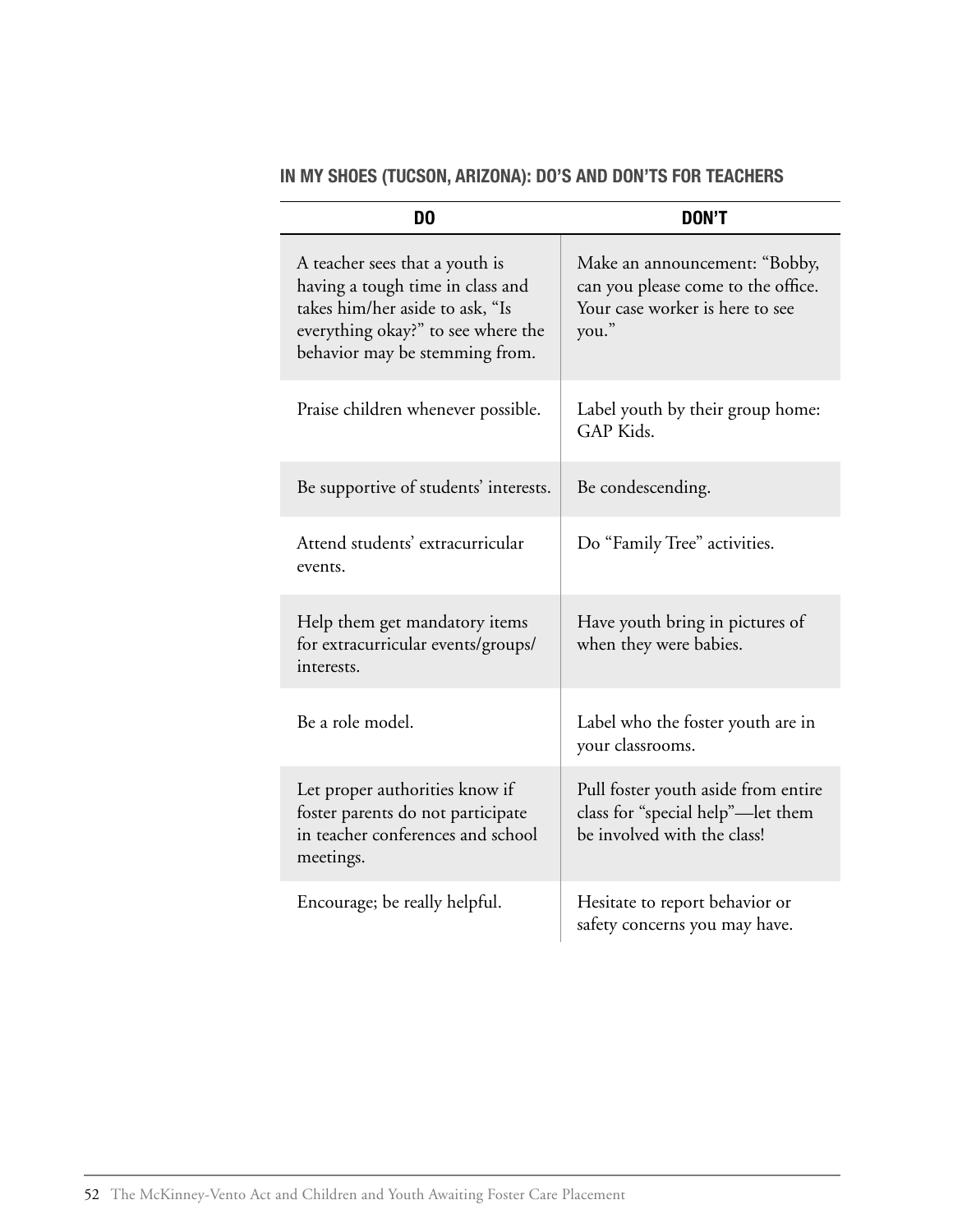### IN MY SHOES (TUCSON, ARIZONA): DO'S AND DON'TS FOR TEACHERS

| DO | DON'T |
|---|---|
| A teacher sees that a youth is having a tough time in class and takes him/her aside to ask, "Is everything okay?" to see where the behavior may be stemming from. | Make an announcement: "Bobby, can you please come to the office. Your case worker is here to see you." |
| Praise children whenever possible. | Label youth by their group home: GAP Kids. |
| Be supportive of students' interests. | Be condescending. |
| Attend students' extracurricular events. | Do "Family Tree" activities. |
| Help them get mandatory items for extracurricular events/groups/interests. | Have youth bring in pictures of when they were babies. |
| Be a role model. | Label who the foster youth are in your classrooms. |
| Let proper authorities know if foster parents do not participate in teacher conferences and school meetings. | Pull foster youth aside from entire class for "special help"—let them be involved with the class! |
| Encourage; be really helpful. | Hesitate to report behavior or safety concerns you may have. |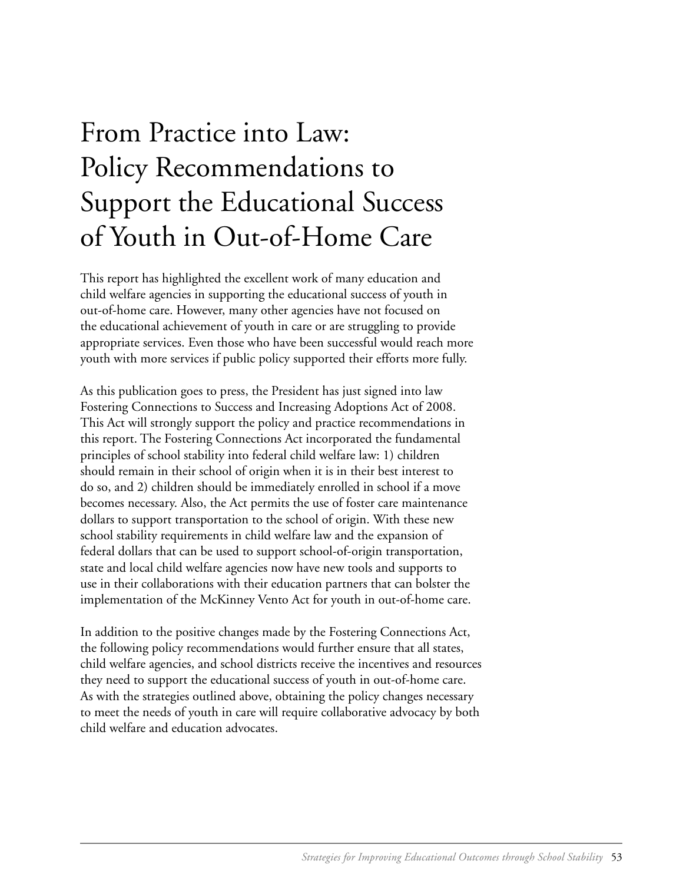# From Practice into Law: Policy Recommendations to Support the Educational Success of Youth in Out-of-Home Care

This report has highlighted the excellent work of many education and child welfare agencies in supporting the educational success of youth in out-of-home care. However, many other agencies have not focused on the educational achievement of youth in care or are struggling to provide appropriate services. Even those who have been successful would reach more youth with more services if public policy supported their efforts more fully.

As this publication goes to press, the President has just signed into law Fostering Connections to Success and Increasing Adoptions Act of 2008. This Act will strongly support the policy and practice recommendations in this report. The Fostering Connections Act incorporated the fundamental principles of school stability into federal child welfare law: 1) children should remain in their school of origin when it is in their best interest to do so, and 2) children should be immediately enrolled in school if a move becomes necessary. Also, the Act permits the use of foster care maintenance dollars to support transportation to the school of origin. With these new school stability requirements in child welfare law and the expansion of federal dollars that can be used to support school-of-origin transportation, state and local child welfare agencies now have new tools and supports to use in their collaborations with their education partners that can bolster the implementation of the McKinney Vento Act for youth in out-of-home care.

In addition to the positive changes made by the Fostering Connections Act, the following policy recommendations would further ensure that all states, child welfare agencies, and school districts receive the incentives and resources they need to support the educational success of youth in out-of-home care. As with the strategies outlined above, obtaining the policy changes necessary to meet the needs of youth in care will require collaborative advocacy by both child welfare and education advocates.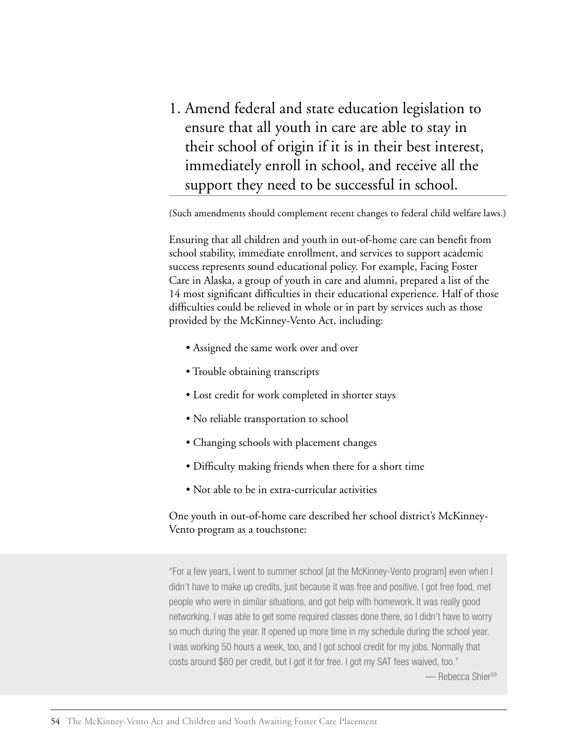## 1. Amend federal and state education legislation to ensure that all youth in care are able to stay in their school of origin if it is in their best interest, immediately enroll in school, and receive all the support they need to be successful in school.

(Such amendments should complement recent changes to federal child welfare laws.)

Ensuring that all children and youth in out-of-home care can benefit from school stability, immediate enrollment, and services to support academic success represents sound educational policy. For example, Facing Foster Care in Alaska, a group of youth in care and alumni, prepared a list of the 14 most significant difficulties in their educational experience. Half of those difficulties could be relieved in whole or in part by services such as those provided by the McKinney-Vento Act, including:

- Assigned the same work over and over
- Trouble obtaining transcripts
- Lost credit for work completed in shorter stays
- No reliable transportation to school
- Changing schools with placement changes
- Difficulty making friends when there for a short time
- Not able to be in extra-curricular activities

One youth in out-of-home care described her school district's McKinney-Vento program as a touchstone:

> "For a few years, I went to summer school [at the McKinney-Vento program] even when I didn't have to make up credits, just because it was free and positive. I got free food, met people who were in similar situations, and got help with homework. It was really good networking. I was able to get some required classes done there, so I didn't have to worry so much during the year. It opened up more time in my schedule during the school year. I was working 50 hours a week, too, and I got school credit for my jobs. Normally that costs around $80 per credit, but I got it for free. I got my SAT fees waived, too."
>
> — Rebecca Shier[59]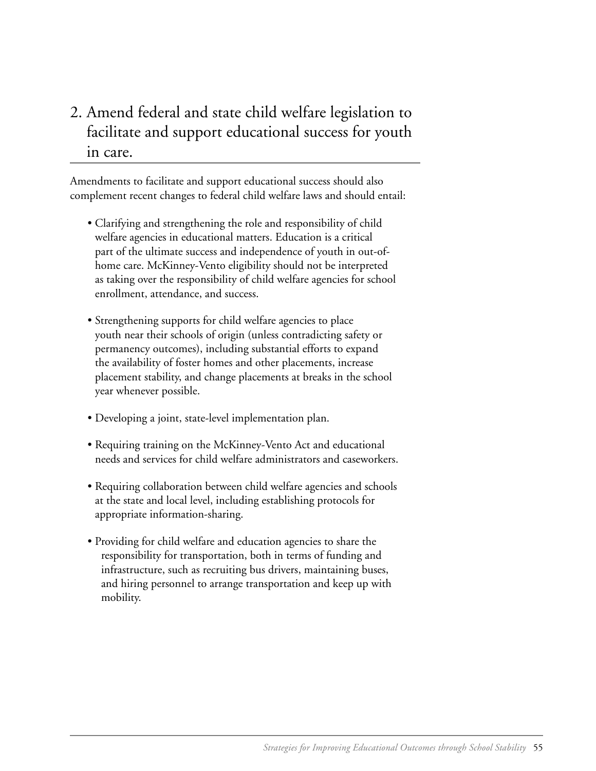## 2. Amend federal and state child welfare legislation to facilitate and support educational success for youth in care.

Amendments to facilitate and support educational success should also complement recent changes to federal child welfare laws and should entail:

- Clarifying and strengthening the role and responsibility of child welfare agencies in educational matters. Education is a critical part of the ultimate success and independence of youth in out-of-home care. McKinney-Vento eligibility should not be interpreted as taking over the responsibility of child welfare agencies for school enrollment, attendance, and success.

- Strengthening supports for child welfare agencies to place youth near their schools of origin (unless contradicting safety or permanency outcomes), including substantial efforts to expand the availability of foster homes and other placements, increase placement stability, and change placements at breaks in the school year whenever possible.

- Developing a joint, state-level implementation plan.

- Requiring training on the McKinney-Vento Act and educational needs and services for child welfare administrators and caseworkers.

- Requiring collaboration between child welfare agencies and schools at the state and local level, including establishing protocols for appropriate information-sharing.

- Providing for child welfare and education agencies to share the responsibility for transportation, both in terms of funding and infrastructure, such as recruiting bus drivers, maintaining buses, and hiring personnel to arrange transportation and keep up with mobility.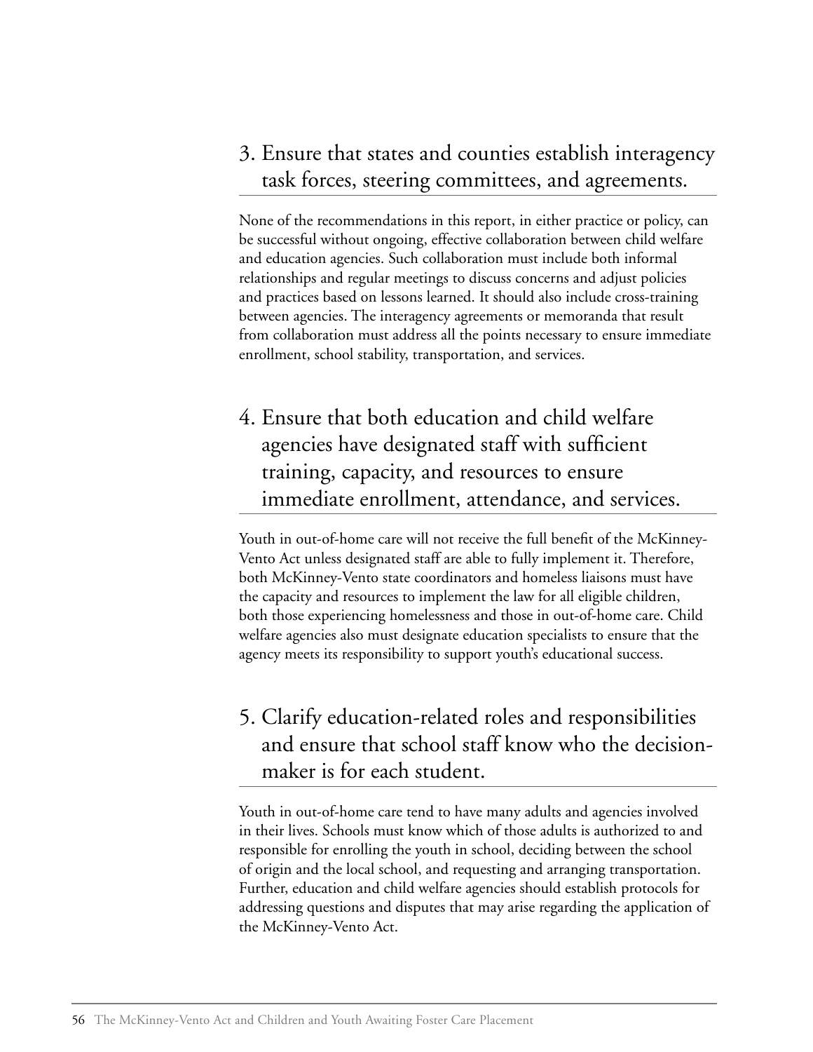### 3. Ensure that states and counties establish interagency task forces, steering committees, and agreements.

None of the recommendations in this report, in either practice or policy, can be successful without ongoing, effective collaboration between child welfare and education agencies. Such collaboration must include both informal relationships and regular meetings to discuss concerns and adjust policies and practices based on lessons learned. It should also include cross-training between agencies. The interagency agreements or memoranda that result from collaboration must address all the points necessary to ensure immediate enrollment, school stability, transportation, and services.

### 4. Ensure that both education and child welfare agencies have designated staff with sufficient training, capacity, and resources to ensure immediate enrollment, attendance, and services.

Youth in out-of-home care will not receive the full benefit of the McKinney-Vento Act unless designated staff are able to fully implement it. Therefore, both McKinney-Vento state coordinators and homeless liaisons must have the capacity and resources to implement the law for all eligible children, both those experiencing homelessness and those in out-of-home care. Child welfare agencies also must designate education specialists to ensure that the agency meets its responsibility to support youth's educational success.

### 5. Clarify education-related roles and responsibilities and ensure that school staff know who the decision-maker is for each student.

Youth in out-of-home care tend to have many adults and agencies involved in their lives. Schools must know which of those adults is authorized to and responsible for enrolling the youth in school, deciding between the school of origin and the local school, and requesting and arranging transportation. Further, education and child welfare agencies should establish protocols for addressing questions and disputes that may arise regarding the application of the McKinney-Vento Act.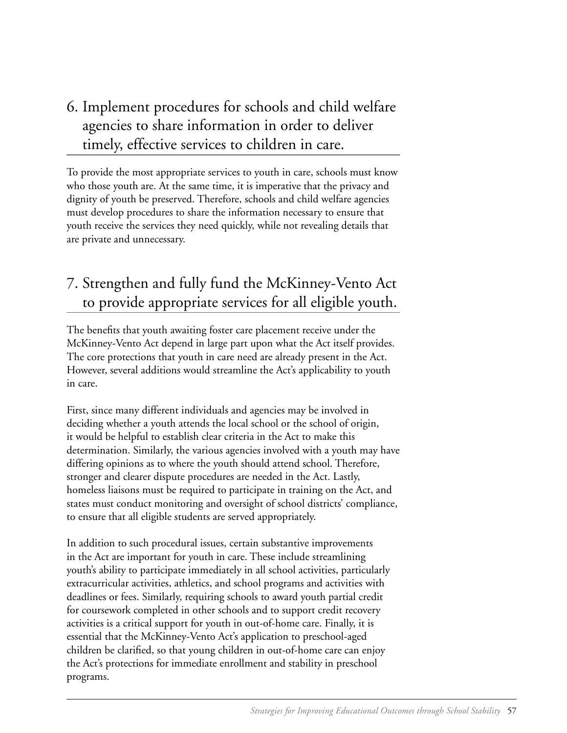## 6. Implement procedures for schools and child welfare agencies to share information in order to deliver timely, effective services to children in care.

To provide the most appropriate services to youth in care, schools must know who those youth are. At the same time, it is imperative that the privacy and dignity of youth be preserved. Therefore, schools and child welfare agencies must develop procedures to share the information necessary to ensure that youth receive the services they need quickly, while not revealing details that are private and unnecessary.

## 7. Strengthen and fully fund the McKinney-Vento Act to provide appropriate services for all eligible youth.

The benefits that youth awaiting foster care placement receive under the McKinney-Vento Act depend in large part upon what the Act itself provides. The core protections that youth in care need are already present in the Act. However, several additions would streamline the Act's applicability to youth in care.

First, since many different individuals and agencies may be involved in deciding whether a youth attends the local school or the school of origin, it would be helpful to establish clear criteria in the Act to make this determination. Similarly, the various agencies involved with a youth may have differing opinions as to where the youth should attend school. Therefore, stronger and clearer dispute procedures are needed in the Act. Lastly, homeless liaisons must be required to participate in training on the Act, and states must conduct monitoring and oversight of school districts' compliance, to ensure that all eligible students are served appropriately.

In addition to such procedural issues, certain substantive improvements in the Act are important for youth in care. These include streamlining youth's ability to participate immediately in all school activities, particularly extracurricular activities, athletics, and school programs and activities with deadlines or fees. Similarly, requiring schools to award youth partial credit for coursework completed in other schools and to support credit recovery activities is a critical support for youth in out-of-home care. Finally, it is essential that the McKinney-Vento Act's application to preschool-aged children be clarified, so that young children in out-of-home care can enjoy the Act's protections for immediate enrollment and stability in preschool programs.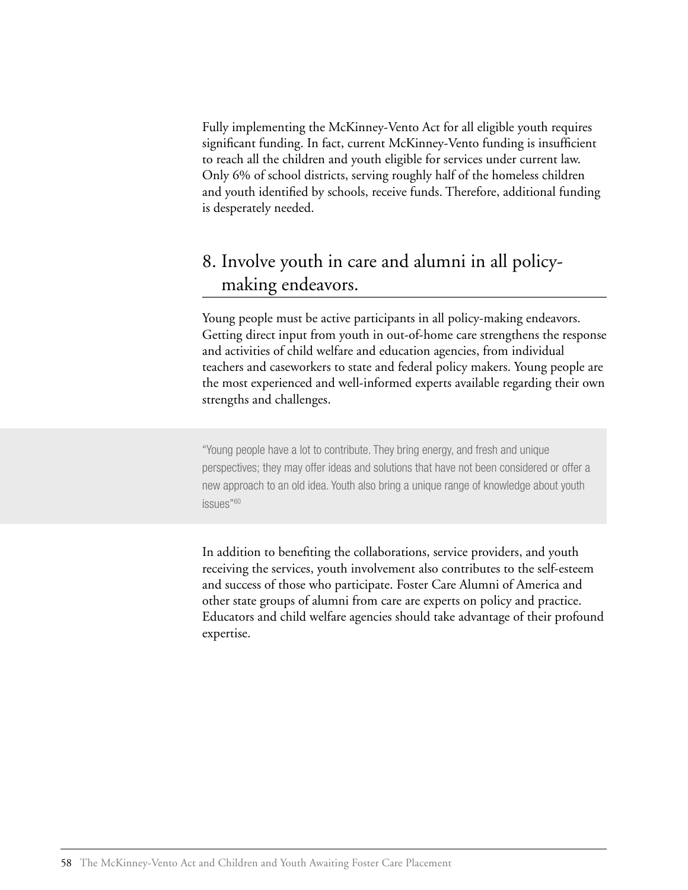Fully implementing the McKinney-Vento Act for all eligible youth requires significant funding. In fact, current McKinney-Vento funding is insufficient to reach all the children and youth eligible for services under current law. Only 6% of school districts, serving roughly half of the homeless children and youth identified by schools, receive funds. Therefore, additional funding is desperately needed.

## 8. Involve youth in care and alumni in all policy-making endeavors.

Young people must be active participants in all policy-making endeavors. Getting direct input from youth in out-of-home care strengthens the response and activities of child welfare and education agencies, from individual teachers and caseworkers to state and federal policy makers. Young people are the most experienced and well-informed experts available regarding their own strengths and challenges.

> "Young people have a lot to contribute. They bring energy, and fresh and unique perspectives; they may offer ideas and solutions that have not been considered or offer a new approach to an old idea. Youth also bring a unique range of knowledge about youth issues"[60]

In addition to benefiting the collaborations, service providers, and youth receiving the services, youth involvement also contributes to the self-esteem and success of those who participate. Foster Care Alumni of America and other state groups of alumni from care are experts on policy and practice. Educators and child welfare agencies should take advantage of their profound expertise.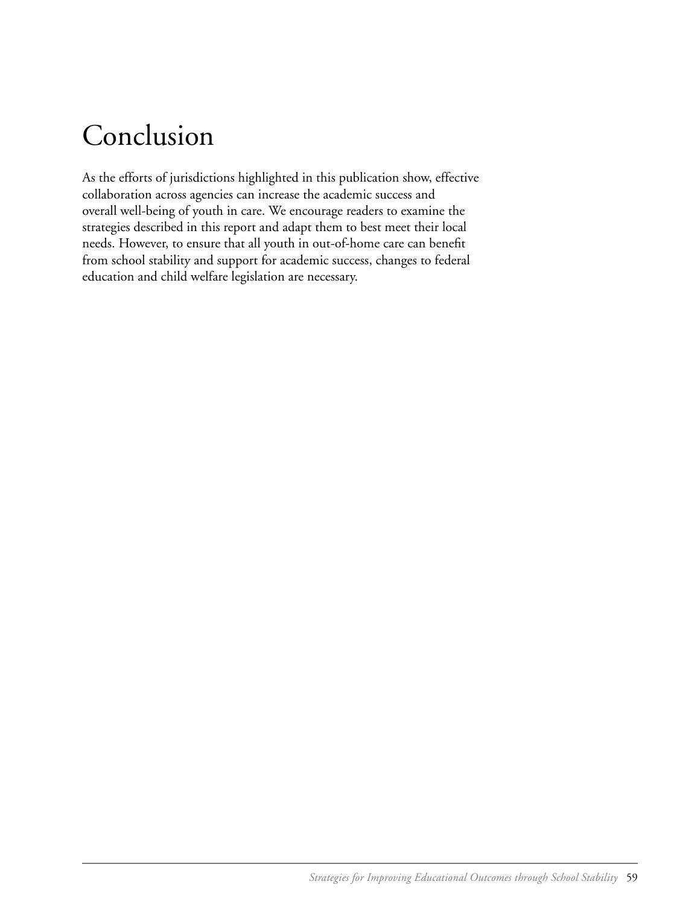# Conclusion

As the efforts of jurisdictions highlighted in this publication show, effective collaboration across agencies can increase the academic success and overall well-being of youth in care. We encourage readers to examine the strategies described in this report and adapt them to best meet their local needs. However, to ensure that all youth in out-of-home care can benefit from school stability and support for academic success, changes to federal education and child welfare legislation are necessary.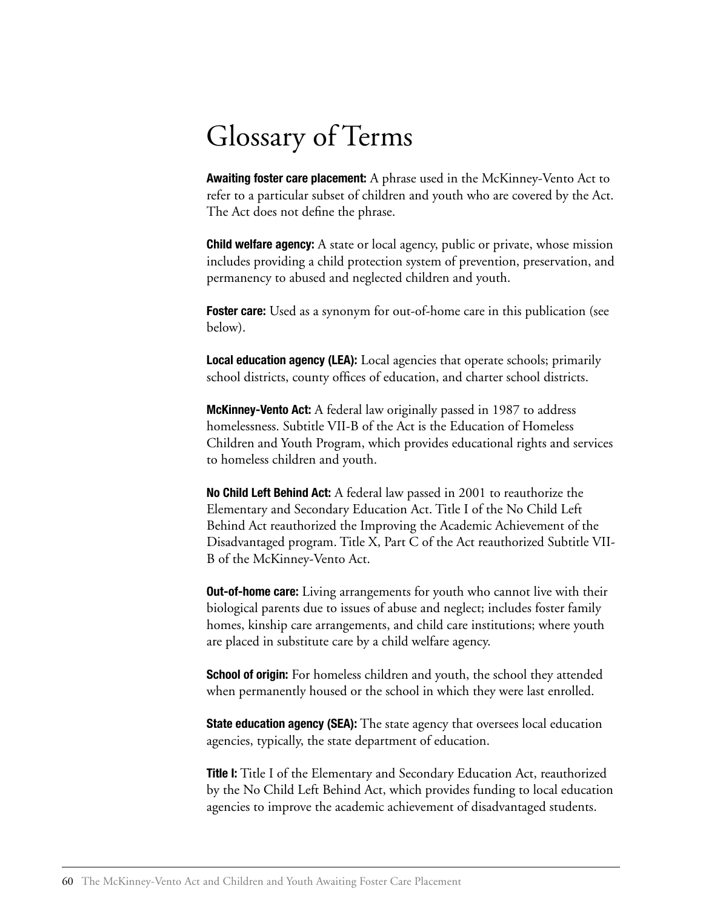# Glossary of Terms

**Awaiting foster care placement:** A phrase used in the McKinney-Vento Act to refer to a particular subset of children and youth who are covered by the Act. The Act does not define the phrase.

**Child welfare agency:** A state or local agency, public or private, whose mission includes providing a child protection system of prevention, preservation, and permanency to abused and neglected children and youth.

**Foster care:** Used as a synonym for out-of-home care in this publication (see below).

**Local education agency (LEA):** Local agencies that operate schools; primarily school districts, county offices of education, and charter school districts.

**McKinney-Vento Act:** A federal law originally passed in 1987 to address homelessness. Subtitle VII-B of the Act is the Education of Homeless Children and Youth Program, which provides educational rights and services to homeless children and youth.

**No Child Left Behind Act:** A federal law passed in 2001 to reauthorize the Elementary and Secondary Education Act. Title I of the No Child Left Behind Act reauthorized the Improving the Academic Achievement of the Disadvantaged program. Title X, Part C of the Act reauthorized Subtitle VII-B of the McKinney-Vento Act.

**Out-of-home care:** Living arrangements for youth who cannot live with their biological parents due to issues of abuse and neglect; includes foster family homes, kinship care arrangements, and child care institutions; where youth are placed in substitute care by a child welfare agency.

**School of origin:** For homeless children and youth, the school they attended when permanently housed or the school in which they were last enrolled.

**State education agency (SEA):** The state agency that oversees local education agencies, typically, the state department of education.

**Title I:** Title I of the Elementary and Secondary Education Act, reauthorized by the No Child Left Behind Act, which provides funding to local education agencies to improve the academic achievement of disadvantaged students.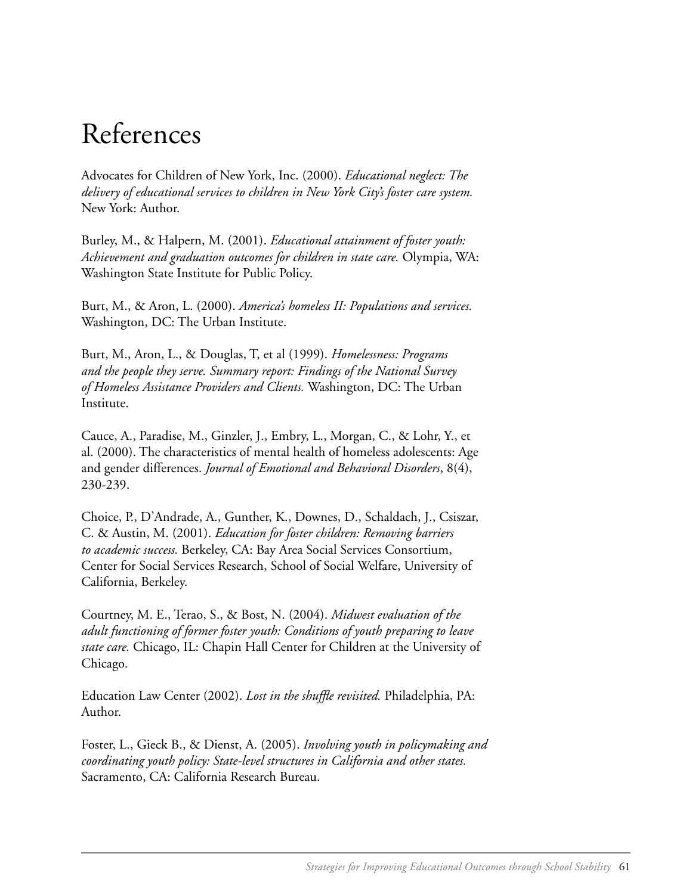# References

Advocates for Children of New York, Inc. (2000). *Educational neglect: The delivery of educational services to children in New York City's foster care system.* New York: Author.

Burley, M., & Halpern, M. (2001). *Educational attainment of foster youth: Achievement and graduation outcomes for children in state care.* Olympia, WA: Washington State Institute for Public Policy.

Burt, M., & Aron, L. (2000). *America's homeless II: Populations and services.* Washington, DC: The Urban Institute.

Burt, M., Aron, L., & Douglas, T, et al (1999). *Homelessness: Programs and the people they serve. Summary report: Findings of the National Survey of Homeless Assistance Providers and Clients.* Washington, DC: The Urban Institute.

Cauce, A., Paradise, M., Ginzler, J., Embry, L., Morgan, C., & Lohr, Y., et al. (2000). The characteristics of mental health of homeless adolescents: Age and gender differences. *Journal of Emotional and Behavioral Disorders*, 8(4), 230-239.

Choice, P., D'Andrade, A., Gunther, K., Downes, D., Schaldach, J., Csiszar, C. & Austin, M. (2001). *Education for foster children: Removing barriers to academic success.* Berkeley, CA: Bay Area Social Services Consortium, Center for Social Services Research, School of Social Welfare, University of California, Berkeley.

Courtney, M. E., Terao, S., & Bost, N. (2004). *Midwest evaluation of the adult functioning of former foster youth: Conditions of youth preparing to leave state care.* Chicago, IL: Chapin Hall Center for Children at the University of Chicago.

Education Law Center (2002). *Lost in the shuffle revisited.* Philadelphia, PA: Author.

Foster, L., Gieck B., & Dienst, A. (2005). *Involving youth in policymaking and coordinating youth policy: State-level structures in California and other states.* Sacramento, CA: California Research Bureau.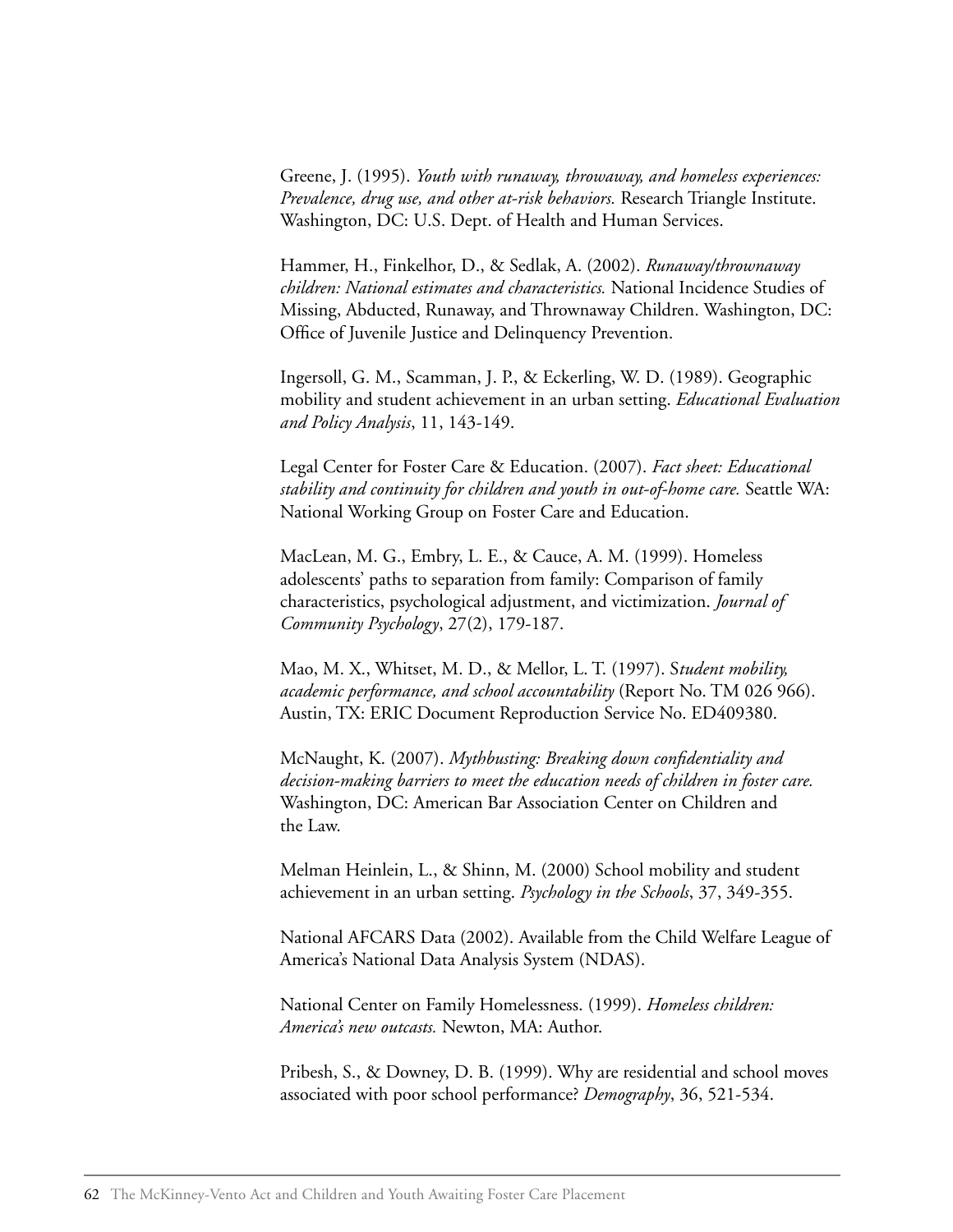Greene, J. (1995). *Youth with runaway, throwaway, and homeless experiences: Prevalence, drug use, and other at-risk behaviors.* Research Triangle Institute. Washington, DC: U.S. Dept. of Health and Human Services.

Hammer, H., Finkelhor, D., & Sedlak, A. (2002). *Runaway/thrownaway children: National estimates and characteristics.* National Incidence Studies of Missing, Abducted, Runaway, and Thrownaway Children. Washington, DC: Office of Juvenile Justice and Delinquency Prevention.

Ingersoll, G. M., Scamman, J. P., & Eckerling, W. D. (1989). Geographic mobility and student achievement in an urban setting. *Educational Evaluation and Policy Analysis*, 11, 143-149.

Legal Center for Foster Care & Education. (2007). *Fact sheet: Educational stability and continuity for children and youth in out-of-home care.* Seattle WA: National Working Group on Foster Care and Education.

MacLean, M. G., Embry, L. E., & Cauce, A. M. (1999). Homeless adolescents' paths to separation from family: Comparison of family characteristics, psychological adjustment, and victimization. *Journal of Community Psychology*, 27(2), 179-187.

Mao, M. X., Whitset, M. D., & Mellor, L. T. (1997). S*tudent mobility, academic performance, and school accountability* (Report No. TM 026 966). Austin, TX: ERIC Document Reproduction Service No. ED409380.

McNaught, K. (2007). *Mythbusting: Breaking down confidentiality and decision-making barriers to meet the education needs of children in foster care.* Washington, DC: American Bar Association Center on Children and the Law.

Melman Heinlein, L., & Shinn, M. (2000) School mobility and student achievement in an urban setting. *Psychology in the Schools*, 37, 349-355.

National AFCARS Data (2002). Available from the Child Welfare League of America's National Data Analysis System (NDAS).

National Center on Family Homelessness. (1999). *Homeless children: America's new outcasts.* Newton, MA: Author.

Pribesh, S., & Downey, D. B. (1999). Why are residential and school moves associated with poor school performance? *Demography*, 36, 521-534.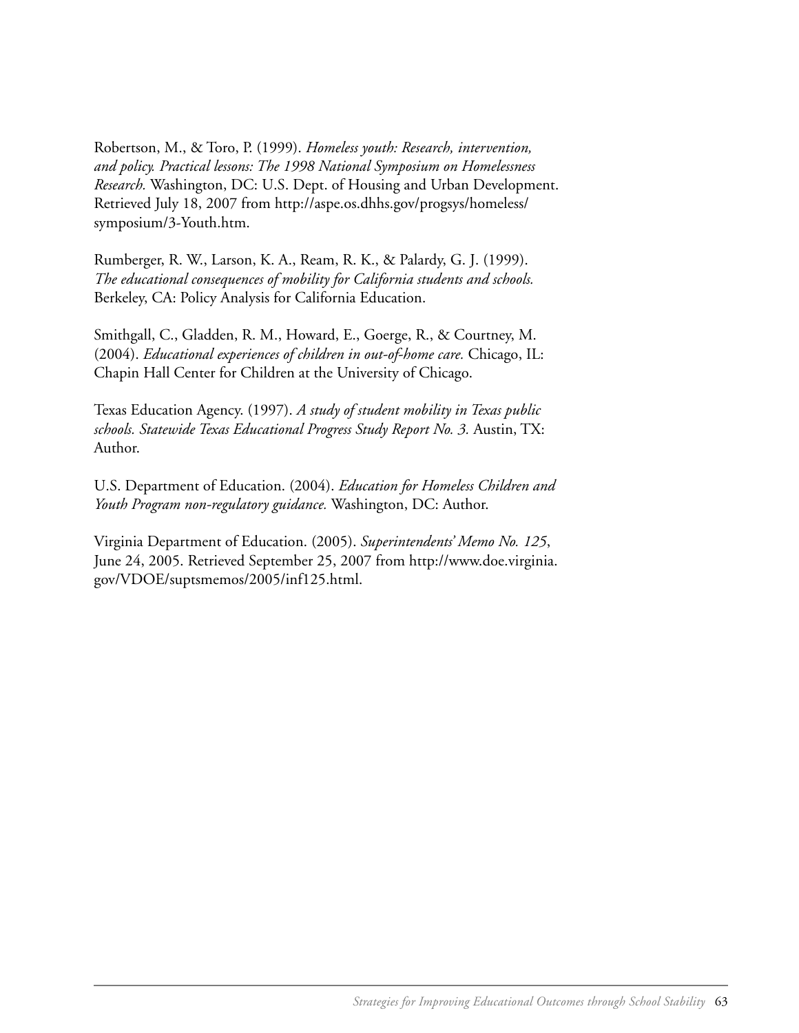Robertson, M., & Toro, P. (1999). *Homeless youth: Research, intervention, and policy. Practical lessons: The 1998 National Symposium on Homelessness Research.* Washington, DC: U.S. Dept. of Housing and Urban Development. Retrieved July 18, 2007 from http://aspe.os.dhhs.gov/progsys/homeless/symposium/3-Youth.htm.

Rumberger, R. W., Larson, K. A., Ream, R. K., & Palardy, G. J. (1999). *The educational consequences of mobility for California students and schools.* Berkeley, CA: Policy Analysis for California Education.

Smithgall, C., Gladden, R. M., Howard, E., Goerge, R., & Courtney, M. (2004). *Educational experiences of children in out-of-home care.* Chicago, IL: Chapin Hall Center for Children at the University of Chicago.

Texas Education Agency. (1997). *A study of student mobility in Texas public schools. Statewide Texas Educational Progress Study Report No. 3.* Austin, TX: Author.

U.S. Department of Education. (2004). *Education for Homeless Children and Youth Program non-regulatory guidance.* Washington, DC: Author.

Virginia Department of Education. (2005). *Superintendents' Memo No. 125*, June 24, 2005. Retrieved September 25, 2007 from http://www.doe.virginia.gov/VDOE/suptsmemos/2005/inf125.html.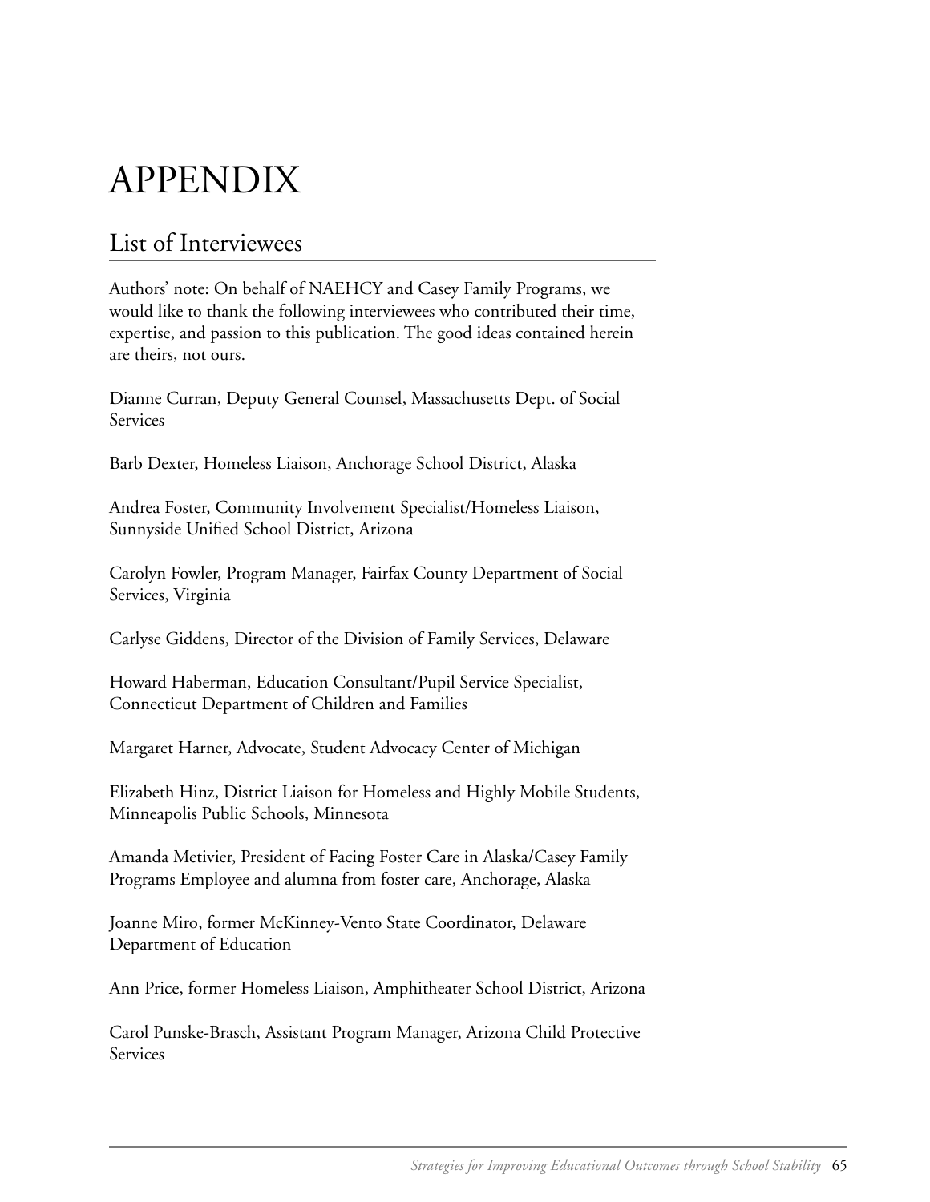# APPENDIX

## List of Interviewees

Authors' note: On behalf of NAEHCY and Casey Family Programs, we would like to thank the following interviewees who contributed their time, expertise, and passion to this publication. The good ideas contained herein are theirs, not ours.

Dianne Curran, Deputy General Counsel, Massachusetts Dept. of Social Services

Barb Dexter, Homeless Liaison, Anchorage School District, Alaska

Andrea Foster, Community Involvement Specialist/Homeless Liaison, Sunnyside Unified School District, Arizona

Carolyn Fowler, Program Manager, Fairfax County Department of Social Services, Virginia

Carlyse Giddens, Director of the Division of Family Services, Delaware

Howard Haberman, Education Consultant/Pupil Service Specialist, Connecticut Department of Children and Families

Margaret Harner, Advocate, Student Advocacy Center of Michigan

Elizabeth Hinz, District Liaison for Homeless and Highly Mobile Students, Minneapolis Public Schools, Minnesota

Amanda Metivier, President of Facing Foster Care in Alaska/Casey Family Programs Employee and alumna from foster care, Anchorage, Alaska

Joanne Miro, former McKinney-Vento State Coordinator, Delaware Department of Education

Ann Price, former Homeless Liaison, Amphitheater School District, Arizona

Carol Punske-Brasch, Assistant Program Manager, Arizona Child Protective Services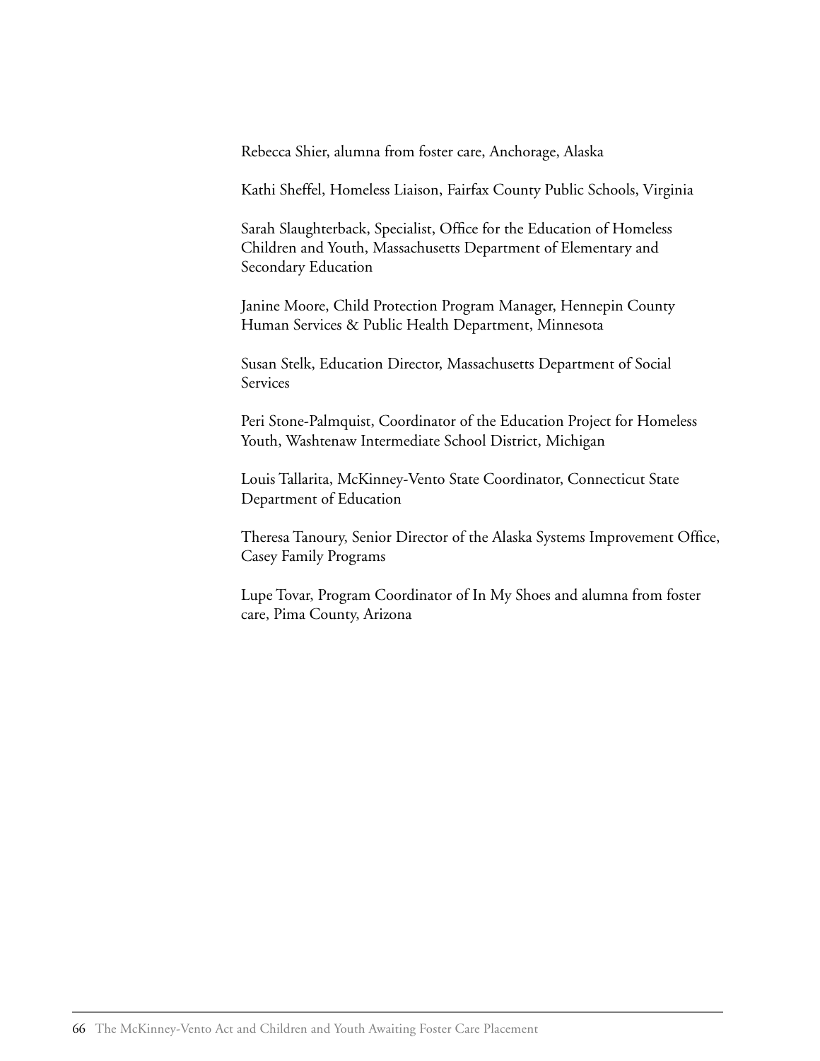Rebecca Shier, alumna from foster care, Anchorage, Alaska

Kathi Sheffel, Homeless Liaison, Fairfax County Public Schools, Virginia

Sarah Slaughterback, Specialist, Office for the Education of Homeless Children and Youth, Massachusetts Department of Elementary and Secondary Education

Janine Moore, Child Protection Program Manager, Hennepin County Human Services & Public Health Department, Minnesota

Susan Stelk, Education Director, Massachusetts Department of Social Services

Peri Stone-Palmquist, Coordinator of the Education Project for Homeless Youth, Washtenaw Intermediate School District, Michigan

Louis Tallarita, McKinney-Vento State Coordinator, Connecticut State Department of Education

Theresa Tanoury, Senior Director of the Alaska Systems Improvement Office, Casey Family Programs

Lupe Tovar, Program Coordinator of In My Shoes and alumna from foster care, Pima County, Arizona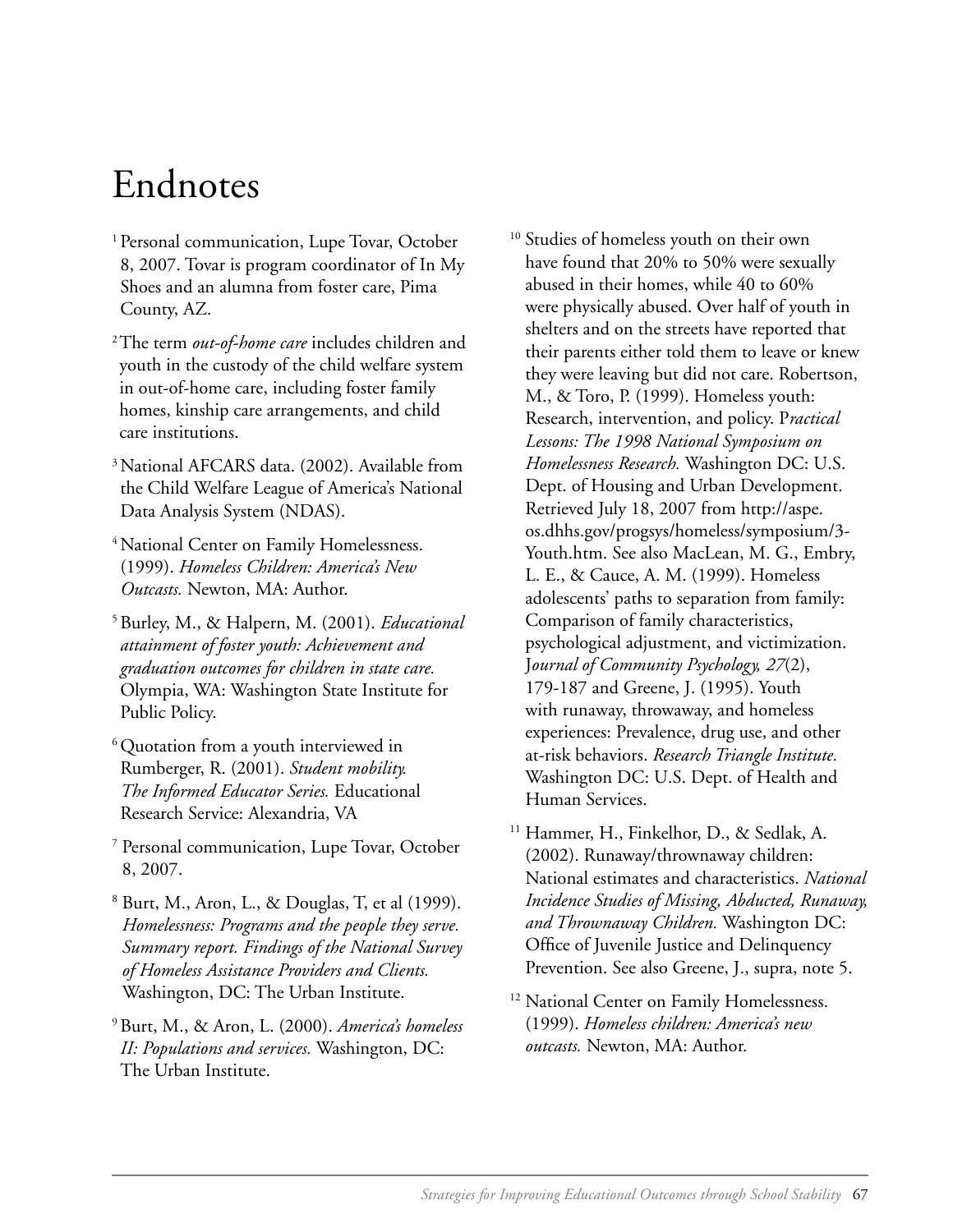# Endnotes

[1] Personal communication, Lupe Tovar, October 8, 2007. Tovar is program coordinator of In My Shoes and an alumna from foster care, Pima County, AZ.

[2] The term *out-of-home care* includes children and youth in the custody of the child welfare system in out-of-home care, including foster family homes, kinship care arrangements, and child care institutions.

[3] National AFCARS data. (2002). Available from the Child Welfare League of America's National Data Analysis System (NDAS).

[4] National Center on Family Homelessness. (1999). *Homeless Children: America's New Outcasts.* Newton, MA: Author.

[5] Burley, M., & Halpern, M. (2001). *Educational attainment of foster youth: Achievement and graduation outcomes for children in state care.* Olympia, WA: Washington State Institute for Public Policy.

[6] Quotation from a youth interviewed in Rumberger, R. (2001). *Student mobility. The Informed Educator Series.* Educational Research Service: Alexandria, VA

[7] Personal communication, Lupe Tovar, October 8, 2007.

[8] Burt, M., Aron, L., & Douglas, T, et al (1999). *Homelessness: Programs and the people they serve. Summary report. Findings of the National Survey of Homeless Assistance Providers and Clients.* Washington, DC: The Urban Institute.

[9] Burt, M., & Aron, L. (2000). *America's homeless II: Populations and services.* Washington, DC: The Urban Institute.

[10] Studies of homeless youth on their own have found that 20% to 50% were sexually abused in their homes, while 40 to 60% were physically abused. Over half of youth in shelters and on the streets have reported that their parents either told them to leave or knew they were leaving but did not care. Robertson, M., & Toro, P. (1999). Homeless youth: Research, intervention, and policy. P*ractical Lessons: The 1998 National Symposium on Homelessness Research.* Washington DC: U.S. Dept. of Housing and Urban Development. Retrieved July 18, 2007 from http://aspe.os.dhhs.gov/progsys/homeless/symposium/3-Youth.htm. See also MacLean, M. G., Embry, L. E., & Cauce, A. M. (1999). Homeless adolescents' paths to separation from family: Comparison of family characteristics, psychological adjustment, and victimization. J*ournal of Community Psychology, 27*(2), 179-187 and Greene, J. (1995). Youth with runaway, throwaway, and homeless experiences: Prevalence, drug use, and other at-risk behaviors. *Research Triangle Institute.* Washington DC: U.S. Dept. of Health and Human Services.

[11] Hammer, H., Finkelhor, D., & Sedlak, A. (2002). Runaway/thrownaway children: National estimates and characteristics. *National Incidence Studies of Missing, Abducted, Runaway, and Thrownaway Children.* Washington DC: Office of Juvenile Justice and Delinquency Prevention. See also Greene, J., supra, note 5.

[12] National Center on Family Homelessness. (1999). *Homeless children: America's new outcasts.* Newton, MA: Author.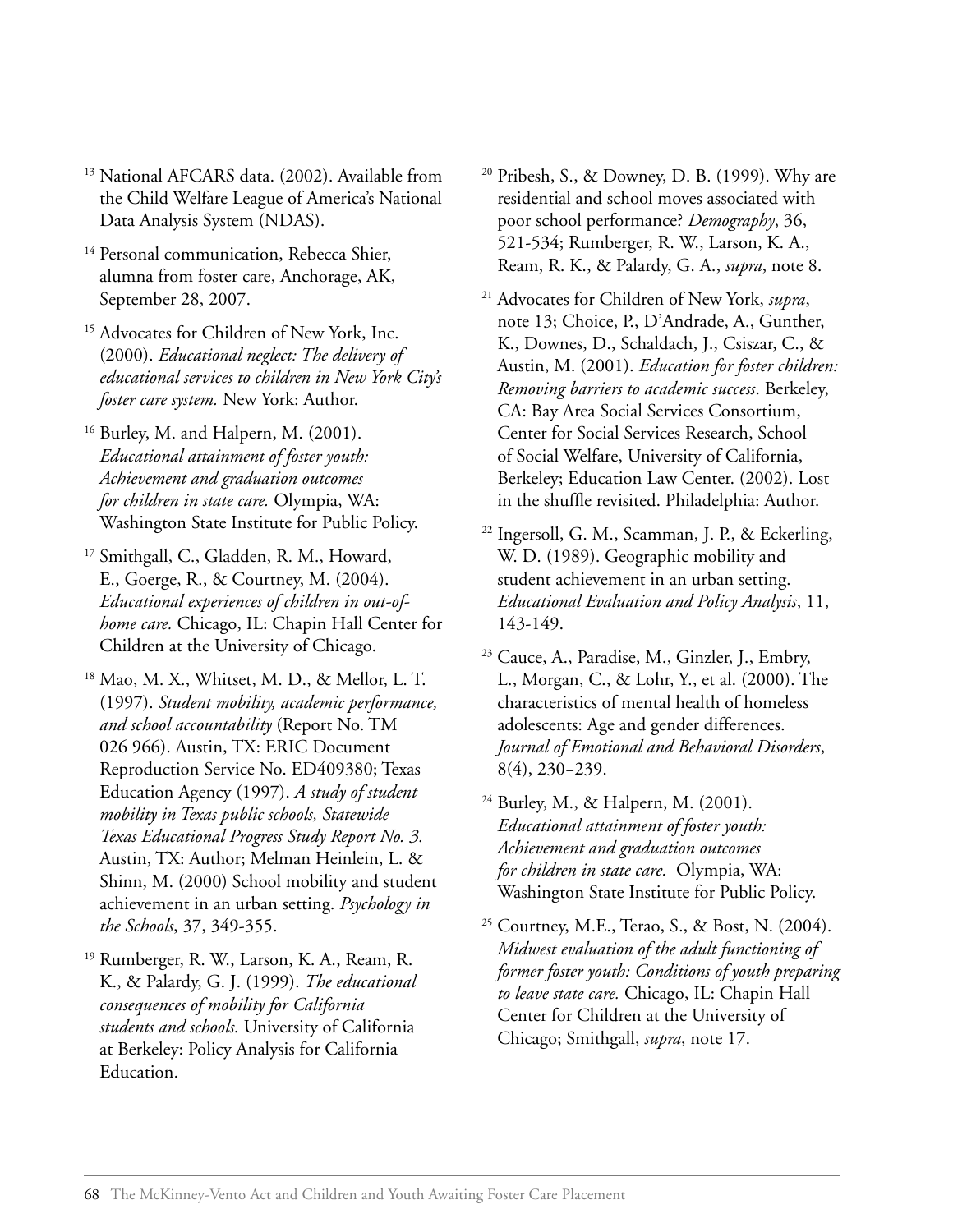[13] National AFCARS data. (2002). Available from the Child Welfare League of America's National Data Analysis System (NDAS).

[14] Personal communication, Rebecca Shier, alumna from foster care, Anchorage, AK, September 28, 2007.

[15] Advocates for Children of New York, Inc. (2000). *Educational neglect: The delivery of educational services to children in New York City's foster care system.* New York: Author.

[16] Burley, M. and Halpern, M. (2001). *Educational attainment of foster youth: Achievement and graduation outcomes for children in state care.* Olympia, WA: Washington State Institute for Public Policy.

[17] Smithgall, C., Gladden, R. M., Howard, E., Goerge, R., & Courtney, M. (2004). *Educational experiences of children in out-of-home care.* Chicago, IL: Chapin Hall Center for Children at the University of Chicago.

[18] Mao, M. X., Whitset, M. D., & Mellor, L. T. (1997). *Student mobility, academic performance, and school accountability* (Report No. TM 026 966). Austin, TX: ERIC Document Reproduction Service No. ED409380; Texas Education Agency (1997). *A study of student mobility in Texas public schools, Statewide Texas Educational Progress Study Report No. 3.* Austin, TX: Author; Melman Heinlein, L. & Shinn, M. (2000) School mobility and student achievement in an urban setting. *Psychology in the Schools*, 37, 349-355.

[19] Rumberger, R. W., Larson, K. A., Ream, R. K., & Palardy, G. J. (1999). *The educational consequences of mobility for California students and schools.* University of California at Berkeley: Policy Analysis for California Education.

[20] Pribesh, S., & Downey, D. B. (1999). Why are residential and school moves associated with poor school performance? *Demography*, 36, 521-534; Rumberger, R. W., Larson, K. A., Ream, R. K., & Palardy, G. A., *supra*, note 8.

[21] Advocates for Children of New York, *supra*, note 13; Choice, P., D'Andrade, A., Gunther, K., Downes, D., Schaldach, J., Csiszar, C., & Austin, M. (2001). *Education for foster children: Removing barriers to academic success*. Berkeley, CA: Bay Area Social Services Consortium, Center for Social Services Research, School of Social Welfare, University of California, Berkeley; Education Law Center. (2002). Lost in the shuffle revisited. Philadelphia: Author.

[22] Ingersoll, G. M., Scamman, J. P., & Eckerling, W. D. (1989). Geographic mobility and student achievement in an urban setting. *Educational Evaluation and Policy Analysis*, 11, 143-149.

[23] Cauce, A., Paradise, M., Ginzler, J., Embry, L., Morgan, C., & Lohr, Y., et al. (2000). The characteristics of mental health of homeless adolescents: Age and gender differences. *Journal of Emotional and Behavioral Disorders*, 8(4), 230–239.

[24] Burley, M., & Halpern, M. (2001). *Educational attainment of foster youth: Achievement and graduation outcomes for children in state care.* Olympia, WA: Washington State Institute for Public Policy.

[25] Courtney, M.E., Terao, S., & Bost, N. (2004). *Midwest evaluation of the adult functioning of former foster youth: Conditions of youth preparing to leave state care.* Chicago, IL: Chapin Hall Center for Children at the University of Chicago; Smithgall, *supra*, note 17.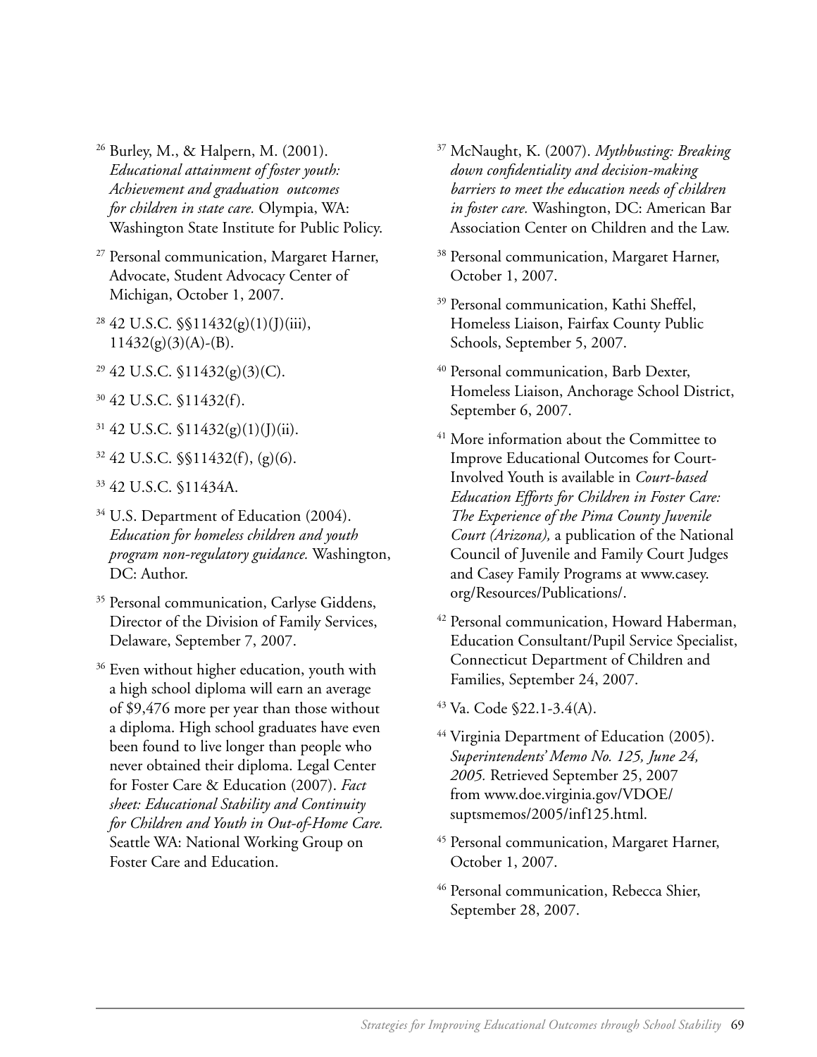[26] Burley, M., & Halpern, M. (2001). *Educational attainment of foster youth: Achievement and graduation outcomes for children in state care.* Olympia, WA: Washington State Institute for Public Policy.

[27] Personal communication, Margaret Harner, Advocate, Student Advocacy Center of Michigan, October 1, 2007.

[28] 42 U.S.C. §§11432(g)(1)(J)(iii), 11432(g)(3)(A)-(B).

[29] 42 U.S.C. §11432(g)(3)(C).

[30] 42 U.S.C. §11432(f).

[31] 42 U.S.C. §11432(g)(1)(J)(ii).

[32] 42 U.S.C. §§11432(f), (g)(6).

[33] 42 U.S.C. §11434A.

[34] U.S. Department of Education (2004). *Education for homeless children and youth program non-regulatory guidance.* Washington, DC: Author.

[35] Personal communication, Carlyse Giddens, Director of the Division of Family Services, Delaware, September 7, 2007.

[36] Even without higher education, youth with a high school diploma will earn an average of $9,476 more per year than those without a diploma. High school graduates have even been found to live longer than people who never obtained their diploma. Legal Center for Foster Care & Education (2007). *Fact sheet: Educational Stability and Continuity for Children and Youth in Out-of-Home Care.* Seattle WA: National Working Group on Foster Care and Education.

[37] McNaught, K. (2007). *Mythbusting: Breaking down confidentiality and decision-making barriers to meet the education needs of children in foster care.* Washington, DC: American Bar Association Center on Children and the Law.

[38] Personal communication, Margaret Harner, October 1, 2007.

[39] Personal communication, Kathi Sheffel, Homeless Liaison, Fairfax County Public Schools, September 5, 2007.

[40] Personal communication, Barb Dexter, Homeless Liaison, Anchorage School District, September 6, 2007.

[41] More information about the Committee to Improve Educational Outcomes for Court-Involved Youth is available in *Court-based Education Efforts for Children in Foster Care: The Experience of the Pima County Juvenile Court (Arizona),* a publication of the National Council of Juvenile and Family Court Judges and Casey Family Programs at www.casey.org/Resources/Publications/.

[42] Personal communication, Howard Haberman, Education Consultant/Pupil Service Specialist, Connecticut Department of Children and Families, September 24, 2007.

[43] Va. Code §22.1-3.4(A).

[44] Virginia Department of Education (2005). *Superintendents' Memo No. 125, June 24, 2005.* Retrieved September 25, 2007 from www.doe.virginia.gov/VDOE/suptsmemos/2005/inf125.html.

[45] Personal communication, Margaret Harner, October 1, 2007.

[46] Personal communication, Rebecca Shier, September 28, 2007.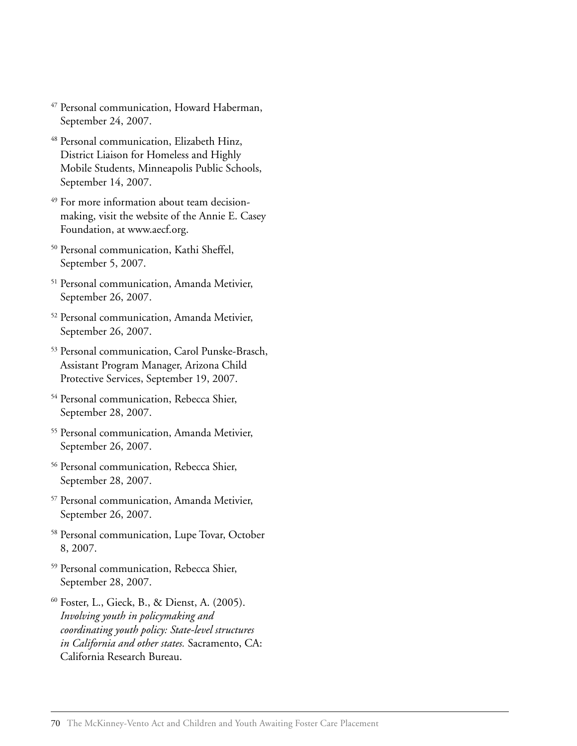[47] Personal communication, Howard Haberman, September 24, 2007.

[48] Personal communication, Elizabeth Hinz, District Liaison for Homeless and Highly Mobile Students, Minneapolis Public Schools, September 14, 2007.

[49] For more information about team decision-making, visit the website of the Annie E. Casey Foundation, at www.aecf.org.

[50] Personal communication, Kathi Sheffel, September 5, 2007.

[51] Personal communication, Amanda Metivier, September 26, 2007.

[52] Personal communication, Amanda Metivier, September 26, 2007.

[53] Personal communication, Carol Punske-Brasch, Assistant Program Manager, Arizona Child Protective Services, September 19, 2007.

[54] Personal communication, Rebecca Shier, September 28, 2007.

[55] Personal communication, Amanda Metivier, September 26, 2007.

[56] Personal communication, Rebecca Shier, September 28, 2007.

[57] Personal communication, Amanda Metivier, September 26, 2007.

[58] Personal communication, Lupe Tovar, October 8, 2007.

[59] Personal communication, Rebecca Shier, September 28, 2007.

[60] Foster, L., Gieck, B., & Dienst, A. (2005). *Involving youth in policymaking and coordinating youth policy: State-level structures in California and other states.* Sacramento, CA: California Research Bureau.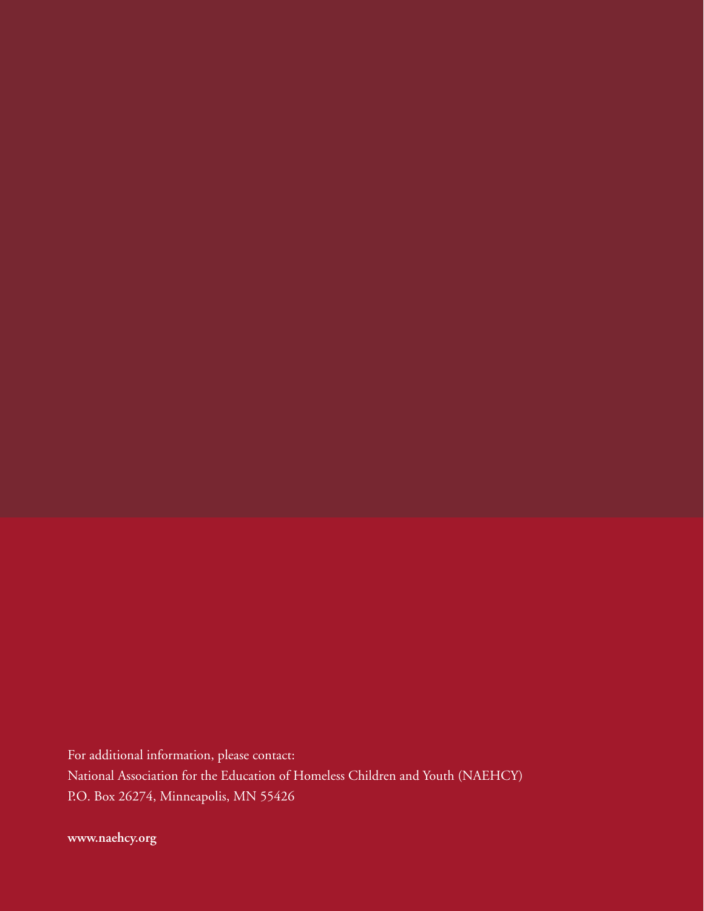For additional information, please contact:
National Association for the Education of Homeless Children and Youth (NAEHCY)
P.O. Box 26274, Minneapolis, MN 55426

**www.naehcy.org**